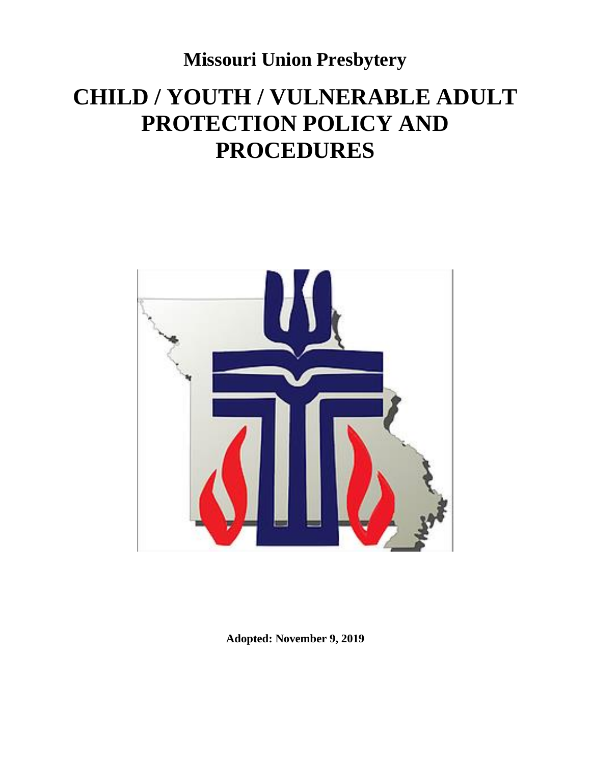# Missouri Union Presbytery

# CHILD / YOUTH / VULNERABLE ADULT PROTECTION POLICY AND PROCEDURES

**Adopted: November 9, 2019**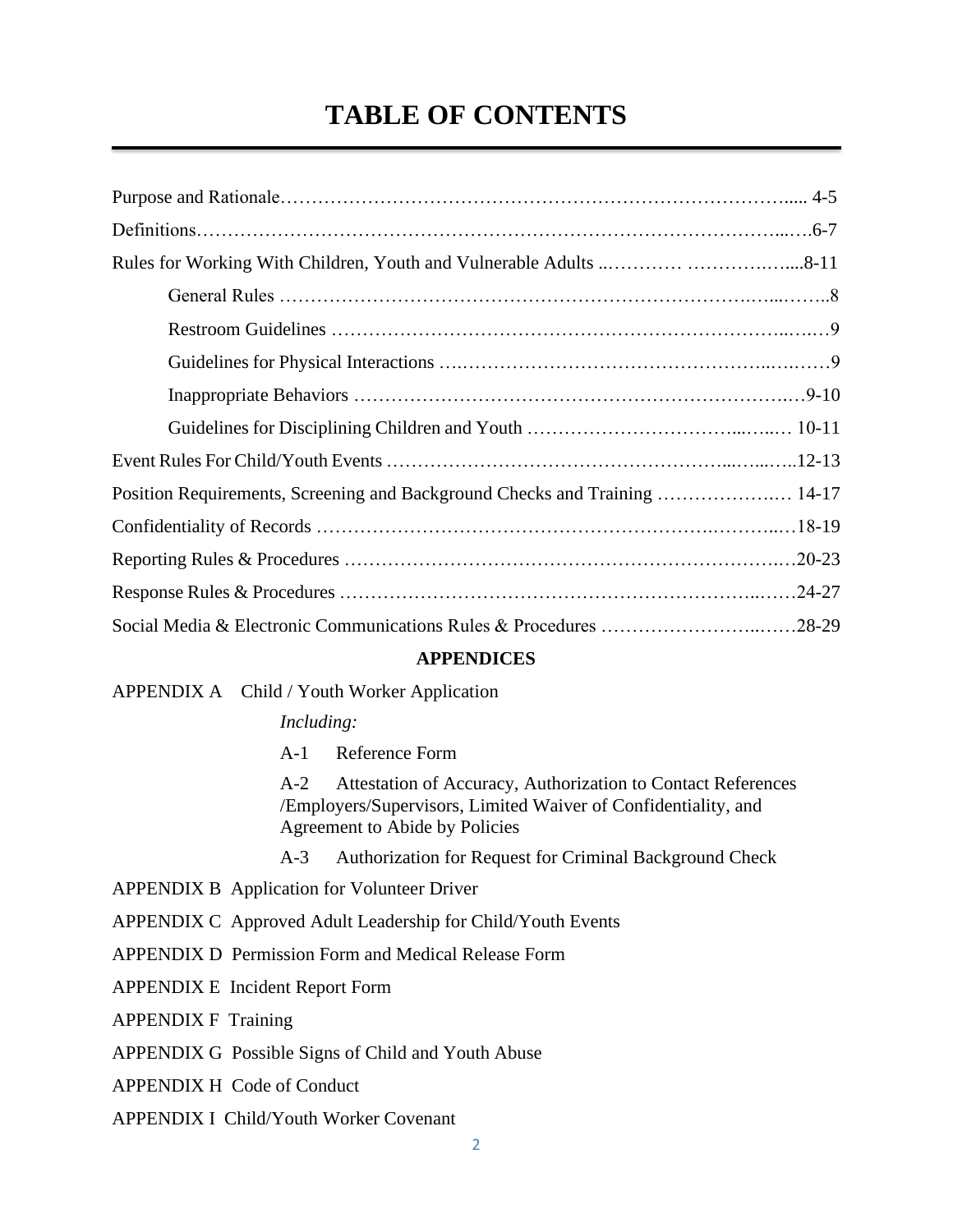# TABLE OF CONTENTS

Purpose and Rationale………………………………………………………………………..... 4-5

Definitions……………………………………………………………………………………...….6-7

Rules for Working With Children, Youth and Vulnerable Adults ..………… ………….…....8-11

- General Rules …………………………………………………………………….…...……..8
- Restroom Guidelines ………………………………………………………………...….…9
- Guidelines for Physical Interactions ….…………………………………………..….……9
- Inappropriate Behaviors ………………………………………………………….…9-10
- Guidelines for Disciplining Children and Youth ……………………………...…..… 10-11

Event Rules For Child/Youth Events …………………………………………….....…...…..12-13

Position Requirements, Screening and Background Checks and Training ……………….… 14-17

Confidentiality of Records ………………………………………………….……….……..…18-19

Reporting Rules & Procedures ………………………………………………………….…20-23

Response Rules & Procedures …………………………………………………………..……24-27

Social Media & Electronic Communications Rules & Procedures ……………………..……28-29

**APPENDICES**

APPENDIX A Child / Youth Worker Application

*Including:*

- A-1 Reference Form
- A-2 Attestation of Accuracy, Authorization to Contact References /Employers/Supervisors, Limited Waiver of Confidentiality, and Agreement to Abide by Policies
- A-3 Authorization for Request for Criminal Background Check

APPENDIX B Application for Volunteer Driver

APPENDIX C Approved Adult Leadership for Child/Youth Events

APPENDIX D Permission Form and Medical Release Form

APPENDIX E Incident Report Form

APPENDIX F Training

APPENDIX G Possible Signs of Child and Youth Abuse

APPENDIX H Code of Conduct

APPENDIX I Child/Youth Worker Covenant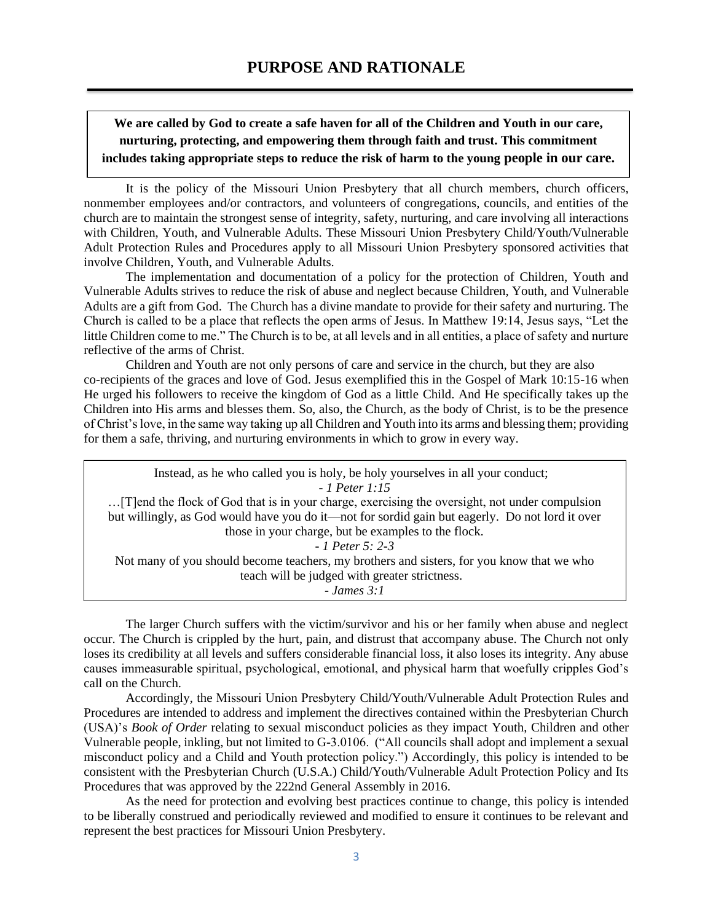# PURPOSE AND RATIONALE

**We are called by God to create a safe haven for all of the Children and Youth in our care, nurturing, protecting, and empowering them through faith and trust. This commitment includes taking appropriate steps to reduce the risk of harm to the young people in our care.**

It is the policy of the Missouri Union Presbytery that all church members, church officers, nonmember employees and/or contractors, and volunteers of congregations, councils, and entities of the church are to maintain the strongest sense of integrity, safety, nurturing, and care involving all interactions with Children, Youth, and Vulnerable Adults. These Missouri Union Presbytery Child/Youth/Vulnerable Adult Protection Rules and Procedures apply to all Missouri Union Presbytery sponsored activities that involve Children, Youth, and Vulnerable Adults.

The implementation and documentation of a policy for the protection of Children, Youth and Vulnerable Adults strives to reduce the risk of abuse and neglect because Children, Youth, and Vulnerable Adults are a gift from God. The Church has a divine mandate to provide for their safety and nurturing. The Church is called to be a place that reflects the open arms of Jesus. In Matthew 19:14, Jesus says, "Let the little Children come to me." The Church is to be, at all levels and in all entities, a place of safety and nurture reflective of the arms of Christ.

Children and Youth are not only persons of care and service in the church, but they are also co-recipients of the graces and love of God. Jesus exemplified this in the Gospel of Mark 10:15-16 when He urged his followers to receive the kingdom of God as a little Child. And He specifically takes up the Children into His arms and blesses them. So, also, the Church, as the body of Christ, is to be the presence of Christ's love, in the same way taking up all Children and Youth into its arms and blessing them; providing for them a safe, thriving, and nurturing environments in which to grow in every way.

> Instead, as he who called you is holy, be holy yourselves in all your conduct;
> *- 1 Peter 1:15*
>
> …[T]end the flock of God that is in your charge, exercising the oversight, not under compulsion but willingly, as God would have you do it—not for sordid gain but eagerly. Do not lord it over those in your charge, but be examples to the flock.
> *- 1 Peter 5: 2-3*
>
> Not many of you should become teachers, my brothers and sisters, for you know that we who teach will be judged with greater strictness.
> *- James 3:1*

The larger Church suffers with the victim/survivor and his or her family when abuse and neglect occur. The Church is crippled by the hurt, pain, and distrust that accompany abuse. The Church not only loses its credibility at all levels and suffers considerable financial loss, it also loses its integrity. Any abuse causes immeasurable spiritual, psychological, emotional, and physical harm that woefully cripples God's call on the Church.

Accordingly, the Missouri Union Presbytery Child/Youth/Vulnerable Adult Protection Rules and Procedures are intended to address and implement the directives contained within the Presbyterian Church (USA)'s *Book of Order* relating to sexual misconduct policies as they impact Youth, Children and other Vulnerable people, inkling, but not limited to G-3.0106. ("All councils shall adopt and implement a sexual misconduct policy and a Child and Youth protection policy.") Accordingly, this policy is intended to be consistent with the Presbyterian Church (U.S.A.) Child/Youth/Vulnerable Adult Protection Policy and Its Procedures that was approved by the 222nd General Assembly in 2016.

As the need for protection and evolving best practices continue to change, this policy is intended to be liberally construed and periodically reviewed and modified to ensure it continues to be relevant and represent the best practices for Missouri Union Presbytery.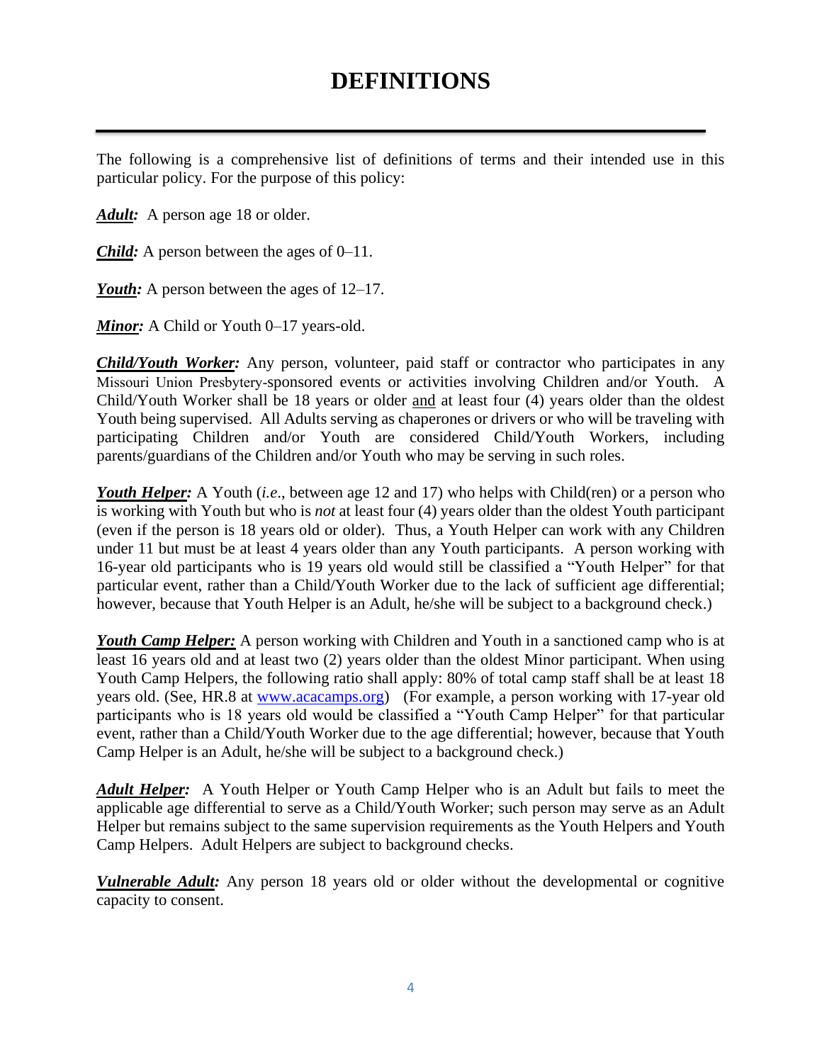# DEFINITIONS

---

The following is a comprehensive list of definitions of terms and their intended use in this particular policy. For the purpose of this policy:

***Adult:*** A person age 18 or older.

***Child:*** A person between the ages of 0–11.

***Youth:*** A person between the ages of 12–17.

***Minor:*** A Child or Youth 0–17 years-old.

***Child/Youth Worker:*** Any person, volunteer, paid staff or contractor who participates in any Missouri Union Presbytery-sponsored events or activities involving Children and/or Youth. A Child/Youth Worker shall be 18 years or older and at least four (4) years older than the oldest Youth being supervised. All Adults serving as chaperones or drivers or who will be traveling with participating Children and/or Youth are considered Child/Youth Workers, including parents/guardians of the Children and/or Youth who may be serving in such roles.

***Youth Helper:*** A Youth (*i.e*., between age 12 and 17) who helps with Child(ren) or a person who is working with Youth but who is *not* at least four (4) years older than the oldest Youth participant (even if the person is 18 years old or older). Thus, a Youth Helper can work with any Children under 11 but must be at least 4 years older than any Youth participants. A person working with 16-year old participants who is 19 years old would still be classified a "Youth Helper" for that particular event, rather than a Child/Youth Worker due to the lack of sufficient age differential; however, because that Youth Helper is an Adult, he/she will be subject to a background check.)

***Youth Camp Helper:*** A person working with Children and Youth in a sanctioned camp who is at least 16 years old and at least two (2) years older than the oldest Minor participant. When using Youth Camp Helpers, the following ratio shall apply: 80% of total camp staff shall be at least 18 years old. (See, HR.8 at [www.acacamps.org](http://www.acacamps.org)) (For example, a person working with 17-year old participants who is 18 years old would be classified a "Youth Camp Helper" for that particular event, rather than a Child/Youth Worker due to the age differential; however, because that Youth Camp Helper is an Adult, he/she will be subject to a background check.)

***Adult Helper:*** A Youth Helper or Youth Camp Helper who is an Adult but fails to meet the applicable age differential to serve as a Child/Youth Worker; such person may serve as an Adult Helper but remains subject to the same supervision requirements as the Youth Helpers and Youth Camp Helpers. Adult Helpers are subject to background checks.

***Vulnerable Adult:*** Any person 18 years old or older without the developmental or cognitive capacity to consent.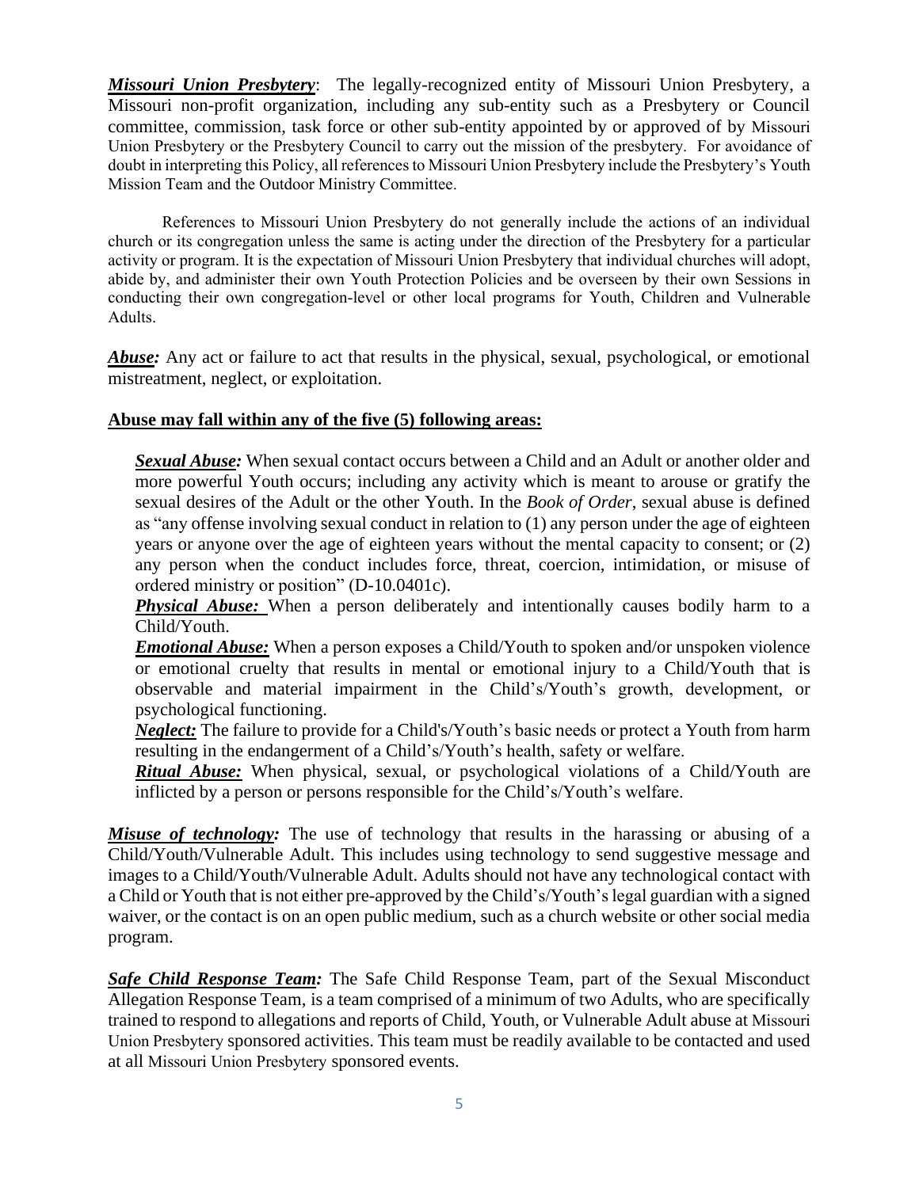***Missouri Union Presbytery***: The legally-recognized entity of Missouri Union Presbytery, a Missouri non-profit organization, including any sub-entity such as a Presbytery or Council committee, commission, task force or other sub-entity appointed by or approved of by Missouri Union Presbytery or the Presbytery Council to carry out the mission of the presbytery. For avoidance of doubt in interpreting this Policy, all references to Missouri Union Presbytery include the Presbytery's Youth Mission Team and the Outdoor Ministry Committee.

References to Missouri Union Presbytery do not generally include the actions of an individual church or its congregation unless the same is acting under the direction of the Presbytery for a particular activity or program. It is the expectation of Missouri Union Presbytery that individual churches will adopt, abide by, and administer their own Youth Protection Policies and be overseen by their own Sessions in conducting their own congregation-level or other local programs for Youth, Children and Vulnerable Adults.

***Abuse:*** Any act or failure to act that results in the physical, sexual, psychological, or emotional mistreatment, neglect, or exploitation.

**Abuse may fall within any of the five (5) following areas:**

***Sexual Abuse:*** When sexual contact occurs between a Child and an Adult or another older and more powerful Youth occurs; including any activity which is meant to arouse or gratify the sexual desires of the Adult or the other Youth. In the *Book of Order*, sexual abuse is defined as "any offense involving sexual conduct in relation to (1) any person under the age of eighteen years or anyone over the age of eighteen years without the mental capacity to consent; or (2) any person when the conduct includes force, threat, coercion, intimidation, or misuse of ordered ministry or position" (D-10.0401c).

***Physical Abuse:*** When a person deliberately and intentionally causes bodily harm to a Child/Youth.

***Emotional Abuse:*** When a person exposes a Child/Youth to spoken and/or unspoken violence or emotional cruelty that results in mental or emotional injury to a Child/Youth that is observable and material impairment in the Child's/Youth's growth, development, or psychological functioning.

***Neglect:*** The failure to provide for a Child's/Youth's basic needs or protect a Youth from harm resulting in the endangerment of a Child's/Youth's health, safety or welfare.

***Ritual Abuse:*** When physical, sexual, or psychological violations of a Child/Youth are inflicted by a person or persons responsible for the Child's/Youth's welfare.

***Misuse of technology:*** The use of technology that results in the harassing or abusing of a Child/Youth/Vulnerable Adult. This includes using technology to send suggestive message and images to a Child/Youth/Vulnerable Adult. Adults should not have any technological contact with a Child or Youth that is not either pre-approved by the Child's/Youth's legal guardian with a signed waiver, or the contact is on an open public medium, such as a church website or other social media program.

***Safe Child Response Team:*** The Safe Child Response Team, part of the Sexual Misconduct Allegation Response Team, is a team comprised of a minimum of two Adults, who are specifically trained to respond to allegations and reports of Child, Youth, or Vulnerable Adult abuse at Missouri Union Presbytery sponsored activities. This team must be readily available to be contacted and used at all Missouri Union Presbytery sponsored events.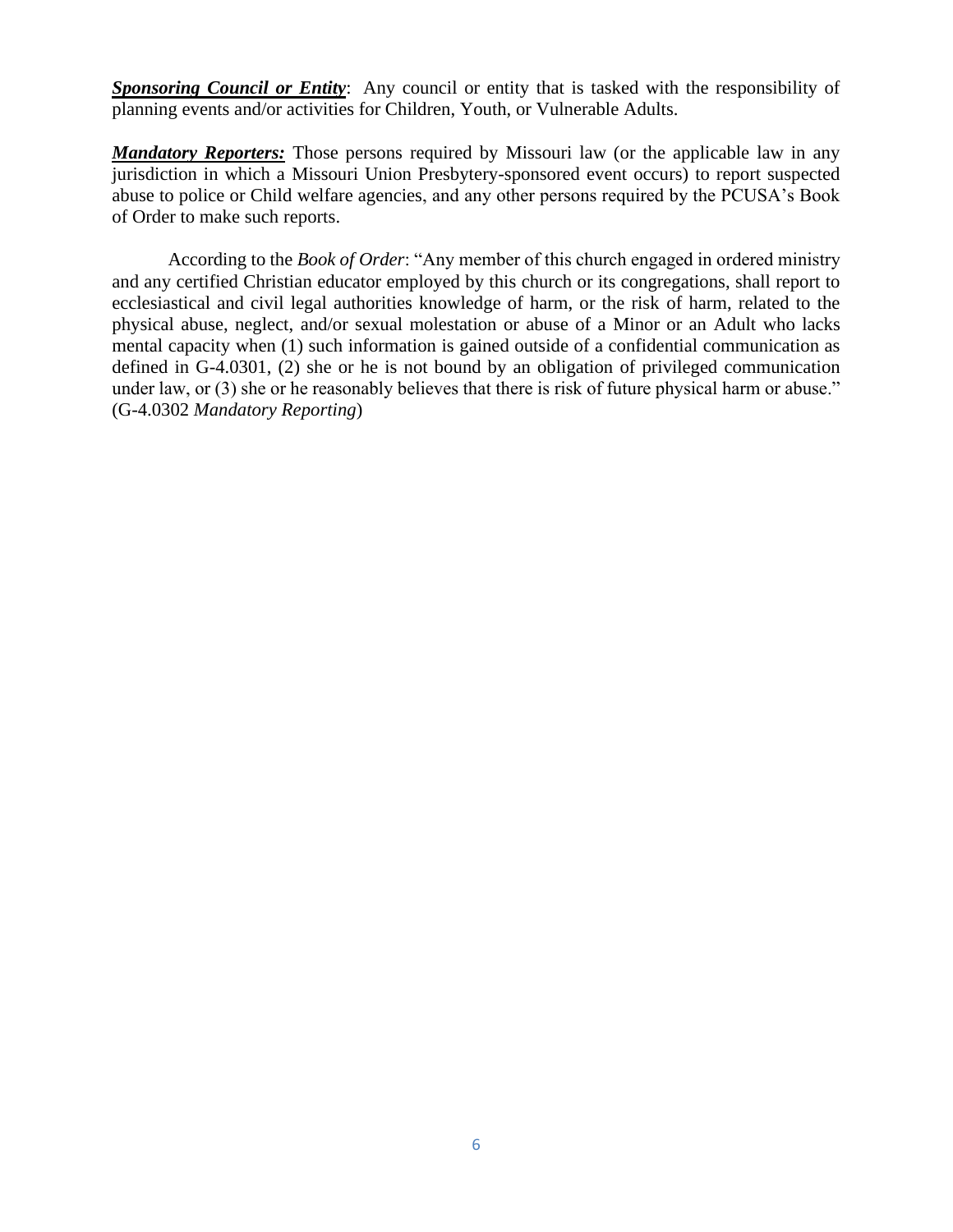***<u>Sponsoring Council or Entity</u>***: Any council or entity that is tasked with the responsibility of planning events and/or activities for Children, Youth, or Vulnerable Adults.

***<u>Mandatory Reporters:</u>*** Those persons required by Missouri law (or the applicable law in any jurisdiction in which a Missouri Union Presbytery-sponsored event occurs) to report suspected abuse to police or Child welfare agencies, and any other persons required by the PCUSA's Book of Order to make such reports.

According to the *Book of Order*: "Any member of this church engaged in ordered ministry and any certified Christian educator employed by this church or its congregations, shall report to ecclesiastical and civil legal authorities knowledge of harm, or the risk of harm, related to the physical abuse, neglect, and/or sexual molestation or abuse of a Minor or an Adult who lacks mental capacity when (1) such information is gained outside of a confidential communication as defined in G-4.0301, (2) she or he is not bound by an obligation of privileged communication under law, or (3) she or he reasonably believes that there is risk of future physical harm or abuse." (G-4.0302 *Mandatory Reporting*)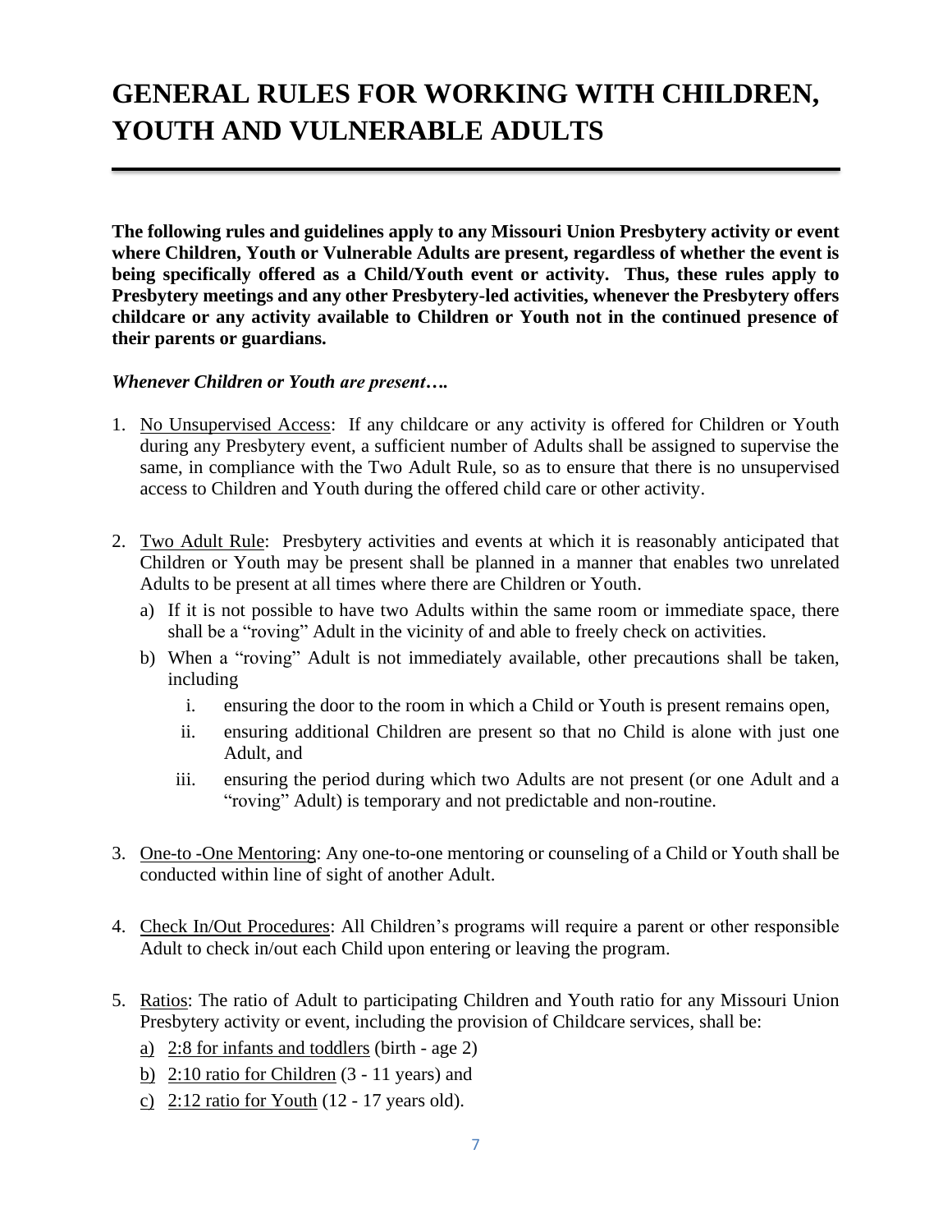# GENERAL RULES FOR WORKING WITH CHILDREN, YOUTH AND VULNERABLE ADULTS

**The following rules and guidelines apply to any Missouri Union Presbytery activity or event where Children, Youth or Vulnerable Adults are present, regardless of whether the event is being specifically offered as a Child/Youth event or activity. Thus, these rules apply to Presbytery meetings and any other Presbytery-led activities, whenever the Presbytery offers childcare or any activity available to Children or Youth not in the continued presence of their parents or guardians.**

***Whenever Children or Youth are present….***

1. No Unsupervised Access: If any childcare or any activity is offered for Children or Youth during any Presbytery event, a sufficient number of Adults shall be assigned to supervise the same, in compliance with the Two Adult Rule, so as to ensure that there is no unsupervised access to Children and Youth during the offered child care or other activity.

2. Two Adult Rule: Presbytery activities and events at which it is reasonably anticipated that Children or Youth may be present shall be planned in a manner that enables two unrelated Adults to be present at all times where there are Children or Youth.
   a) If it is not possible to have two Adults within the same room or immediate space, there shall be a "roving" Adult in the vicinity of and able to freely check on activities.
   b) When a "roving" Adult is not immediately available, other precautions shall be taken, including
      i. ensuring the door to the room in which a Child or Youth is present remains open,
      ii. ensuring additional Children are present so that no Child is alone with just one Adult, and
      iii. ensuring the period during which two Adults are not present (or one Adult and a "roving" Adult) is temporary and not predictable and non-routine.

3. One-to -One Mentoring: Any one-to-one mentoring or counseling of a Child or Youth shall be conducted within line of sight of another Adult.

4. Check In/Out Procedures: All Children's programs will require a parent or other responsible Adult to check in/out each Child upon entering or leaving the program.

5. Ratios: The ratio of Adult to participating Children and Youth ratio for any Missouri Union Presbytery activity or event, including the provision of Childcare services, shall be:
   a) 2:8 for infants and toddlers (birth - age 2)
   b) 2:10 ratio for Children (3 - 11 years) and
   c) 2:12 ratio for Youth (12 - 17 years old).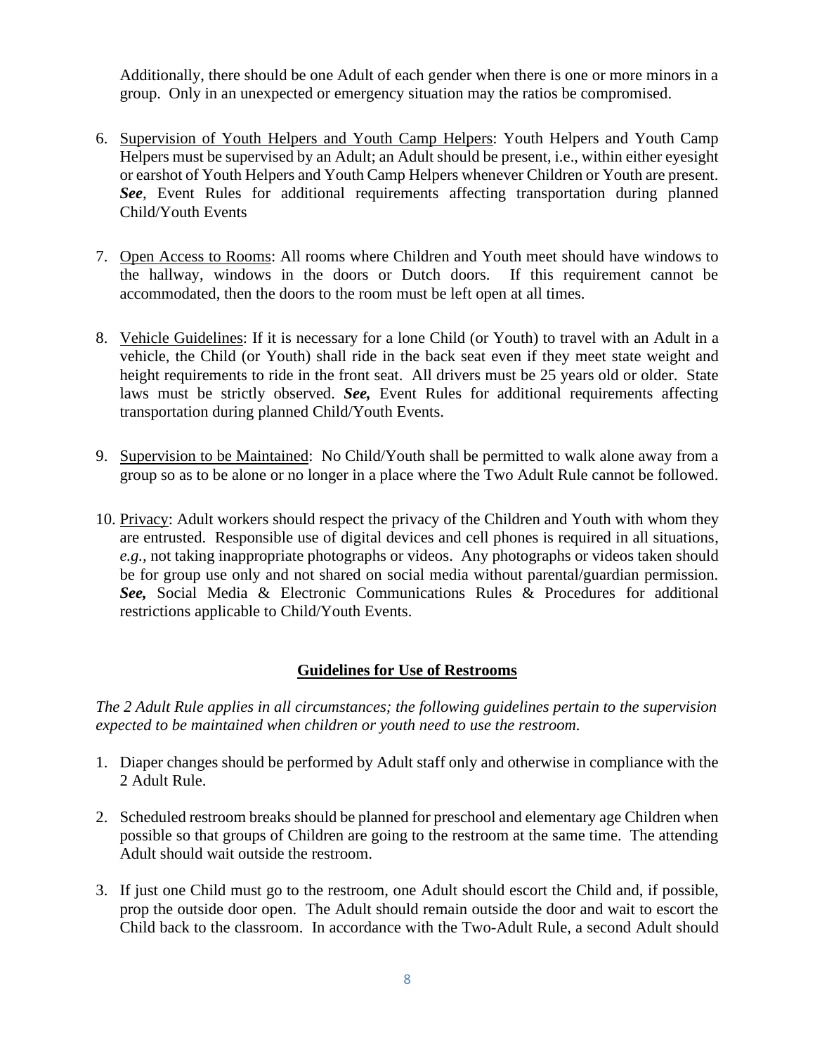Additionally, there should be one Adult of each gender when there is one or more minors in a group. Only in an unexpected or emergency situation may the ratios be compromised.

6. Supervision of Youth Helpers and Youth Camp Helpers: Youth Helpers and Youth Camp Helpers must be supervised by an Adult; an Adult should be present, i.e., within either eyesight or earshot of Youth Helpers and Youth Camp Helpers whenever Children or Youth are present. ***See***, Event Rules for additional requirements affecting transportation during planned Child/Youth Events

7. Open Access to Rooms: All rooms where Children and Youth meet should have windows to the hallway, windows in the doors or Dutch doors. If this requirement cannot be accommodated, then the doors to the room must be left open at all times.

8. Vehicle Guidelines: If it is necessary for a lone Child (or Youth) to travel with an Adult in a vehicle, the Child (or Youth) shall ride in the back seat even if they meet state weight and height requirements to ride in the front seat. All drivers must be 25 years old or older. State laws must be strictly observed. ***See,*** Event Rules for additional requirements affecting transportation during planned Child/Youth Events.

9. Supervision to be Maintained: No Child/Youth shall be permitted to walk alone away from a group so as to be alone or no longer in a place where the Two Adult Rule cannot be followed.

10. Privacy: Adult workers should respect the privacy of the Children and Youth with whom they are entrusted. Responsible use of digital devices and cell phones is required in all situations, *e.g.*, not taking inappropriate photographs or videos. Any photographs or videos taken should be for group use only and not shared on social media without parental/guardian permission. ***See,*** Social Media & Electronic Communications Rules & Procedures for additional restrictions applicable to Child/Youth Events.

## Guidelines for Use of Restrooms

*The 2 Adult Rule applies in all circumstances; the following guidelines pertain to the supervision expected to be maintained when children or youth need to use the restroom.*

1. Diaper changes should be performed by Adult staff only and otherwise in compliance with the 2 Adult Rule.

2. Scheduled restroom breaks should be planned for preschool and elementary age Children when possible so that groups of Children are going to the restroom at the same time. The attending Adult should wait outside the restroom.

3. If just one Child must go to the restroom, one Adult should escort the Child and, if possible, prop the outside door open. The Adult should remain outside the door and wait to escort the Child back to the classroom. In accordance with the Two-Adult Rule, a second Adult should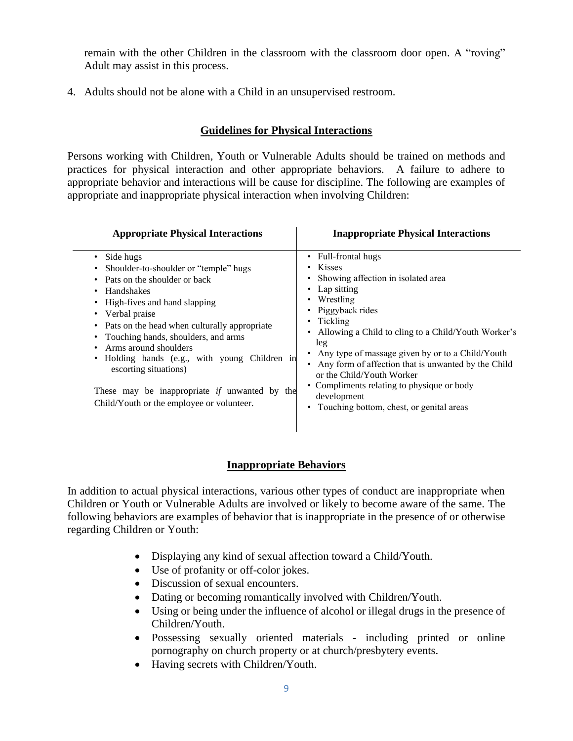remain with the other Children in the classroom with the classroom door open. A "roving" Adult may assist in this process.

4. Adults should not be alone with a Child in an unsupervised restroom.

## Guidelines for Physical Interactions

Persons working with Children, Youth or Vulnerable Adults should be trained on methods and practices for physical interaction and other appropriate behaviors. A failure to adhere to appropriate behavior and interactions will be cause for discipline. The following are examples of appropriate and inappropriate physical interaction when involving Children:

| Appropriate Physical Interactions | Inappropriate Physical Interactions |
|---|---|
| • Side hugs<br>• Shoulder-to-shoulder or "temple" hugs<br>• Pats on the shoulder or back<br>• Handshakes<br>• High-fives and hand slapping<br>• Verbal praise<br>• Pats on the head when culturally appropriate<br>• Touching hands, shoulders, and arms<br>• Arms around shoulders<br>• Holding hands (e.g., with young Children in escorting situations)<br><br>These may be inappropriate *if* unwanted by the Child/Youth or the employee or volunteer. | • Full-frontal hugs<br>• Kisses<br>• Showing affection in isolated area<br>• Lap sitting<br>• Wrestling<br>• Piggyback rides<br>• Tickling<br>• Allowing a Child to cling to a Child/Youth Worker's leg<br>• Any type of massage given by or to a Child/Youth<br>• Any form of affection that is unwanted by the Child or the Child/Youth Worker<br>• Compliments relating to physique or body development<br>• Touching bottom, chest, or genital areas |

## Inappropriate Behaviors

In addition to actual physical interactions, various other types of conduct are inappropriate when Children or Youth or Vulnerable Adults are involved or likely to become aware of the same. The following behaviors are examples of behavior that is inappropriate in the presence of or otherwise regarding Children or Youth:

- Displaying any kind of sexual affection toward a Child/Youth.
- Use of profanity or off-color jokes.
- Discussion of sexual encounters.
- Dating or becoming romantically involved with Children/Youth.
- Using or being under the influence of alcohol or illegal drugs in the presence of Children/Youth.
- Possessing sexually oriented materials - including printed or online pornography on church property or at church/presbytery events.
- Having secrets with Children/Youth.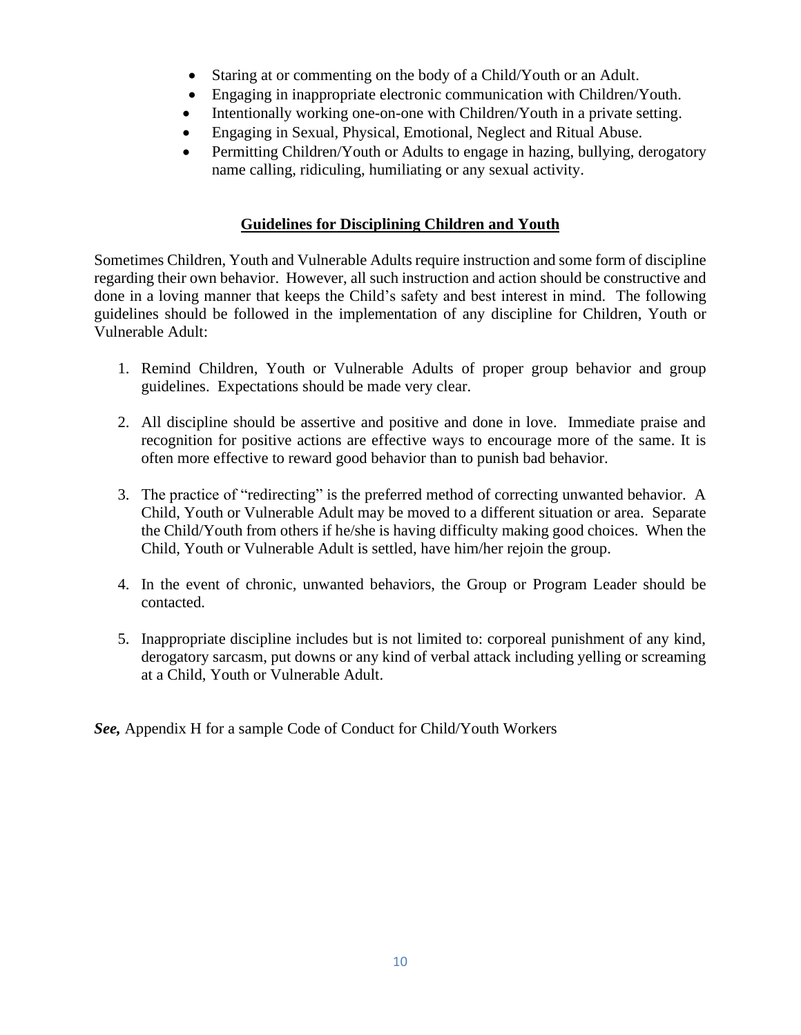- Staring at or commenting on the body of a Child/Youth or an Adult.
- Engaging in inappropriate electronic communication with Children/Youth.
- Intentionally working one-on-one with Children/Youth in a private setting.
- Engaging in Sexual, Physical, Emotional, Neglect and Ritual Abuse.
- Permitting Children/Youth or Adults to engage in hazing, bullying, derogatory name calling, ridiculing, humiliating or any sexual activity.

## Guidelines for Disciplining Children and Youth

Sometimes Children, Youth and Vulnerable Adults require instruction and some form of discipline regarding their own behavior. However, all such instruction and action should be constructive and done in a loving manner that keeps the Child's safety and best interest in mind. The following guidelines should be followed in the implementation of any discipline for Children, Youth or Vulnerable Adult:

1. Remind Children, Youth or Vulnerable Adults of proper group behavior and group guidelines. Expectations should be made very clear.

2. All discipline should be assertive and positive and done in love. Immediate praise and recognition for positive actions are effective ways to encourage more of the same. It is often more effective to reward good behavior than to punish bad behavior.

3. The practice of "redirecting" is the preferred method of correcting unwanted behavior. A Child, Youth or Vulnerable Adult may be moved to a different situation or area. Separate the Child/Youth from others if he/she is having difficulty making good choices. When the Child, Youth or Vulnerable Adult is settled, have him/her rejoin the group.

4. In the event of chronic, unwanted behaviors, the Group or Program Leader should be contacted.

5. Inappropriate discipline includes but is not limited to: corporeal punishment of any kind, derogatory sarcasm, put downs or any kind of verbal attack including yelling or screaming at a Child, Youth or Vulnerable Adult.

***See,*** Appendix H for a sample Code of Conduct for Child/Youth Workers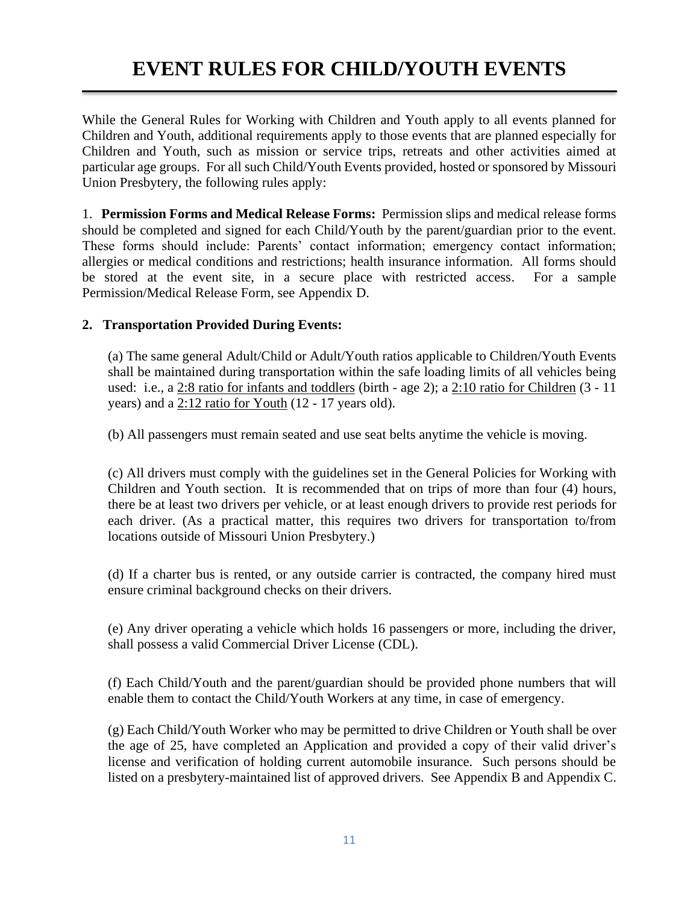# EVENT RULES FOR CHILD/YOUTH EVENTS

While the General Rules for Working with Children and Youth apply to all events planned for Children and Youth, additional requirements apply to those events that are planned especially for Children and Youth, such as mission or service trips, retreats and other activities aimed at particular age groups. For all such Child/Youth Events provided, hosted or sponsored by Missouri Union Presbytery, the following rules apply:

1. **Permission Forms and Medical Release Forms:** Permission slips and medical release forms should be completed and signed for each Child/Youth by the parent/guardian prior to the event. These forms should include: Parents' contact information; emergency contact information; allergies or medical conditions and restrictions; health insurance information. All forms should be stored at the event site, in a secure place with restricted access. For a sample Permission/Medical Release Form, see Appendix D.

**2. Transportation Provided During Events:**

(a) The same general Adult/Child or Adult/Youth ratios applicable to Children/Youth Events shall be maintained during transportation within the safe loading limits of all vehicles being used: i.e., a <u>2:8 ratio for infants and toddlers</u> (birth - age 2); a <u>2:10 ratio for Children</u> (3 - 11 years) and a <u>2:12 ratio for Youth</u> (12 - 17 years old).

(b) All passengers must remain seated and use seat belts anytime the vehicle is moving.

(c) All drivers must comply with the guidelines set in the General Policies for Working with Children and Youth section. It is recommended that on trips of more than four (4) hours, there be at least two drivers per vehicle, or at least enough drivers to provide rest periods for each driver. (As a practical matter, this requires two drivers for transportation to/from locations outside of Missouri Union Presbytery.)

(d) If a charter bus is rented, or any outside carrier is contracted, the company hired must ensure criminal background checks on their drivers.

(e) Any driver operating a vehicle which holds 16 passengers or more, including the driver, shall possess a valid Commercial Driver License (CDL).

(f) Each Child/Youth and the parent/guardian should be provided phone numbers that will enable them to contact the Child/Youth Workers at any time, in case of emergency.

(g) Each Child/Youth Worker who may be permitted to drive Children or Youth shall be over the age of 25, have completed an Application and provided a copy of their valid driver's license and verification of holding current automobile insurance. Such persons should be listed on a presbytery-maintained list of approved drivers. See Appendix B and Appendix C.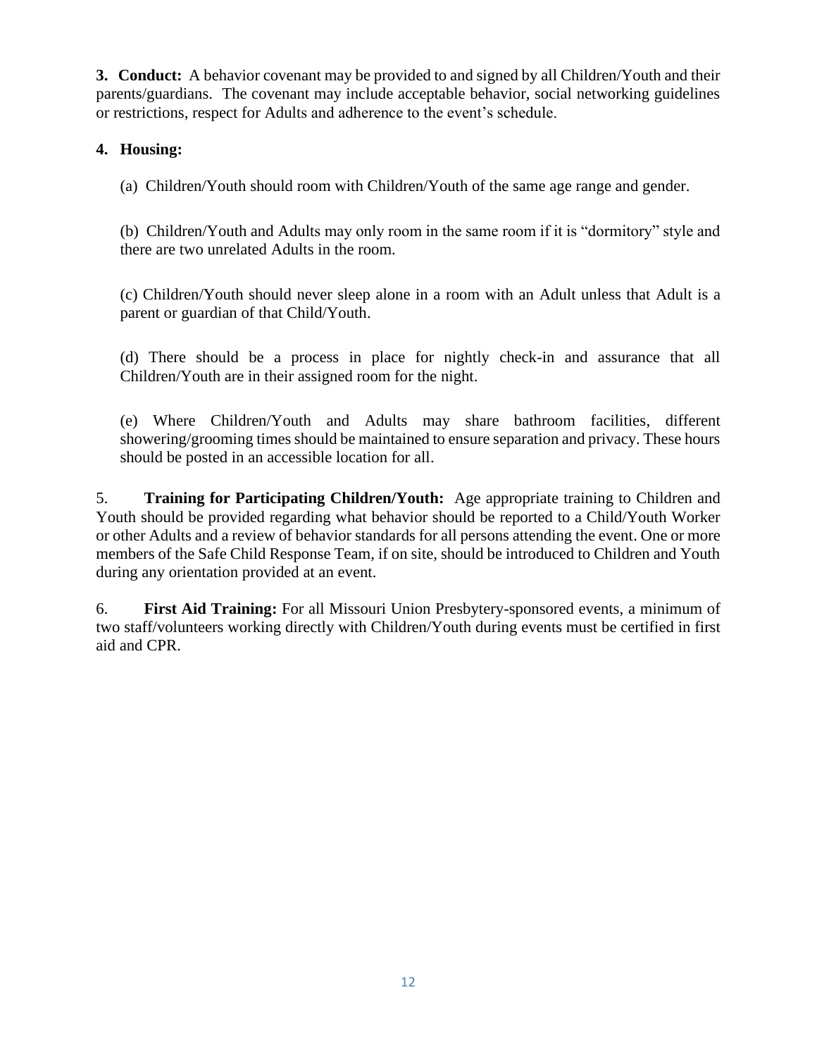**3. Conduct:** A behavior covenant may be provided to and signed by all Children/Youth and their parents/guardians. The covenant may include acceptable behavior, social networking guidelines or restrictions, respect for Adults and adherence to the event's schedule.

**4. Housing:**

(a) Children/Youth should room with Children/Youth of the same age range and gender.

(b) Children/Youth and Adults may only room in the same room if it is "dormitory" style and there are two unrelated Adults in the room.

(c) Children/Youth should never sleep alone in a room with an Adult unless that Adult is a parent or guardian of that Child/Youth.

(d) There should be a process in place for nightly check-in and assurance that all Children/Youth are in their assigned room for the night.

(e) Where Children/Youth and Adults may share bathroom facilities, different showering/grooming times should be maintained to ensure separation and privacy. These hours should be posted in an accessible location for all.

5. **Training for Participating Children/Youth:** Age appropriate training to Children and Youth should be provided regarding what behavior should be reported to a Child/Youth Worker or other Adults and a review of behavior standards for all persons attending the event. One or more members of the Safe Child Response Team, if on site, should be introduced to Children and Youth during any orientation provided at an event.

6. **First Aid Training:** For all Missouri Union Presbytery-sponsored events, a minimum of two staff/volunteers working directly with Children/Youth during events must be certified in first aid and CPR.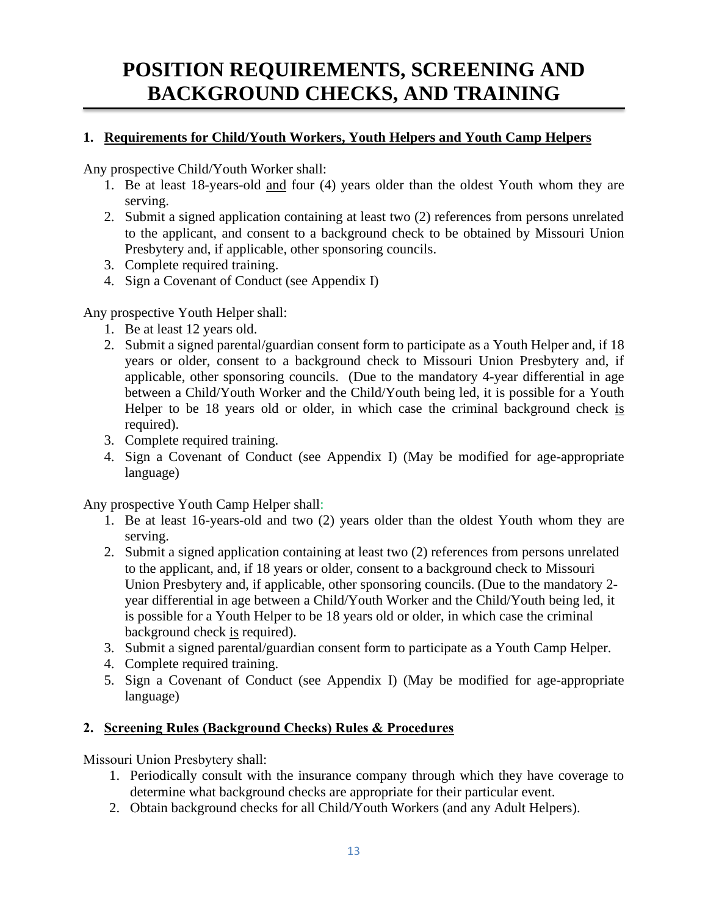# POSITION REQUIREMENTS, SCREENING AND BACKGROUND CHECKS, AND TRAINING

## 1. <u>Requirements for Child/Youth Workers, Youth Helpers and Youth Camp Helpers</u>

Any prospective Child/Youth Worker shall:

1. Be at least 18-years-old <u>and</u> four (4) years older than the oldest Youth whom they are serving.
2. Submit a signed application containing at least two (2) references from persons unrelated to the applicant, and consent to a background check to be obtained by Missouri Union Presbytery and, if applicable, other sponsoring councils.
3. Complete required training.
4. Sign a Covenant of Conduct (see Appendix I)

Any prospective Youth Helper shall:

1. Be at least 12 years old.
2. Submit a signed parental/guardian consent form to participate as a Youth Helper and, if 18 years or older, consent to a background check to Missouri Union Presbytery and, if applicable, other sponsoring councils. (Due to the mandatory 4-year differential in age between a Child/Youth Worker and the Child/Youth being led, it is possible for a Youth Helper to be 18 years old or older, in which case the criminal background check <u>is</u> required).
3. Complete required training.
4. Sign a Covenant of Conduct (see Appendix I) (May be modified for age-appropriate language)

Any prospective Youth Camp Helper shall:

1. Be at least 16-years-old and two (2) years older than the oldest Youth whom they are serving.
2. Submit a signed application containing at least two (2) references from persons unrelated to the applicant, and, if 18 years or older, consent to a background check to Missouri Union Presbytery and, if applicable, other sponsoring councils. (Due to the mandatory 2-year differential in age between a Child/Youth Worker and the Child/Youth being led, it is possible for a Youth Helper to be 18 years old or older, in which case the criminal background check <u>is</u> required).
3. Submit a signed parental/guardian consent form to participate as a Youth Camp Helper.
4. Complete required training.
5. Sign a Covenant of Conduct (see Appendix I) (May be modified for age-appropriate language)

## 2. <u>Screening Rules (Background Checks) Rules & Procedures</u>

Missouri Union Presbytery shall:

1. Periodically consult with the insurance company through which they have coverage to determine what background checks are appropriate for their particular event.
2. Obtain background checks for all Child/Youth Workers (and any Adult Helpers).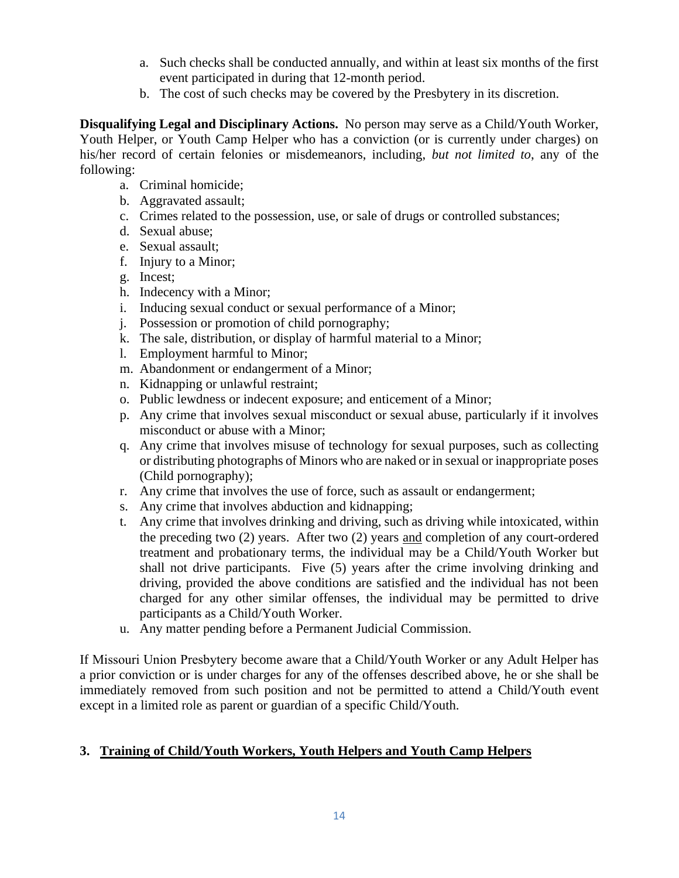a. Such checks shall be conducted annually, and within at least six months of the first event participated in during that 12-month period.
b. The cost of such checks may be covered by the Presbytery in its discretion.

**Disqualifying Legal and Disciplinary Actions.** No person may serve as a Child/Youth Worker, Youth Helper, or Youth Camp Helper who has a conviction (or is currently under charges) on his/her record of certain felonies or misdemeanors, including, *but not limited to*, any of the following:

a. Criminal homicide;
b. Aggravated assault;
c. Crimes related to the possession, use, or sale of drugs or controlled substances;
d. Sexual abuse;
e. Sexual assault;
f. Injury to a Minor;
g. Incest;
h. Indecency with a Minor;
i. Inducing sexual conduct or sexual performance of a Minor;
j. Possession or promotion of child pornography;
k. The sale, distribution, or display of harmful material to a Minor;
l. Employment harmful to Minor;
m. Abandonment or endangerment of a Minor;
n. Kidnapping or unlawful restraint;
o. Public lewdness or indecent exposure; and enticement of a Minor;
p. Any crime that involves sexual misconduct or sexual abuse, particularly if it involves misconduct or abuse with a Minor;
q. Any crime that involves misuse of technology for sexual purposes, such as collecting or distributing photographs of Minors who are naked or in sexual or inappropriate poses (Child pornography);
r. Any crime that involves the use of force, such as assault or endangerment;
s. Any crime that involves abduction and kidnapping;
t. Any crime that involves drinking and driving, such as driving while intoxicated, within the preceding two (2) years. After two (2) years and completion of any court-ordered treatment and probationary terms, the individual may be a Child/Youth Worker but shall not drive participants. Five (5) years after the crime involving drinking and driving, provided the above conditions are satisfied and the individual has not been charged for any other similar offenses, the individual may be permitted to drive participants as a Child/Youth Worker.
u. Any matter pending before a Permanent Judicial Commission.

If Missouri Union Presbytery become aware that a Child/Youth Worker or any Adult Helper has a prior conviction or is under charges for any of the offenses described above, he or she shall be immediately removed from such position and not be permitted to attend a Child/Youth event except in a limited role as parent or guardian of a specific Child/Youth.

## 3. Training of Child/Youth Workers, Youth Helpers and Youth Camp Helpers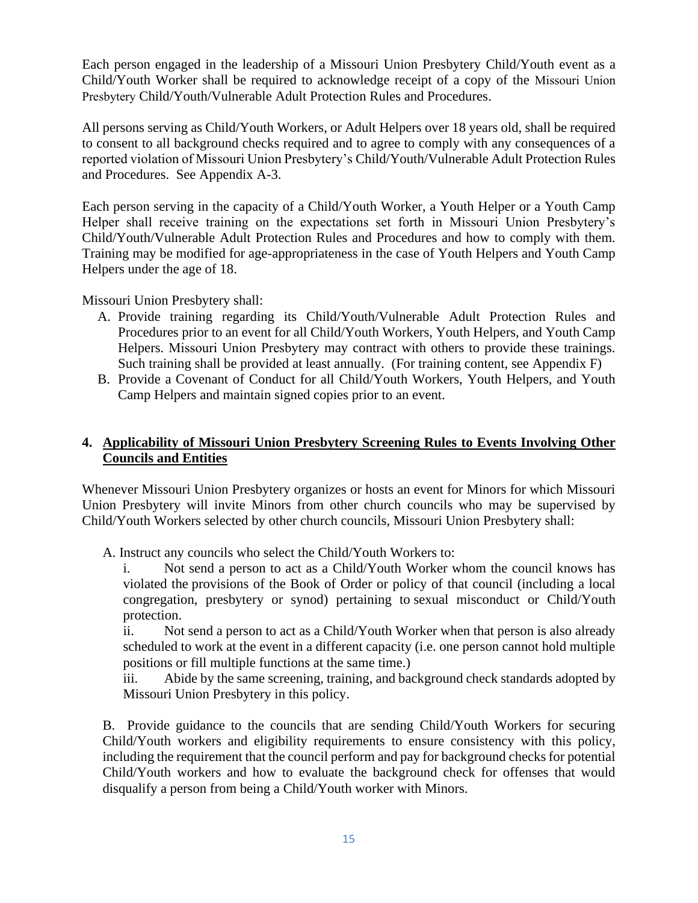Each person engaged in the leadership of a Missouri Union Presbytery Child/Youth event as a Child/Youth Worker shall be required to acknowledge receipt of a copy of the Missouri Union Presbytery Child/Youth/Vulnerable Adult Protection Rules and Procedures.

All persons serving as Child/Youth Workers, or Adult Helpers over 18 years old, shall be required to consent to all background checks required and to agree to comply with any consequences of a reported violation of Missouri Union Presbytery's Child/Youth/Vulnerable Adult Protection Rules and Procedures. See Appendix A-3.

Each person serving in the capacity of a Child/Youth Worker, a Youth Helper or a Youth Camp Helper shall receive training on the expectations set forth in Missouri Union Presbytery's Child/Youth/Vulnerable Adult Protection Rules and Procedures and how to comply with them. Training may be modified for age-appropriateness in the case of Youth Helpers and Youth Camp Helpers under the age of 18.

Missouri Union Presbytery shall:

A. Provide training regarding its Child/Youth/Vulnerable Adult Protection Rules and Procedures prior to an event for all Child/Youth Workers, Youth Helpers, and Youth Camp Helpers. Missouri Union Presbytery may contract with others to provide these trainings. Such training shall be provided at least annually. (For training content, see Appendix F)
B. Provide a Covenant of Conduct for all Child/Youth Workers, Youth Helpers, and Youth Camp Helpers and maintain signed copies prior to an event.

## 4. Applicability of Missouri Union Presbytery Screening Rules to Events Involving Other Councils and Entities

Whenever Missouri Union Presbytery organizes or hosts an event for Minors for which Missouri Union Presbytery will invite Minors from other church councils who may be supervised by Child/Youth Workers selected by other church councils, Missouri Union Presbytery shall:

A. Instruct any councils who select the Child/Youth Workers to:

i. Not send a person to act as a Child/Youth Worker whom the council knows has violated the provisions of the Book of Order or policy of that council (including a local congregation, presbytery or synod) pertaining to sexual misconduct or Child/Youth protection.

ii. Not send a person to act as a Child/Youth Worker when that person is also already scheduled to work at the event in a different capacity (i.e. one person cannot hold multiple positions or fill multiple functions at the same time.)

iii. Abide by the same screening, training, and background check standards adopted by Missouri Union Presbytery in this policy.

B. Provide guidance to the councils that are sending Child/Youth Workers for securing Child/Youth workers and eligibility requirements to ensure consistency with this policy, including the requirement that the council perform and pay for background checks for potential Child/Youth workers and how to evaluate the background check for offenses that would disqualify a person from being a Child/Youth worker with Minors.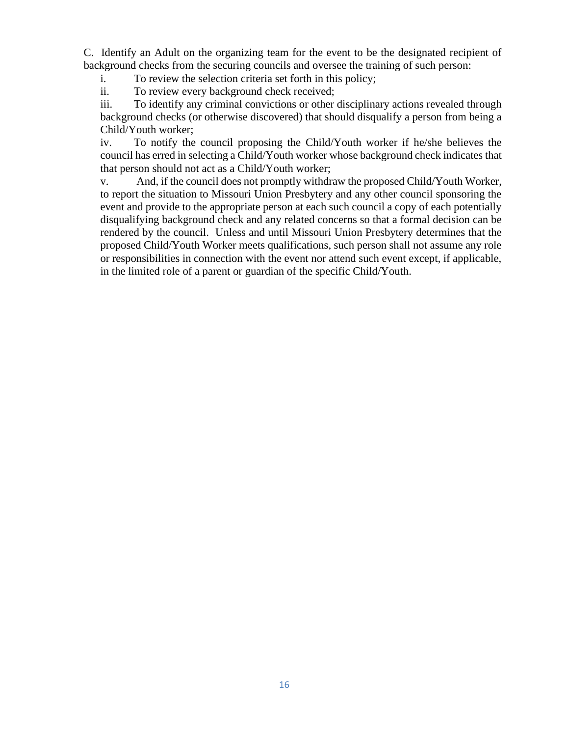C. Identify an Adult on the organizing team for the event to be the designated recipient of background checks from the securing councils and oversee the training of such person:

i. To review the selection criteria set forth in this policy;

ii. To review every background check received;

iii. To identify any criminal convictions or other disciplinary actions revealed through background checks (or otherwise discovered) that should disqualify a person from being a Child/Youth worker;

iv. To notify the council proposing the Child/Youth worker if he/she believes the council has erred in selecting a Child/Youth worker whose background check indicates that that person should not act as a Child/Youth worker;

v. And, if the council does not promptly withdraw the proposed Child/Youth Worker, to report the situation to Missouri Union Presbytery and any other council sponsoring the event and provide to the appropriate person at each such council a copy of each potentially disqualifying background check and any related concerns so that a formal decision can be rendered by the council. Unless and until Missouri Union Presbytery determines that the proposed Child/Youth Worker meets qualifications, such person shall not assume any role or responsibilities in connection with the event nor attend such event except, if applicable, in the limited role of a parent or guardian of the specific Child/Youth.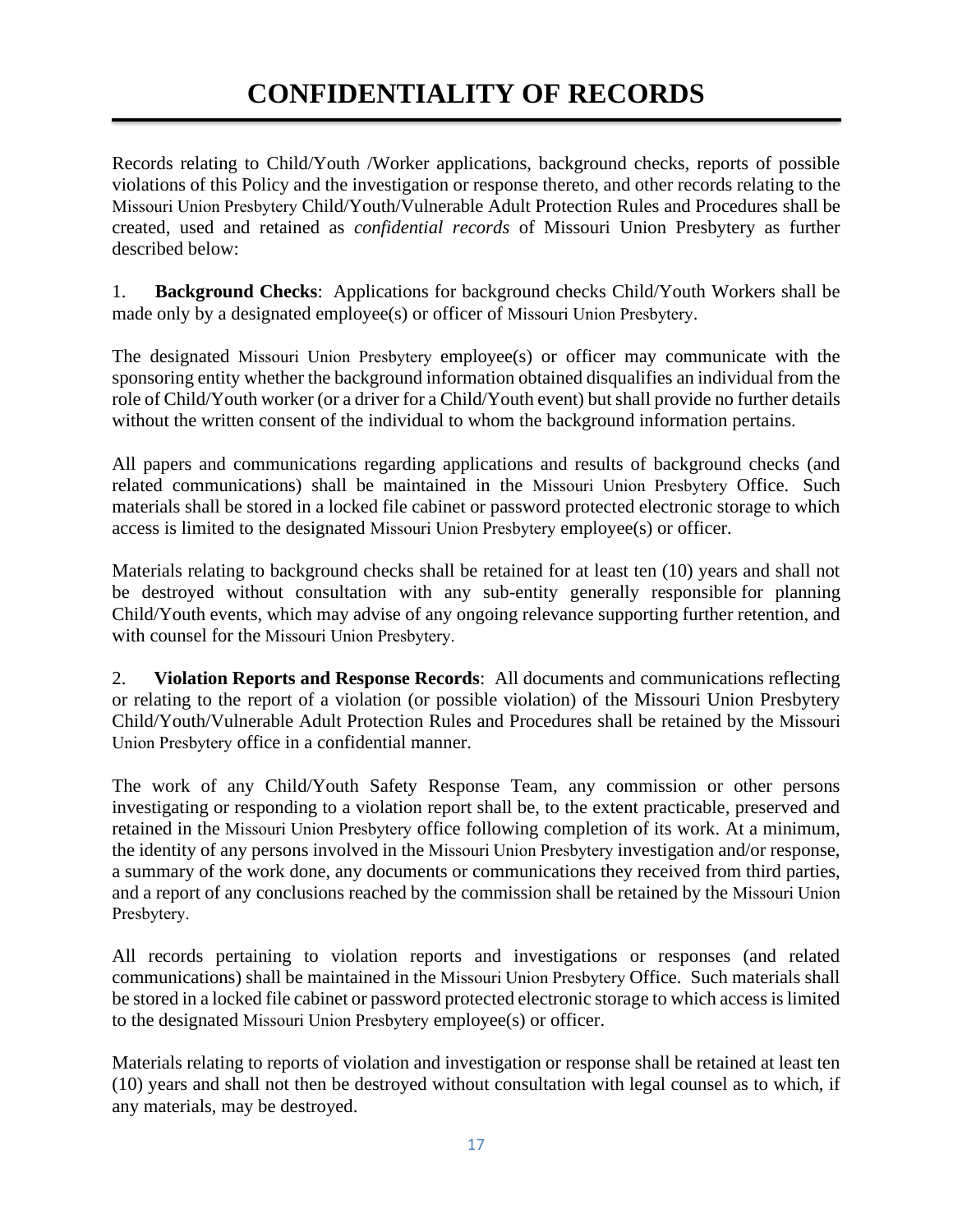# CONFIDENTIALITY OF RECORDS

Records relating to Child/Youth /Worker applications, background checks, reports of possible violations of this Policy and the investigation or response thereto, and other records relating to the Missouri Union Presbytery Child/Youth/Vulnerable Adult Protection Rules and Procedures shall be created, used and retained as *confidential records* of Missouri Union Presbytery as further described below:

1. **Background Checks**: Applications for background checks Child/Youth Workers shall be made only by a designated employee(s) or officer of Missouri Union Presbytery.

The designated Missouri Union Presbytery employee(s) or officer may communicate with the sponsoring entity whether the background information obtained disqualifies an individual from the role of Child/Youth worker (or a driver for a Child/Youth event) but shall provide no further details without the written consent of the individual to whom the background information pertains.

All papers and communications regarding applications and results of background checks (and related communications) shall be maintained in the Missouri Union Presbytery Office. Such materials shall be stored in a locked file cabinet or password protected electronic storage to which access is limited to the designated Missouri Union Presbytery employee(s) or officer.

Materials relating to background checks shall be retained for at least ten (10) years and shall not be destroyed without consultation with any sub-entity generally responsible for planning Child/Youth events, which may advise of any ongoing relevance supporting further retention, and with counsel for the Missouri Union Presbytery.

2. **Violation Reports and Response Records**: All documents and communications reflecting or relating to the report of a violation (or possible violation) of the Missouri Union Presbytery Child/Youth/Vulnerable Adult Protection Rules and Procedures shall be retained by the Missouri Union Presbytery office in a confidential manner.

The work of any Child/Youth Safety Response Team, any commission or other persons investigating or responding to a violation report shall be, to the extent practicable, preserved and retained in the Missouri Union Presbytery office following completion of its work. At a minimum, the identity of any persons involved in the Missouri Union Presbytery investigation and/or response, a summary of the work done, any documents or communications they received from third parties, and a report of any conclusions reached by the commission shall be retained by the Missouri Union Presbytery.

All records pertaining to violation reports and investigations or responses (and related communications) shall be maintained in the Missouri Union Presbytery Office. Such materials shall be stored in a locked file cabinet or password protected electronic storage to which access is limited to the designated Missouri Union Presbytery employee(s) or officer.

Materials relating to reports of violation and investigation or response shall be retained at least ten (10) years and shall not then be destroyed without consultation with legal counsel as to which, if any materials, may be destroyed.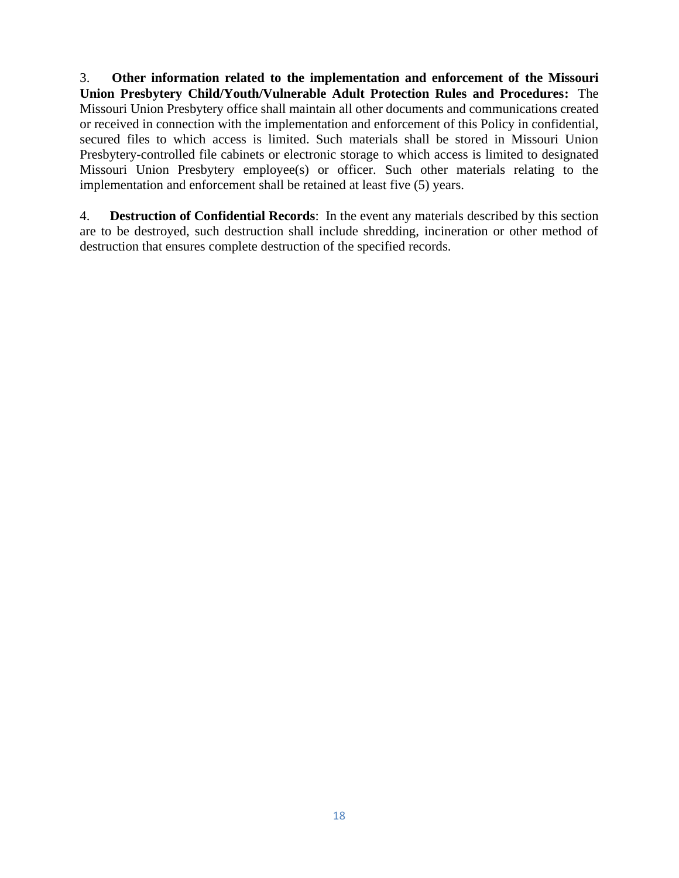3. **Other information related to the implementation and enforcement of the Missouri Union Presbytery Child/Youth/Vulnerable Adult Protection Rules and Procedures:** The Missouri Union Presbytery office shall maintain all other documents and communications created or received in connection with the implementation and enforcement of this Policy in confidential, secured files to which access is limited. Such materials shall be stored in Missouri Union Presbytery-controlled file cabinets or electronic storage to which access is limited to designated Missouri Union Presbytery employee(s) or officer. Such other materials relating to the implementation and enforcement shall be retained at least five (5) years.

4. **Destruction of Confidential Records**: In the event any materials described by this section are to be destroyed, such destruction shall include shredding, incineration or other method of destruction that ensures complete destruction of the specified records.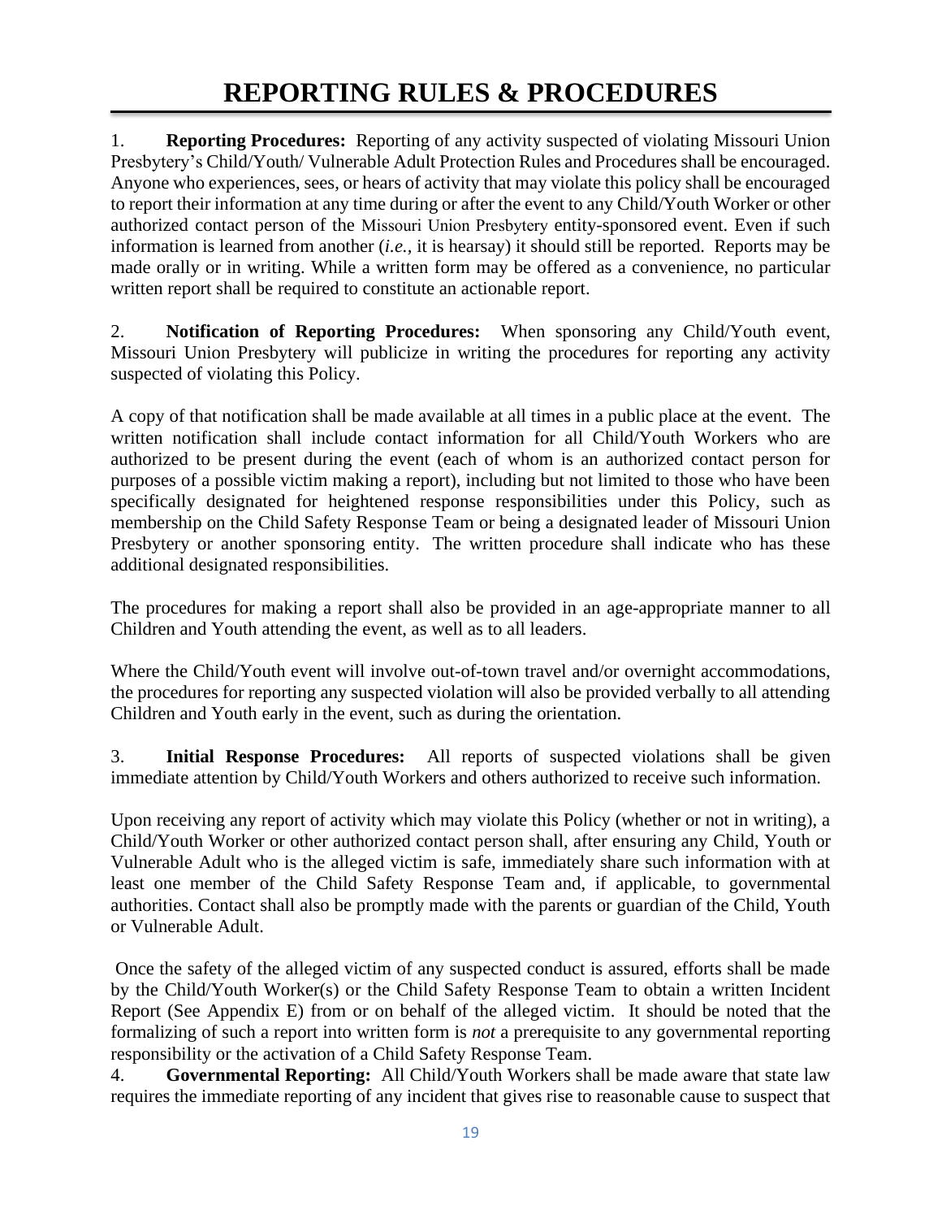# REPORTING RULES & PROCEDURES

1. **Reporting Procedures:** Reporting of any activity suspected of violating Missouri Union Presbytery's Child/Youth/ Vulnerable Adult Protection Rules and Procedures shall be encouraged. Anyone who experiences, sees, or hears of activity that may violate this policy shall be encouraged to report their information at any time during or after the event to any Child/Youth Worker or other authorized contact person of the Missouri Union Presbytery entity-sponsored event. Even if such information is learned from another (*i.e.,* it is hearsay) it should still be reported. Reports may be made orally or in writing. While a written form may be offered as a convenience, no particular written report shall be required to constitute an actionable report.

2. **Notification of Reporting Procedures:** When sponsoring any Child/Youth event, Missouri Union Presbytery will publicize in writing the procedures for reporting any activity suspected of violating this Policy.

A copy of that notification shall be made available at all times in a public place at the event. The written notification shall include contact information for all Child/Youth Workers who are authorized to be present during the event (each of whom is an authorized contact person for purposes of a possible victim making a report), including but not limited to those who have been specifically designated for heightened response responsibilities under this Policy, such as membership on the Child Safety Response Team or being a designated leader of Missouri Union Presbytery or another sponsoring entity. The written procedure shall indicate who has these additional designated responsibilities.

The procedures for making a report shall also be provided in an age-appropriate manner to all Children and Youth attending the event, as well as to all leaders.

Where the Child/Youth event will involve out-of-town travel and/or overnight accommodations, the procedures for reporting any suspected violation will also be provided verbally to all attending Children and Youth early in the event, such as during the orientation.

3. **Initial Response Procedures:** All reports of suspected violations shall be given immediate attention by Child/Youth Workers and others authorized to receive such information.

Upon receiving any report of activity which may violate this Policy (whether or not in writing), a Child/Youth Worker or other authorized contact person shall, after ensuring any Child, Youth or Vulnerable Adult who is the alleged victim is safe, immediately share such information with at least one member of the Child Safety Response Team and, if applicable, to governmental authorities. Contact shall also be promptly made with the parents or guardian of the Child, Youth or Vulnerable Adult.

Once the safety of the alleged victim of any suspected conduct is assured, efforts shall be made by the Child/Youth Worker(s) or the Child Safety Response Team to obtain a written Incident Report (See Appendix E) from or on behalf of the alleged victim. It should be noted that the formalizing of such a report into written form is *not* a prerequisite to any governmental reporting responsibility or the activation of a Child Safety Response Team.

4. **Governmental Reporting:** All Child/Youth Workers shall be made aware that state law requires the immediate reporting of any incident that gives rise to reasonable cause to suspect that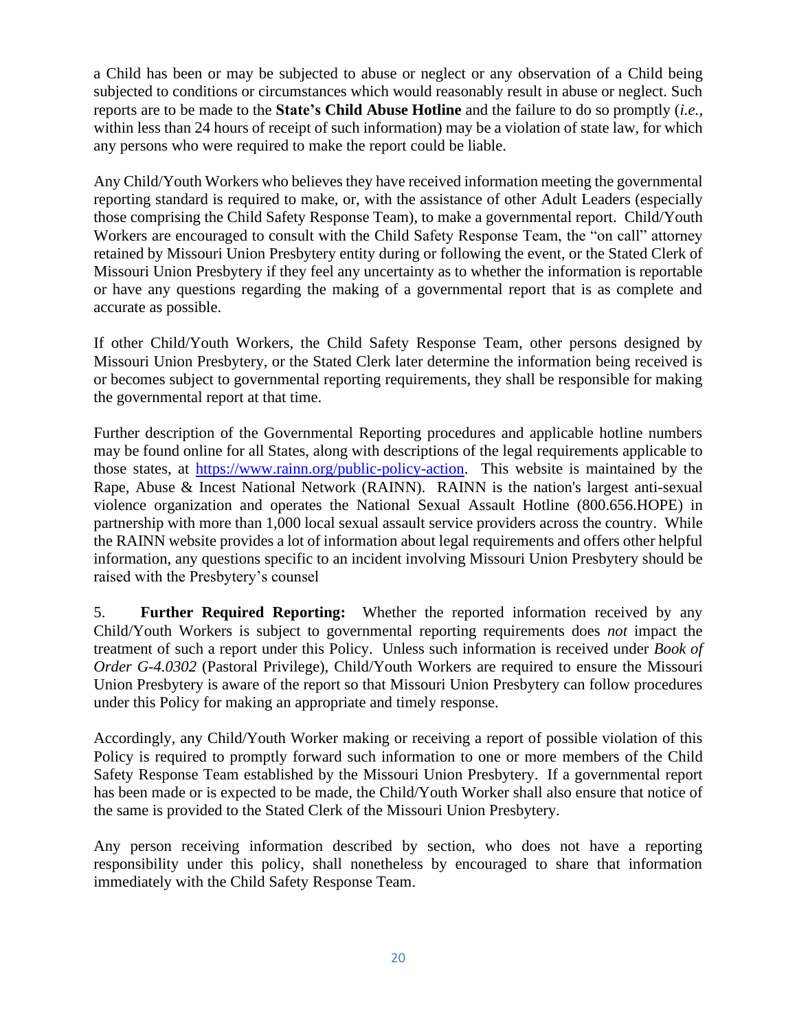a Child has been or may be subjected to abuse or neglect or any observation of a Child being subjected to conditions or circumstances which would reasonably result in abuse or neglect. Such reports are to be made to the **State's Child Abuse Hotline** and the failure to do so promptly (*i.e.*, within less than 24 hours of receipt of such information) may be a violation of state law, for which any persons who were required to make the report could be liable.

Any Child/Youth Workers who believes they have received information meeting the governmental reporting standard is required to make, or, with the assistance of other Adult Leaders (especially those comprising the Child Safety Response Team), to make a governmental report. Child/Youth Workers are encouraged to consult with the Child Safety Response Team, the "on call" attorney retained by Missouri Union Presbytery entity during or following the event, or the Stated Clerk of Missouri Union Presbytery if they feel any uncertainty as to whether the information is reportable or have any questions regarding the making of a governmental report that is as complete and accurate as possible.

If other Child/Youth Workers, the Child Safety Response Team, other persons designed by Missouri Union Presbytery, or the Stated Clerk later determine the information being received is or becomes subject to governmental reporting requirements, they shall be responsible for making the governmental report at that time.

Further description of the Governmental Reporting procedures and applicable hotline numbers may be found online for all States, along with descriptions of the legal requirements applicable to those states, at [https://www.rainn.org/public-policy-action](https://www.rainn.org/public-policy-action). This website is maintained by the Rape, Abuse & Incest National Network (RAINN). RAINN is the nation's largest anti-sexual violence organization and operates the National Sexual Assault Hotline (800.656.HOPE) in partnership with more than 1,000 local sexual assault service providers across the country. While the RAINN website provides a lot of information about legal requirements and offers other helpful information, any questions specific to an incident involving Missouri Union Presbytery should be raised with the Presbytery's counsel

5. **Further Required Reporting:** Whether the reported information received by any Child/Youth Workers is subject to governmental reporting requirements does *not* impact the treatment of such a report under this Policy. Unless such information is received under *Book of Order G-4.0302* (Pastoral Privilege), Child/Youth Workers are required to ensure the Missouri Union Presbytery is aware of the report so that Missouri Union Presbytery can follow procedures under this Policy for making an appropriate and timely response.

Accordingly, any Child/Youth Worker making or receiving a report of possible violation of this Policy is required to promptly forward such information to one or more members of the Child Safety Response Team established by the Missouri Union Presbytery. If a governmental report has been made or is expected to be made, the Child/Youth Worker shall also ensure that notice of the same is provided to the Stated Clerk of the Missouri Union Presbytery.

Any person receiving information described by section, who does not have a reporting responsibility under this policy, shall nonetheless by encouraged to share that information immediately with the Child Safety Response Team.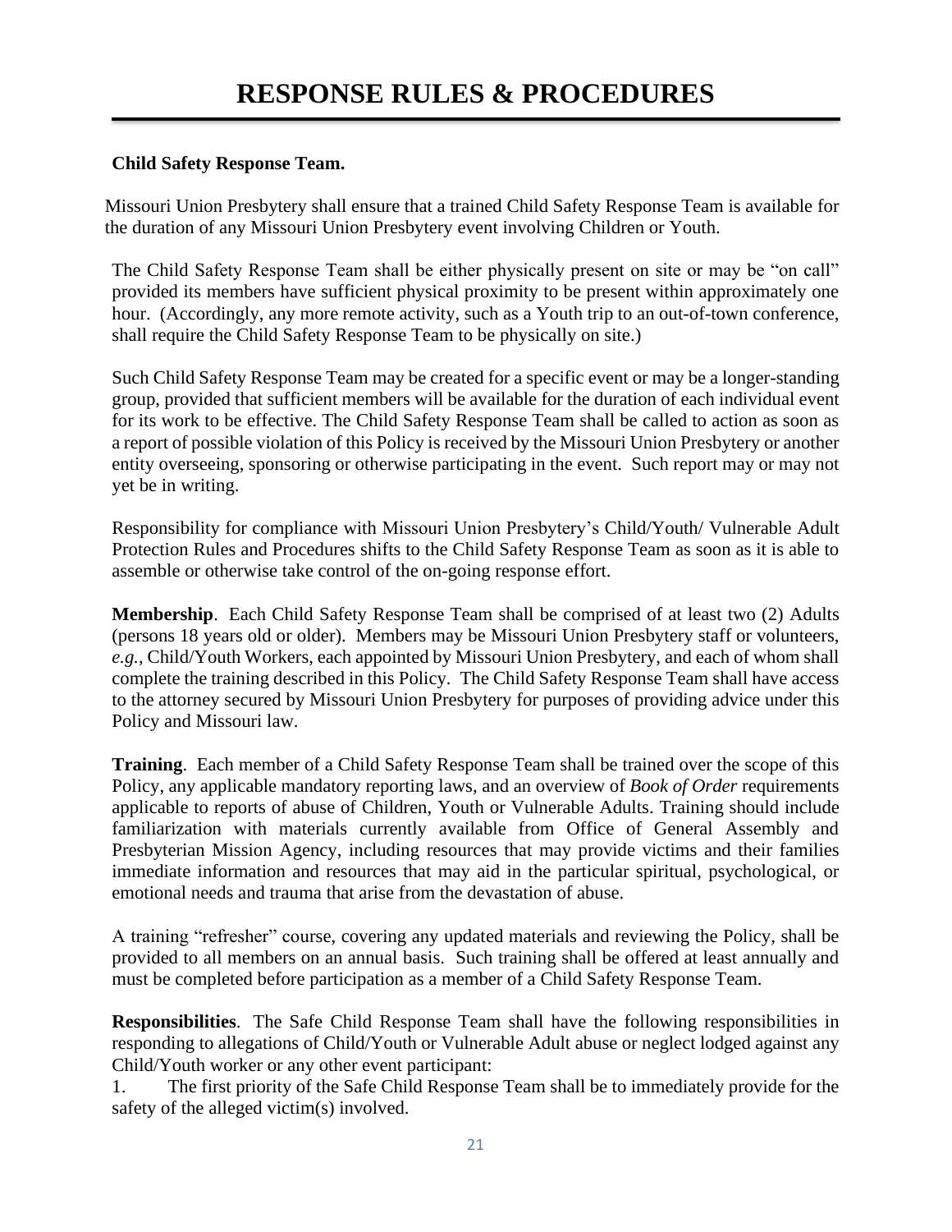# RESPONSE RULES & PROCEDURES

**Child Safety Response Team.**

Missouri Union Presbytery shall ensure that a trained Child Safety Response Team is available for the duration of any Missouri Union Presbytery event involving Children or Youth.

The Child Safety Response Team shall be either physically present on site or may be "on call" provided its members have sufficient physical proximity to be present within approximately one hour. (Accordingly, any more remote activity, such as a Youth trip to an out-of-town conference, shall require the Child Safety Response Team to be physically on site.)

Such Child Safety Response Team may be created for a specific event or may be a longer-standing group, provided that sufficient members will be available for the duration of each individual event for its work to be effective. The Child Safety Response Team shall be called to action as soon as a report of possible violation of this Policy is received by the Missouri Union Presbytery or another entity overseeing, sponsoring or otherwise participating in the event. Such report may or may not yet be in writing.

Responsibility for compliance with Missouri Union Presbytery's Child/Youth/ Vulnerable Adult Protection Rules and Procedures shifts to the Child Safety Response Team as soon as it is able to assemble or otherwise take control of the on-going response effort.

**Membership**. Each Child Safety Response Team shall be comprised of at least two (2) Adults (persons 18 years old or older). Members may be Missouri Union Presbytery staff or volunteers, *e.g.,* Child/Youth Workers, each appointed by Missouri Union Presbytery, and each of whom shall complete the training described in this Policy. The Child Safety Response Team shall have access to the attorney secured by Missouri Union Presbytery for purposes of providing advice under this Policy and Missouri law.

**Training**. Each member of a Child Safety Response Team shall be trained over the scope of this Policy, any applicable mandatory reporting laws, and an overview of *Book of Order* requirements applicable to reports of abuse of Children, Youth or Vulnerable Adults. Training should include familiarization with materials currently available from Office of General Assembly and Presbyterian Mission Agency, including resources that may provide victims and their families immediate information and resources that may aid in the particular spiritual, psychological, or emotional needs and trauma that arise from the devastation of abuse.

A training "refresher" course, covering any updated materials and reviewing the Policy, shall be provided to all members on an annual basis. Such training shall be offered at least annually and must be completed before participation as a member of a Child Safety Response Team.

**Responsibilities**. The Safe Child Response Team shall have the following responsibilities in responding to allegations of Child/Youth or Vulnerable Adult abuse or neglect lodged against any Child/Youth worker or any other event participant:

1. The first priority of the Safe Child Response Team shall be to immediately provide for the safety of the alleged victim(s) involved.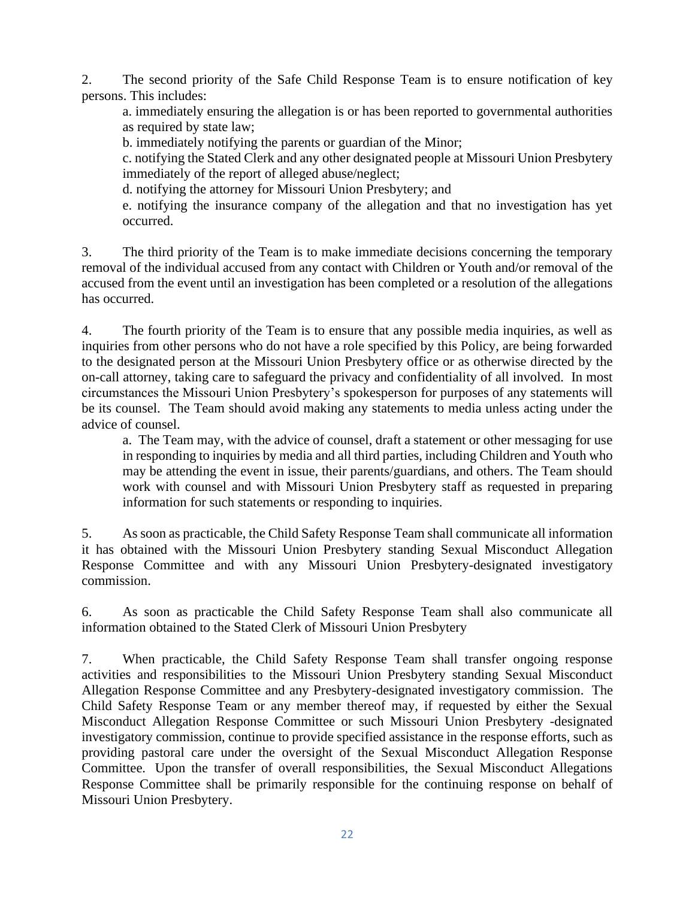2. The second priority of the Safe Child Response Team is to ensure notification of key persons. This includes:

   a. immediately ensuring the allegation is or has been reported to governmental authorities as required by state law;

   b. immediately notifying the parents or guardian of the Minor;

   c. notifying the Stated Clerk and any other designated people at Missouri Union Presbytery immediately of the report of alleged abuse/neglect;

   d. notifying the attorney for Missouri Union Presbytery; and

   e. notifying the insurance company of the allegation and that no investigation has yet occurred.

3. The third priority of the Team is to make immediate decisions concerning the temporary removal of the individual accused from any contact with Children or Youth and/or removal of the accused from the event until an investigation has been completed or a resolution of the allegations has occurred.

4. The fourth priority of the Team is to ensure that any possible media inquiries, as well as inquiries from other persons who do not have a role specified by this Policy, are being forwarded to the designated person at the Missouri Union Presbytery office or as otherwise directed by the on-call attorney, taking care to safeguard the privacy and confidentiality of all involved. In most circumstances the Missouri Union Presbytery's spokesperson for purposes of any statements will be its counsel. The Team should avoid making any statements to media unless acting under the advice of counsel.

   a. The Team may, with the advice of counsel, draft a statement or other messaging for use in responding to inquiries by media and all third parties, including Children and Youth who may be attending the event in issue, their parents/guardians, and others. The Team should work with counsel and with Missouri Union Presbytery staff as requested in preparing information for such statements or responding to inquiries.

5. As soon as practicable, the Child Safety Response Team shall communicate all information it has obtained with the Missouri Union Presbytery standing Sexual Misconduct Allegation Response Committee and with any Missouri Union Presbytery-designated investigatory commission.

6. As soon as practicable the Child Safety Response Team shall also communicate all information obtained to the Stated Clerk of Missouri Union Presbytery

7. When practicable, the Child Safety Response Team shall transfer ongoing response activities and responsibilities to the Missouri Union Presbytery standing Sexual Misconduct Allegation Response Committee and any Presbytery-designated investigatory commission. The Child Safety Response Team or any member thereof may, if requested by either the Sexual Misconduct Allegation Response Committee or such Missouri Union Presbytery -designated investigatory commission, continue to provide specified assistance in the response efforts, such as providing pastoral care under the oversight of the Sexual Misconduct Allegation Response Committee. Upon the transfer of overall responsibilities, the Sexual Misconduct Allegations Response Committee shall be primarily responsible for the continuing response on behalf of Missouri Union Presbytery.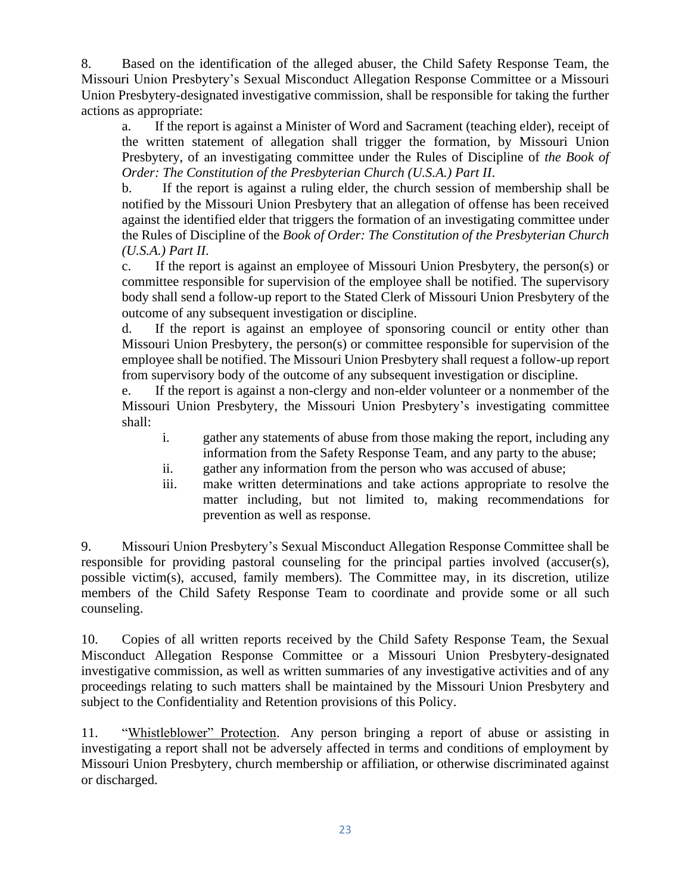8. Based on the identification of the alleged abuser, the Child Safety Response Team, the Missouri Union Presbytery's Sexual Misconduct Allegation Response Committee or a Missouri Union Presbytery-designated investigative commission, shall be responsible for taking the further actions as appropriate:

   a. If the report is against a Minister of Word and Sacrament (teaching elder), receipt of the written statement of allegation shall trigger the formation, by Missouri Union Presbytery, of an investigating committee under the Rules of Discipline of *the Book of Order: The Constitution of the Presbyterian Church (U.S.A.) Part II*.

   b. If the report is against a ruling elder, the church session of membership shall be notified by the Missouri Union Presbytery that an allegation of offense has been received against the identified elder that triggers the formation of an investigating committee under the Rules of Discipline of the *Book of Order: The Constitution of the Presbyterian Church (U.S.A.) Part II*.

   c. If the report is against an employee of Missouri Union Presbytery, the person(s) or committee responsible for supervision of the employee shall be notified. The supervisory body shall send a follow-up report to the Stated Clerk of Missouri Union Presbytery of the outcome of any subsequent investigation or discipline.

   d. If the report is against an employee of sponsoring council or entity other than Missouri Union Presbytery, the person(s) or committee responsible for supervision of the employee shall be notified. The Missouri Union Presbytery shall request a follow-up report from supervisory body of the outcome of any subsequent investigation or discipline.

   e. If the report is against a non-clergy and non-elder volunteer or a nonmember of the Missouri Union Presbytery, the Missouri Union Presbytery's investigating committee shall:

      i. gather any statements of abuse from those making the report, including any information from the Safety Response Team, and any party to the abuse;

      ii. gather any information from the person who was accused of abuse;

      iii. make written determinations and take actions appropriate to resolve the matter including, but not limited to, making recommendations for prevention as well as response.

9. Missouri Union Presbytery's Sexual Misconduct Allegation Response Committee shall be responsible for providing pastoral counseling for the principal parties involved (accuser(s), possible victim(s), accused, family members). The Committee may, in its discretion, utilize members of the Child Safety Response Team to coordinate and provide some or all such counseling.

10. Copies of all written reports received by the Child Safety Response Team, the Sexual Misconduct Allegation Response Committee or a Missouri Union Presbytery-designated investigative commission, as well as written summaries of any investigative activities and of any proceedings relating to such matters shall be maintained by the Missouri Union Presbytery and subject to the Confidentiality and Retention provisions of this Policy.

11. "Whistleblower" Protection. Any person bringing a report of abuse or assisting in investigating a report shall not be adversely affected in terms and conditions of employment by Missouri Union Presbytery, church membership or affiliation, or otherwise discriminated against or discharged.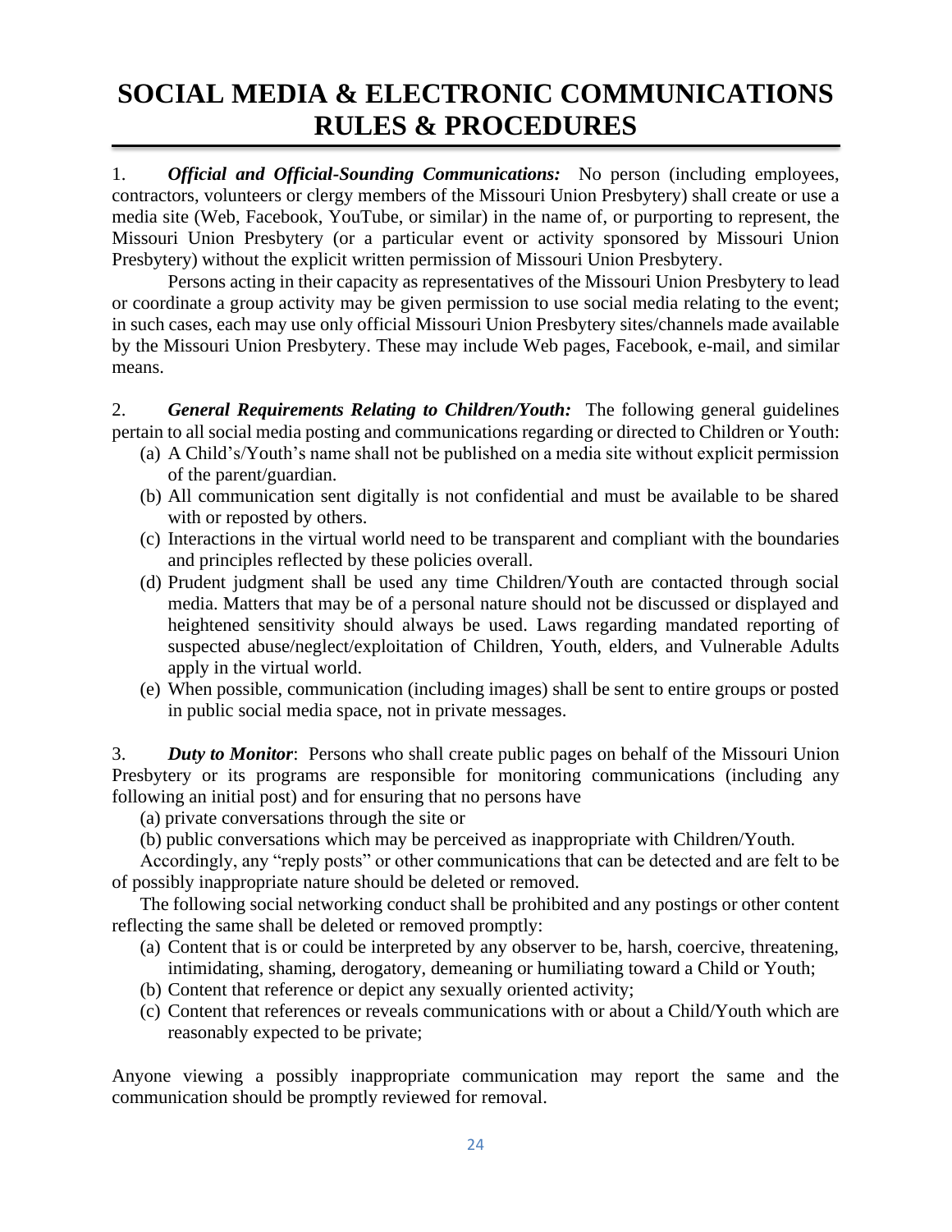# SOCIAL MEDIA & ELECTRONIC COMMUNICATIONS RULES & PROCEDURES

1. ***Official and Official-Sounding Communications:*** No person (including employees, contractors, volunteers or clergy members of the Missouri Union Presbytery) shall create or use a media site (Web, Facebook, YouTube, or similar) in the name of, or purporting to represent, the Missouri Union Presbytery (or a particular event or activity sponsored by Missouri Union Presbytery) without the explicit written permission of Missouri Union Presbytery.

Persons acting in their capacity as representatives of the Missouri Union Presbytery to lead or coordinate a group activity may be given permission to use social media relating to the event; in such cases, each may use only official Missouri Union Presbytery sites/channels made available by the Missouri Union Presbytery. These may include Web pages, Facebook, e-mail, and similar means.

2. ***General Requirements Relating to Children/Youth:*** The following general guidelines pertain to all social media posting and communications regarding or directed to Children or Youth:

(a) A Child's/Youth's name shall not be published on a media site without explicit permission of the parent/guardian.
(b) All communication sent digitally is not confidential and must be available to be shared with or reposted by others.
(c) Interactions in the virtual world need to be transparent and compliant with the boundaries and principles reflected by these policies overall.
(d) Prudent judgment shall be used any time Children/Youth are contacted through social media. Matters that may be of a personal nature should not be discussed or displayed and heightened sensitivity should always be used. Laws regarding mandated reporting of suspected abuse/neglect/exploitation of Children, Youth, elders, and Vulnerable Adults apply in the virtual world.
(e) When possible, communication (including images) shall be sent to entire groups or posted in public social media space, not in private messages.

3. ***Duty to Monitor***: Persons who shall create public pages on behalf of the Missouri Union Presbytery or its programs are responsible for monitoring communications (including any following an initial post) and for ensuring that no persons have

(a) private conversations through the site or
(b) public conversations which may be perceived as inappropriate with Children/Youth.

Accordingly, any "reply posts" or other communications that can be detected and are felt to be of possibly inappropriate nature should be deleted or removed.

The following social networking conduct shall be prohibited and any postings or other content reflecting the same shall be deleted or removed promptly:

(a) Content that is or could be interpreted by any observer to be, harsh, coercive, threatening, intimidating, shaming, derogatory, demeaning or humiliating toward a Child or Youth;
(b) Content that reference or depict any sexually oriented activity;
(c) Content that references or reveals communications with or about a Child/Youth which are reasonably expected to be private;

Anyone viewing a possibly inappropriate communication may report the same and the communication should be promptly reviewed for removal.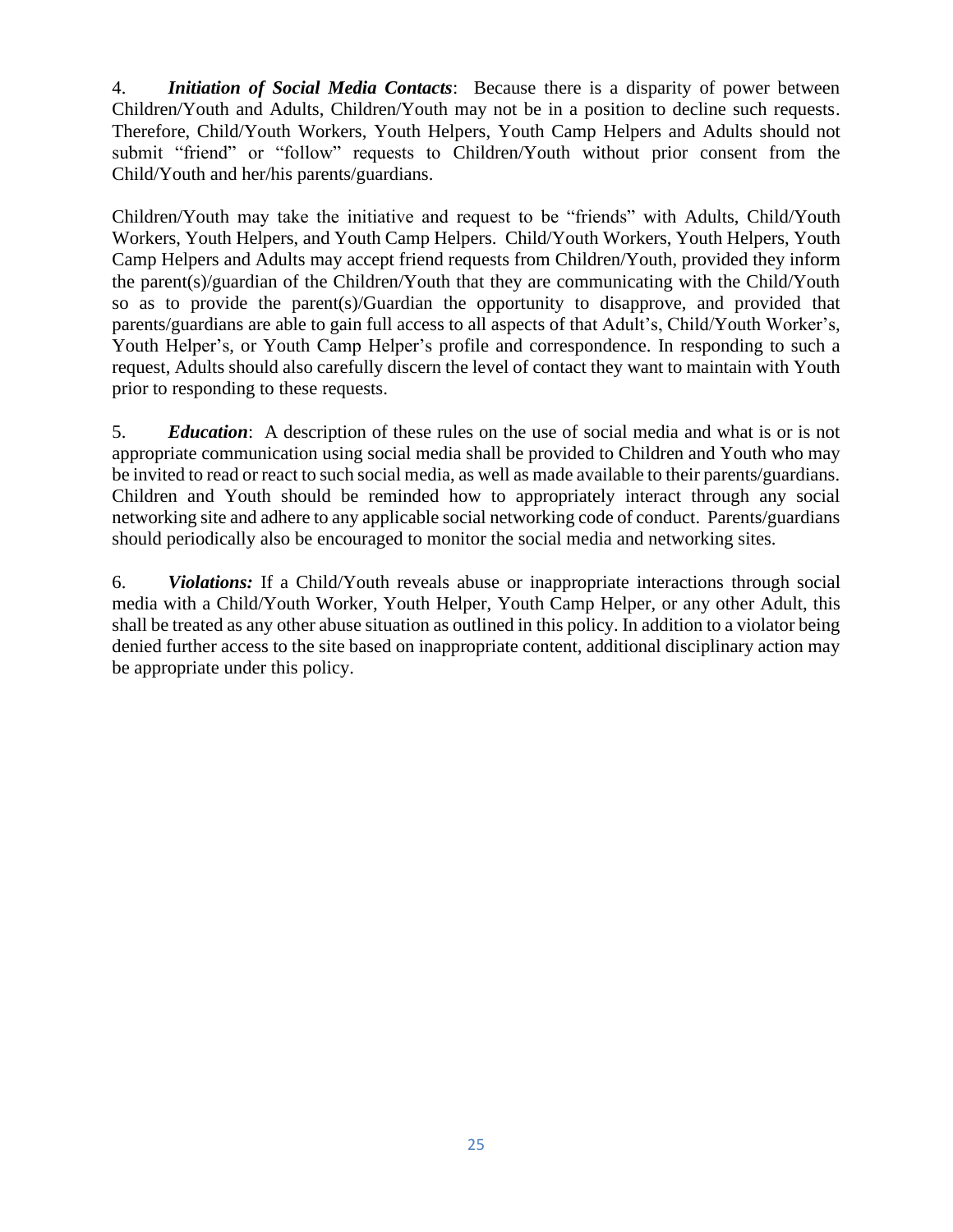4. ***Initiation of Social Media Contacts***: Because there is a disparity of power between Children/Youth and Adults, Children/Youth may not be in a position to decline such requests. Therefore, Child/Youth Workers, Youth Helpers, Youth Camp Helpers and Adults should not submit “friend” or “follow” requests to Children/Youth without prior consent from the Child/Youth and her/his parents/guardians.

Children/Youth may take the initiative and request to be “friends” with Adults, Child/Youth Workers, Youth Helpers, and Youth Camp Helpers. Child/Youth Workers, Youth Helpers, Youth Camp Helpers and Adults may accept friend requests from Children/Youth, provided they inform the parent(s)/guardian of the Children/Youth that they are communicating with the Child/Youth so as to provide the parent(s)/Guardian the opportunity to disapprove, and provided that parents/guardians are able to gain full access to all aspects of that Adult’s, Child/Youth Worker’s, Youth Helper’s, or Youth Camp Helper’s profile and correspondence. In responding to such a request, Adults should also carefully discern the level of contact they want to maintain with Youth prior to responding to these requests.

5. ***Education***: A description of these rules on the use of social media and what is or is not appropriate communication using social media shall be provided to Children and Youth who may be invited to read or react to such social media, as well as made available to their parents/guardians. Children and Youth should be reminded how to appropriately interact through any social networking site and adhere to any applicable social networking code of conduct. Parents/guardians should periodically also be encouraged to monitor the social media and networking sites.

6. ***Violations:*** If a Child/Youth reveals abuse or inappropriate interactions through social media with a Child/Youth Worker, Youth Helper, Youth Camp Helper, or any other Adult, this shall be treated as any other abuse situation as outlined in this policy. In addition to a violator being denied further access to the site based on inappropriate content, additional disciplinary action may be appropriate under this policy.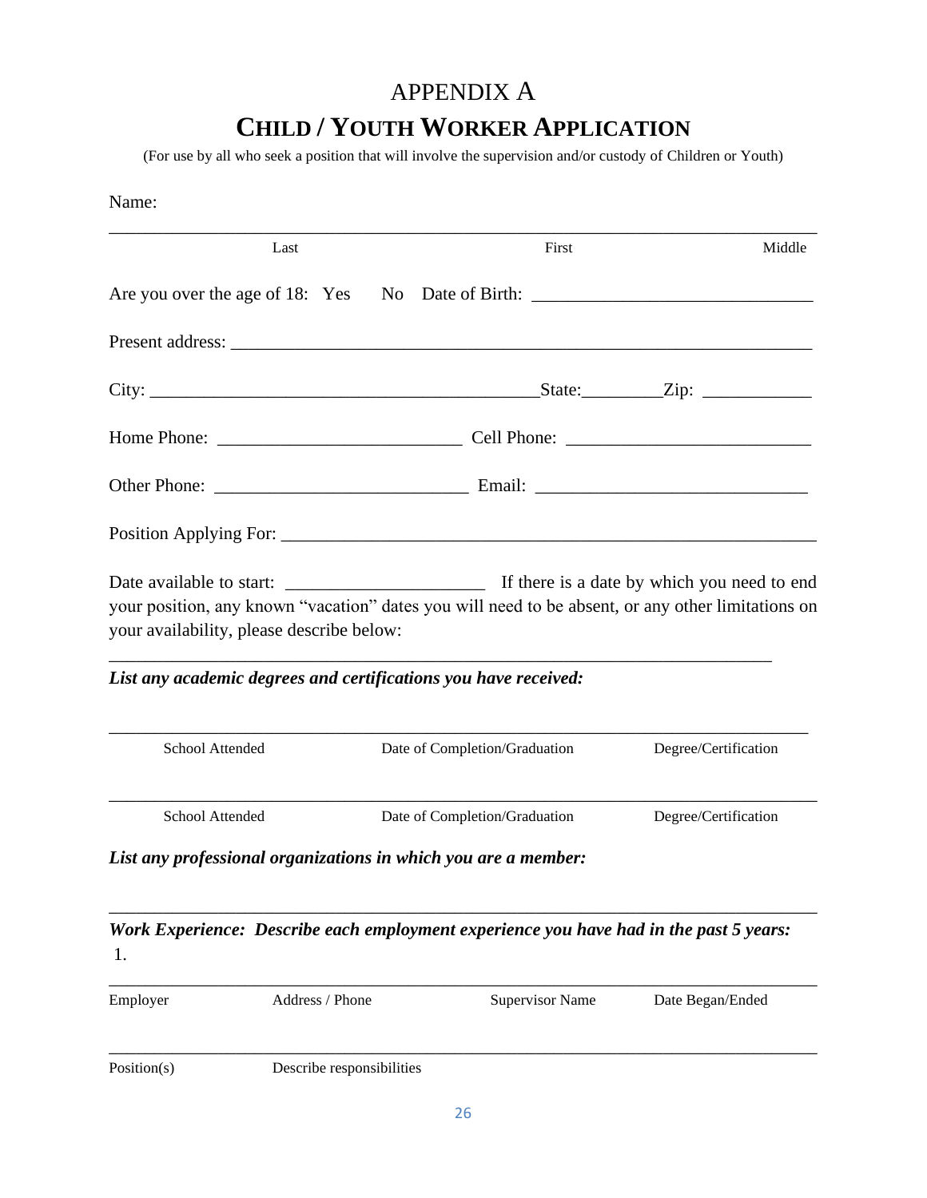# APPENDIX A

## CHILD / YOUTH WORKER APPLICATION

(For use by all who seek a position that will involve the supervision and/or custody of Children or Youth)

Name:

______________________________________________________________________________

Last | First | Middle

Are you over the age of 18: Yes No Date of Birth: ______________________________

Present address: _________________________________________________________________

City: ___________________________________________State:_________Zip: ____________

Home Phone: __________________________ Cell Phone: __________________________

Other Phone: ___________________________ Email: ______________________________

Position Applying For: _____________________________________________________________

Date available to start: ______________________ If there is a date by which you need to end your position, any known "vacation" dates you will need to be absent, or any other limitations on your availability, please describe below:

_________________________________________________________________________

***List any academic degrees and certifications you have received:***

_______________________________________________________________________________

School Attended | Date of Completion/Graduation | Degree/Certification

_______________________________________________________________________________

School Attended | Date of Completion/Graduation | Degree/Certification

***List any professional organizations in which you are a member:***

_______________________________________________________________________________

***Work Experience: Describe each employment experience you have had in the past 5 years:***

1.

_______________________________________________________________________________

Employer | Address / Phone | Supervisor Name | Date Began/Ended

_______________________________________________________________________________

Position(s) | Describe responsibilities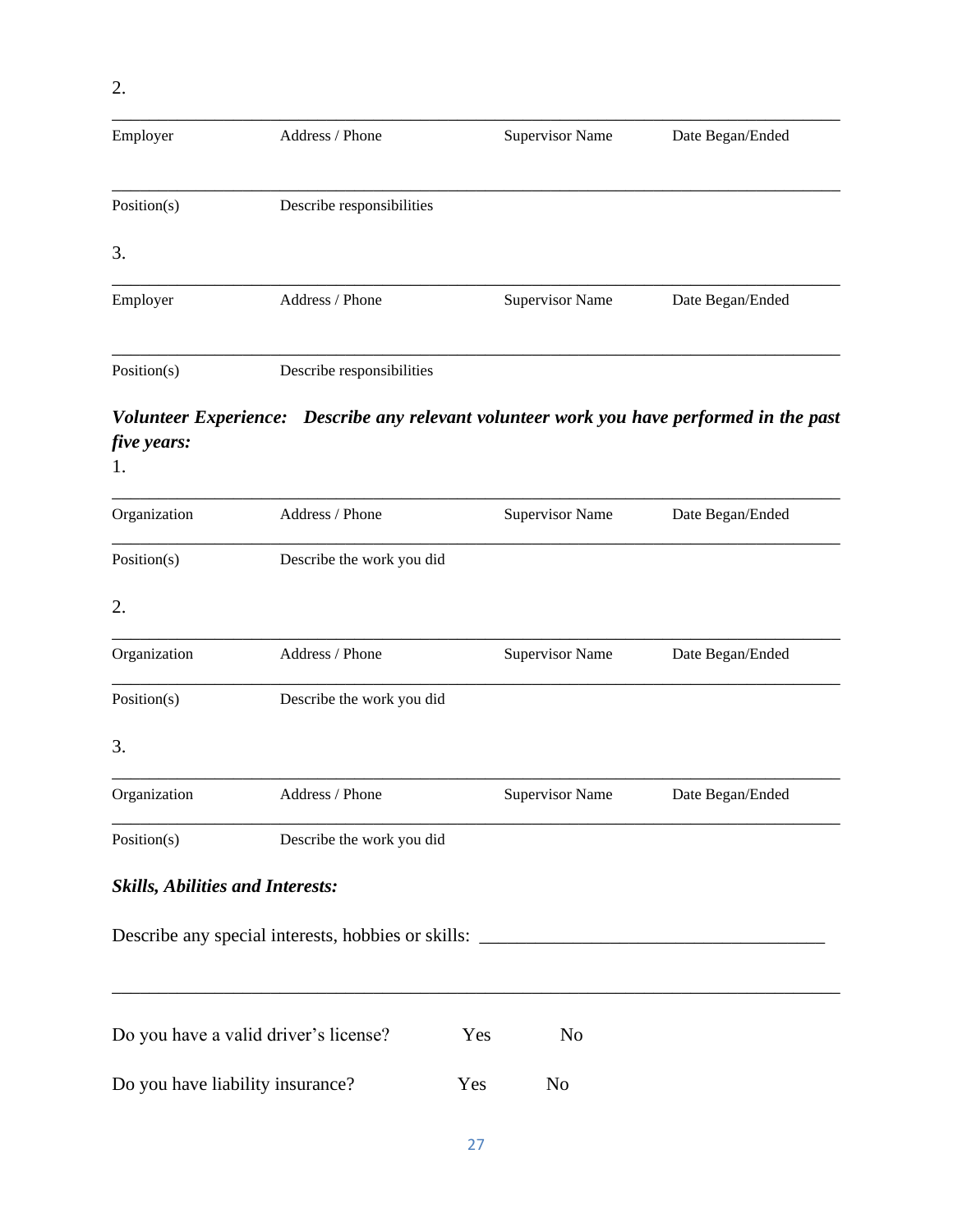2.

\_\_\_\_\_\_\_\_\_\_\_\_\_\_\_\_\_\_\_\_\_\_\_\_\_\_\_\_\_\_\_\_\_\_\_\_\_\_\_\_\_\_\_\_\_\_\_\_\_\_\_\_\_\_\_\_\_\_\_\_\_\_\_\_\_\_\_\_\_\_\_\_\_\_\_\_\_\_

Employer          Address / Phone          Supervisor Name          Date Began/Ended

\_\_\_\_\_\_\_\_\_\_\_\_\_\_\_\_\_\_\_\_\_\_\_\_\_\_\_\_\_\_\_\_\_\_\_\_\_\_\_\_\_\_\_\_\_\_\_\_\_\_\_\_\_\_\_\_\_\_\_\_\_\_\_\_\_\_\_\_\_\_\_\_\_\_\_\_\_\_

Position(s)          Describe responsibilities

3.

\_\_\_\_\_\_\_\_\_\_\_\_\_\_\_\_\_\_\_\_\_\_\_\_\_\_\_\_\_\_\_\_\_\_\_\_\_\_\_\_\_\_\_\_\_\_\_\_\_\_\_\_\_\_\_\_\_\_\_\_\_\_\_\_\_\_\_\_\_\_\_\_\_\_\_\_\_\_

Employer          Address / Phone          Supervisor Name          Date Began/Ended

\_\_\_\_\_\_\_\_\_\_\_\_\_\_\_\_\_\_\_\_\_\_\_\_\_\_\_\_\_\_\_\_\_\_\_\_\_\_\_\_\_\_\_\_\_\_\_\_\_\_\_\_\_\_\_\_\_\_\_\_\_\_\_\_\_\_\_\_\_\_\_\_\_\_\_\_\_\_

Position(s)          Describe responsibilities

***Volunteer Experience: Describe any relevant volunteer work you have performed in the past five years:***

1.

\_\_\_\_\_\_\_\_\_\_\_\_\_\_\_\_\_\_\_\_\_\_\_\_\_\_\_\_\_\_\_\_\_\_\_\_\_\_\_\_\_\_\_\_\_\_\_\_\_\_\_\_\_\_\_\_\_\_\_\_\_\_\_\_\_\_\_\_\_\_\_\_\_\_\_\_\_\_

Organization          Address / Phone          Supervisor Name          Date Began/Ended

\_\_\_\_\_\_\_\_\_\_\_\_\_\_\_\_\_\_\_\_\_\_\_\_\_\_\_\_\_\_\_\_\_\_\_\_\_\_\_\_\_\_\_\_\_\_\_\_\_\_\_\_\_\_\_\_\_\_\_\_\_\_\_\_\_\_\_\_\_\_\_\_\_\_\_\_\_\_

Position(s)          Describe the work you did

2.

\_\_\_\_\_\_\_\_\_\_\_\_\_\_\_\_\_\_\_\_\_\_\_\_\_\_\_\_\_\_\_\_\_\_\_\_\_\_\_\_\_\_\_\_\_\_\_\_\_\_\_\_\_\_\_\_\_\_\_\_\_\_\_\_\_\_\_\_\_\_\_\_\_\_\_\_\_\_

Organization          Address / Phone          Supervisor Name          Date Began/Ended

\_\_\_\_\_\_\_\_\_\_\_\_\_\_\_\_\_\_\_\_\_\_\_\_\_\_\_\_\_\_\_\_\_\_\_\_\_\_\_\_\_\_\_\_\_\_\_\_\_\_\_\_\_\_\_\_\_\_\_\_\_\_\_\_\_\_\_\_\_\_\_\_\_\_\_\_\_\_

Position(s)          Describe the work you did

3.

\_\_\_\_\_\_\_\_\_\_\_\_\_\_\_\_\_\_\_\_\_\_\_\_\_\_\_\_\_\_\_\_\_\_\_\_\_\_\_\_\_\_\_\_\_\_\_\_\_\_\_\_\_\_\_\_\_\_\_\_\_\_\_\_\_\_\_\_\_\_\_\_\_\_\_\_\_\_

Organization          Address / Phone          Supervisor Name          Date Began/Ended

\_\_\_\_\_\_\_\_\_\_\_\_\_\_\_\_\_\_\_\_\_\_\_\_\_\_\_\_\_\_\_\_\_\_\_\_\_\_\_\_\_\_\_\_\_\_\_\_\_\_\_\_\_\_\_\_\_\_\_\_\_\_\_\_\_\_\_\_\_\_\_\_\_\_\_\_\_\_

Position(s)          Describe the work you did

***Skills, Abilities and Interests:***

Describe any special interests, hobbies or skills: \_\_\_\_\_\_\_\_\_\_\_\_\_\_\_\_\_\_\_\_\_\_\_\_\_\_\_\_\_\_\_\_\_\_\_\_\_\_

\_\_\_\_\_\_\_\_\_\_\_\_\_\_\_\_\_\_\_\_\_\_\_\_\_\_\_\_\_\_\_\_\_\_\_\_\_\_\_\_\_\_\_\_\_\_\_\_\_\_\_\_\_\_\_\_\_\_\_\_\_\_\_\_\_\_\_\_\_\_\_\_\_\_\_\_\_\_

Do you have a valid driver's license?          Yes          No

Do you have liability insurance?          Yes          No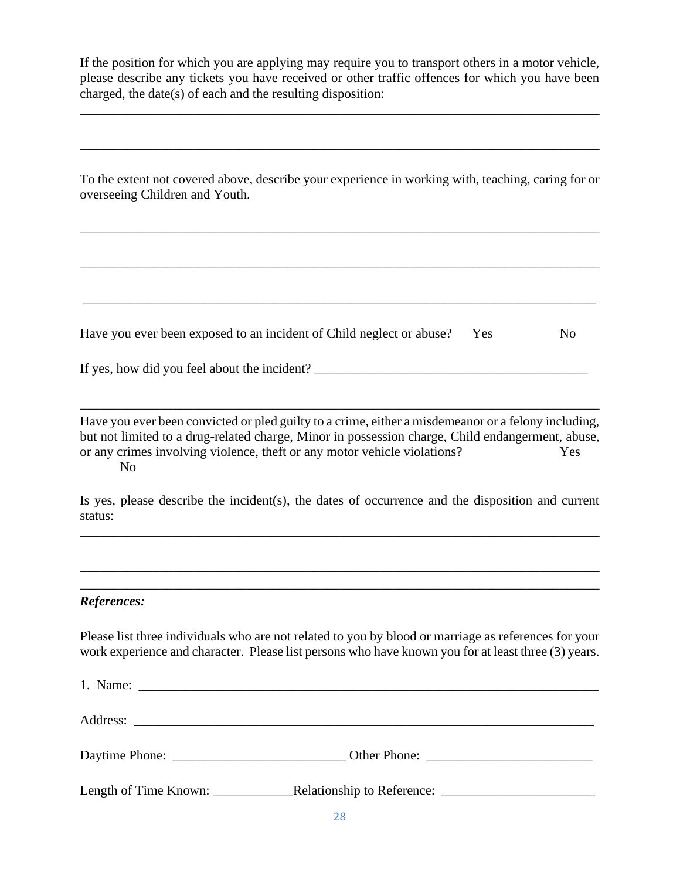If the position for which you are applying may require you to transport others in a motor vehicle, please describe any tickets you have received or other traffic offences for which you have been charged, the date(s) of each and the resulting disposition:

______________________________________________________________________________

______________________________________________________________________________

To the extent not covered above, describe your experience in working with, teaching, caring for or overseeing Children and Youth.

______________________________________________________________________________

______________________________________________________________________________

______________________________________________________________________________

Have you ever been exposed to an incident of Child neglect or abuse? Yes No

If yes, how did you feel about the incident? ________________________________________

______________________________________________________________________________

Have you ever been convicted or pled guilty to a crime, either a misdemeanor or a felony including, but not limited to a drug-related charge, Minor in possession charge, Child endangerment, abuse, or any crimes involving violence, theft or any motor vehicle violations? Yes No

Is yes, please describe the incident(s), the dates of occurrence and the disposition and current status:

______________________________________________________________________________

______________________________________________________________________________

______________________________________________________________________________

***References:***

Please list three individuals who are not related to you by blood or marriage as references for your work experience and character. Please list persons who have known you for at least three (3) years.

1. Name: ______________________________________________________________________

Address: _____________________________________________________________________

Daytime Phone: __________________________ Other Phone: ________________________

Length of Time Known: ____________Relationship to Reference: _______________________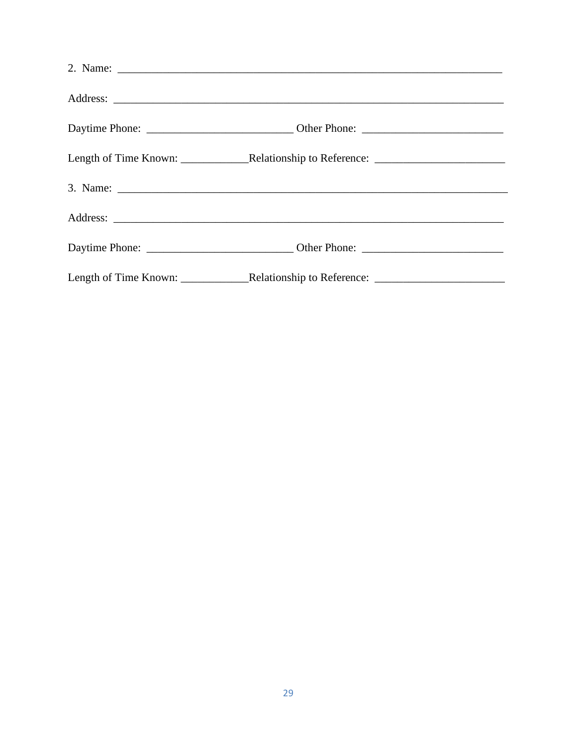2. Name: ______________________________________________________________________

Address: ______________________________________________________________________

Daytime Phone: __________________________ Other Phone: _________________________

Length of Time Known: ____________Relationship to Reference: _______________________

3. Name: ______________________________________________________________________

Address: ______________________________________________________________________

Daytime Phone: __________________________ Other Phone: _________________________

Length of Time Known: ____________Relationship to Reference: _______________________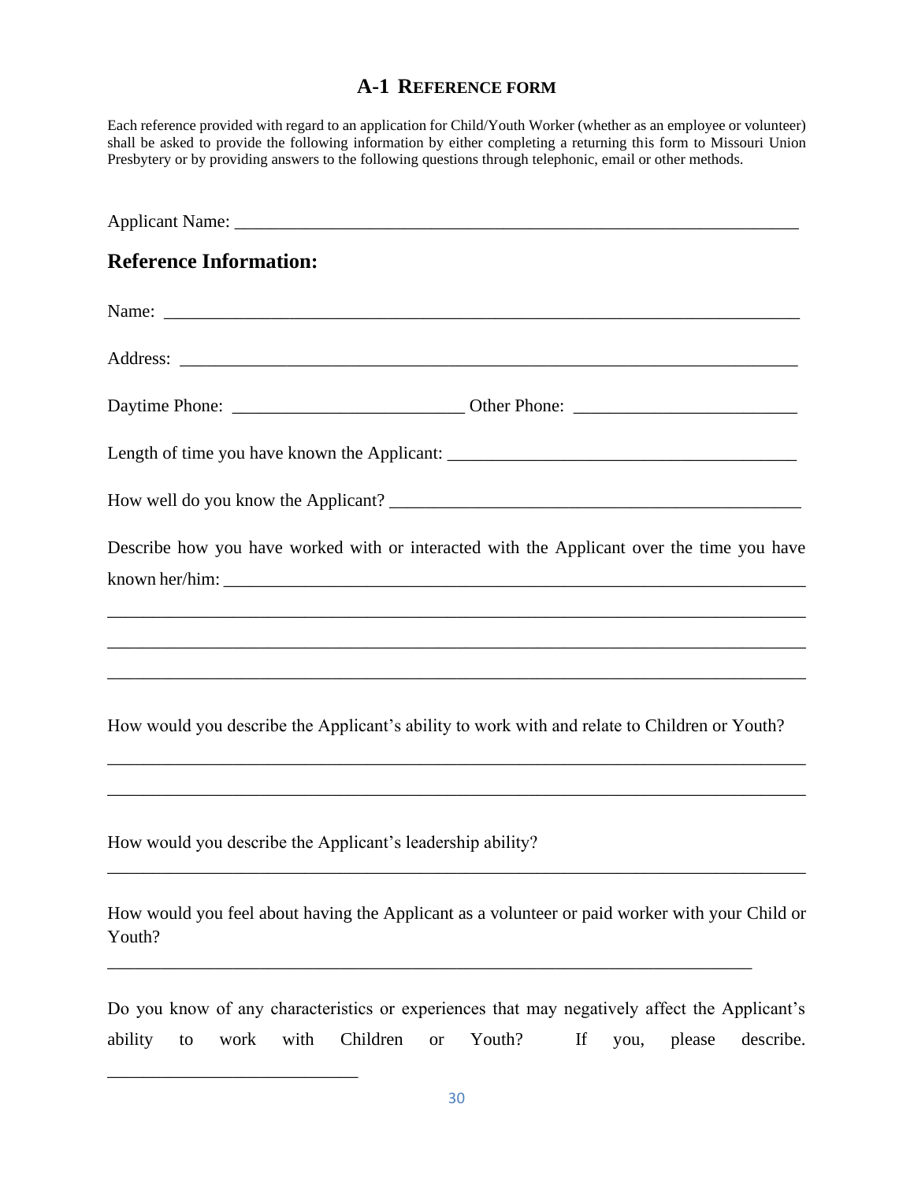## A-1 REFERENCE FORM

Each reference provided with regard to an application for Child/Youth Worker (whether as an employee or volunteer) shall be asked to provide the following information by either completing a returning this form to Missouri Union Presbytery or by providing answers to the following questions through telephonic, email or other methods.

Applicant Name: ______________________________________________________________

## Reference Information:

Name: ___________________________________________________________________

Address: _________________________________________________________________

Daytime Phone: __________________________ Other Phone: _________________________

Length of time you have known the Applicant: _______________________________________

How well do you know the Applicant? _____________________________________________

Describe how you have worked with or interacted with the Applicant over the time you have known her/him: ______________________________________________________________

_________________________________________________________________________

_________________________________________________________________________

_________________________________________________________________________

How would you describe the Applicant's ability to work with and relate to Children or Youth?

_________________________________________________________________________

_________________________________________________________________________

How would you describe the Applicant's leadership ability?

_________________________________________________________________________

How would you feel about having the Applicant as a volunteer or paid worker with your Child or Youth?

_________________________________________________________________________

Do you know of any characteristics or experiences that may negatively affect the Applicant's ability to work with Children or Youth? If you, please describe. ___________________________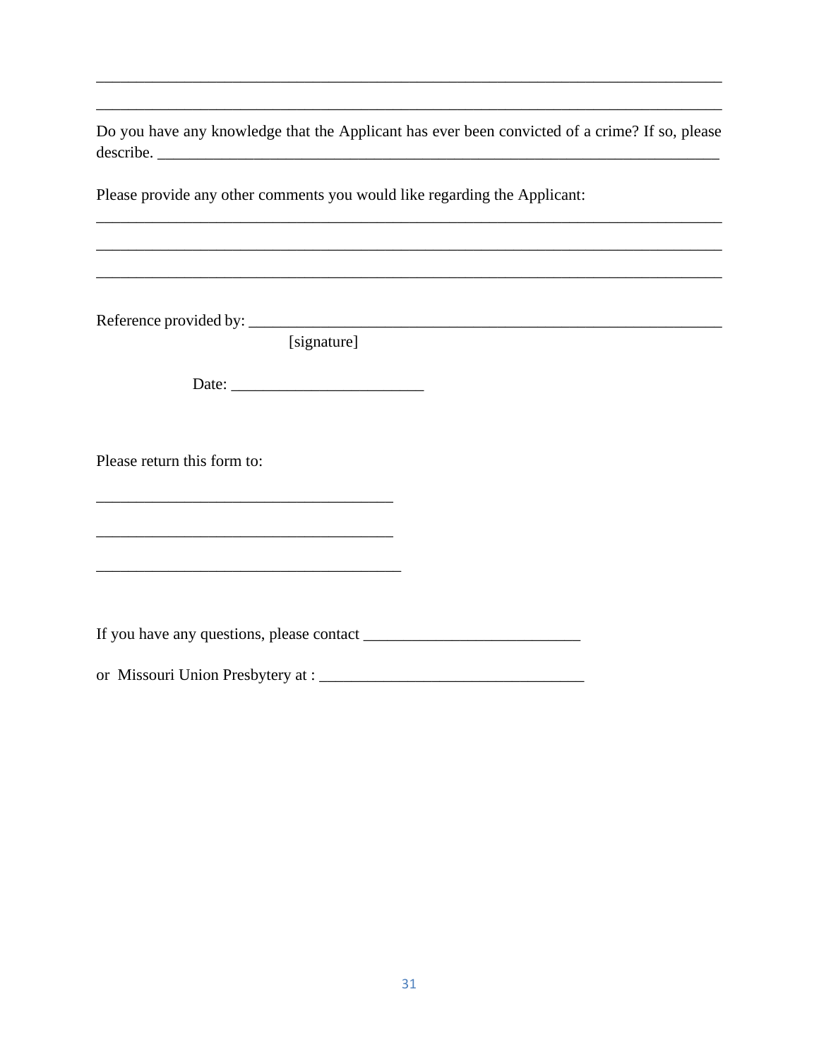\_\_\_\_\_\_\_\_\_\_\_\_\_\_\_\_\_\_\_\_\_\_\_\_\_\_\_\_\_\_\_\_\_\_\_\_\_\_\_\_\_\_\_\_\_\_\_\_\_\_\_\_\_\_\_\_\_\_\_\_\_\_\_\_\_\_\_\_\_\_\_\_\_\_\_\_\_\_

\_\_\_\_\_\_\_\_\_\_\_\_\_\_\_\_\_\_\_\_\_\_\_\_\_\_\_\_\_\_\_\_\_\_\_\_\_\_\_\_\_\_\_\_\_\_\_\_\_\_\_\_\_\_\_\_\_\_\_\_\_\_\_\_\_\_\_\_\_\_\_\_\_\_\_\_\_\_

Do you have any knowledge that the Applicant has ever been convicted of a crime? If so, please describe. \_\_\_\_\_\_\_\_\_\_\_\_\_\_\_\_\_\_\_\_\_\_\_\_\_\_\_\_\_\_\_\_\_\_\_\_\_\_\_\_\_\_\_\_\_\_\_\_\_\_\_\_\_\_\_\_\_\_\_\_\_\_\_\_\_\_\_\_\_\_

Please provide any other comments you would like regarding the Applicant:

\_\_\_\_\_\_\_\_\_\_\_\_\_\_\_\_\_\_\_\_\_\_\_\_\_\_\_\_\_\_\_\_\_\_\_\_\_\_\_\_\_\_\_\_\_\_\_\_\_\_\_\_\_\_\_\_\_\_\_\_\_\_\_\_\_\_\_\_\_\_\_\_\_\_\_\_\_\_

\_\_\_\_\_\_\_\_\_\_\_\_\_\_\_\_\_\_\_\_\_\_\_\_\_\_\_\_\_\_\_\_\_\_\_\_\_\_\_\_\_\_\_\_\_\_\_\_\_\_\_\_\_\_\_\_\_\_\_\_\_\_\_\_\_\_\_\_\_\_\_\_\_\_\_\_\_\_

\_\_\_\_\_\_\_\_\_\_\_\_\_\_\_\_\_\_\_\_\_\_\_\_\_\_\_\_\_\_\_\_\_\_\_\_\_\_\_\_\_\_\_\_\_\_\_\_\_\_\_\_\_\_\_\_\_\_\_\_\_\_\_\_\_\_\_\_\_\_\_\_\_\_\_\_\_\_

Reference provided by: \_\_\_\_\_\_\_\_\_\_\_\_\_\_\_\_\_\_\_\_\_\_\_\_\_\_\_\_\_\_\_\_\_\_\_\_\_\_\_\_\_\_\_\_\_\_\_\_\_\_\_\_\_\_\_\_\_\_\_
[signature]

Date: \_\_\_\_\_\_\_\_\_\_\_\_\_\_\_\_\_\_\_\_\_\_\_\_

Please return this form to:

\_\_\_\_\_\_\_\_\_\_\_\_\_\_\_\_\_\_\_\_\_\_\_\_\_\_\_\_\_\_\_\_\_\_\_\_\_

\_\_\_\_\_\_\_\_\_\_\_\_\_\_\_\_\_\_\_\_\_\_\_\_\_\_\_\_\_\_\_\_\_\_\_\_\_

\_\_\_\_\_\_\_\_\_\_\_\_\_\_\_\_\_\_\_\_\_\_\_\_\_\_\_\_\_\_\_\_\_\_\_\_\_\_

If you have any questions, please contact \_\_\_\_\_\_\_\_\_\_\_\_\_\_\_\_\_\_\_\_\_\_\_\_\_\_\_

or Missouri Union Presbytery at : \_\_\_\_\_\_\_\_\_\_\_\_\_\_\_\_\_\_\_\_\_\_\_\_\_\_\_\_\_\_\_\_\_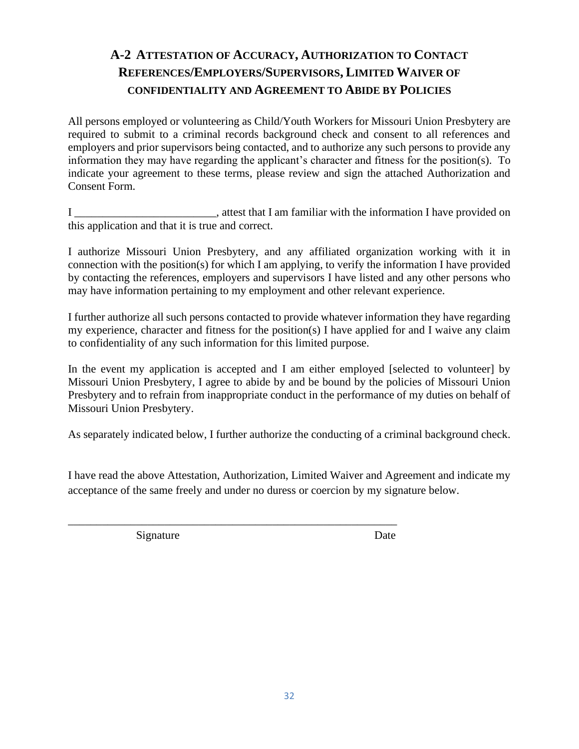## A-2 Attestation of Accuracy, Authorization to Contact References/Employers/Supervisors, Limited Waiver of confidentiality and Agreement to Abide by Policies

All persons employed or volunteering as Child/Youth Workers for Missouri Union Presbytery are required to submit to a criminal records background check and consent to all references and employers and prior supervisors being contacted, and to authorize any such persons to provide any information they may have regarding the applicant's character and fitness for the position(s). To indicate your agreement to these terms, please review and sign the attached Authorization and Consent Form.

I _________________________, attest that I am familiar with the information I have provided on this application and that it is true and correct.

I authorize Missouri Union Presbytery, and any affiliated organization working with it in connection with the position(s) for which I am applying, to verify the information I have provided by contacting the references, employers and supervisors I have listed and any other persons who may have information pertaining to my employment and other relevant experience.

I further authorize all such persons contacted to provide whatever information they have regarding my experience, character and fitness for the position(s) I have applied for and I waive any claim to confidentiality of any such information for this limited purpose.

In the event my application is accepted and I am either employed [selected to volunteer] by Missouri Union Presbytery, I agree to abide by and be bound by the policies of Missouri Union Presbytery and to refrain from inappropriate conduct in the performance of my duties on behalf of Missouri Union Presbytery.

As separately indicated below, I further authorize the conducting of a criminal background check.

I have read the above Attestation, Authorization, Limited Waiver and Agreement and indicate my acceptance of the same freely and under no duress or coercion by my signature below.

____________________________________________________________

Signature                                                            Date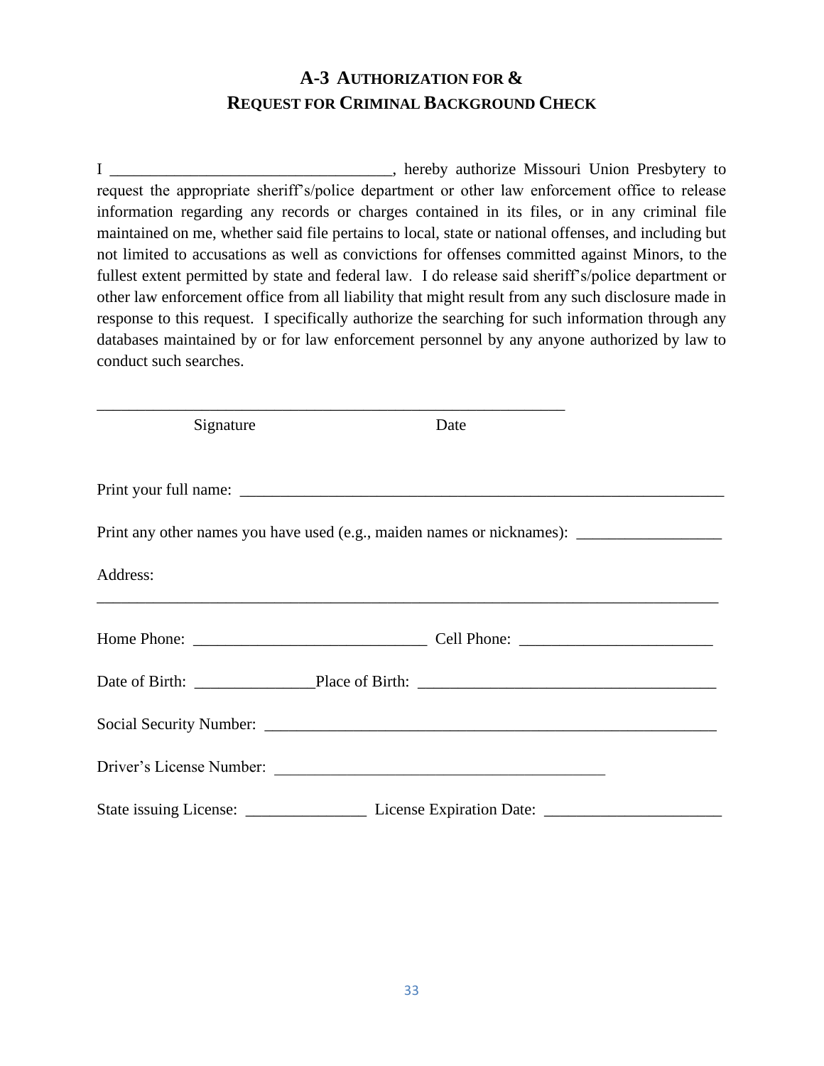# A-3 Authorization for & Request for Criminal Background Check

I ___________________________________, hereby authorize Missouri Union Presbytery to request the appropriate sheriff's/police department or other law enforcement office to release information regarding any records or charges contained in its files, or in any criminal file maintained on me, whether said file pertains to local, state or national offenses, and including but not limited to accusations as well as convictions for offenses committed against Minors, to the fullest extent permitted by state and federal law. I do release said sheriff's/police department or other law enforcement office from all liability that might result from any such disclosure made in response to this request. I specifically authorize the searching for such information through any databases maintained by or for law enforcement personnel by any anyone authorized by law to conduct such searches.

____________________________________________________________

Signature                                        Date

Print your full name: ______________________________________________________________

Print any other names you have used (e.g., maiden names or nicknames): __________________

Address:

________________________________________________________________________________

Home Phone: _____________________________ Cell Phone: ________________________

Date of Birth: _______________Place of Birth: _____________________________________

Social Security Number: _________________________________________________________

Driver's License Number: __________________________________________

State issuing License: _______________ License Expiration Date: ______________________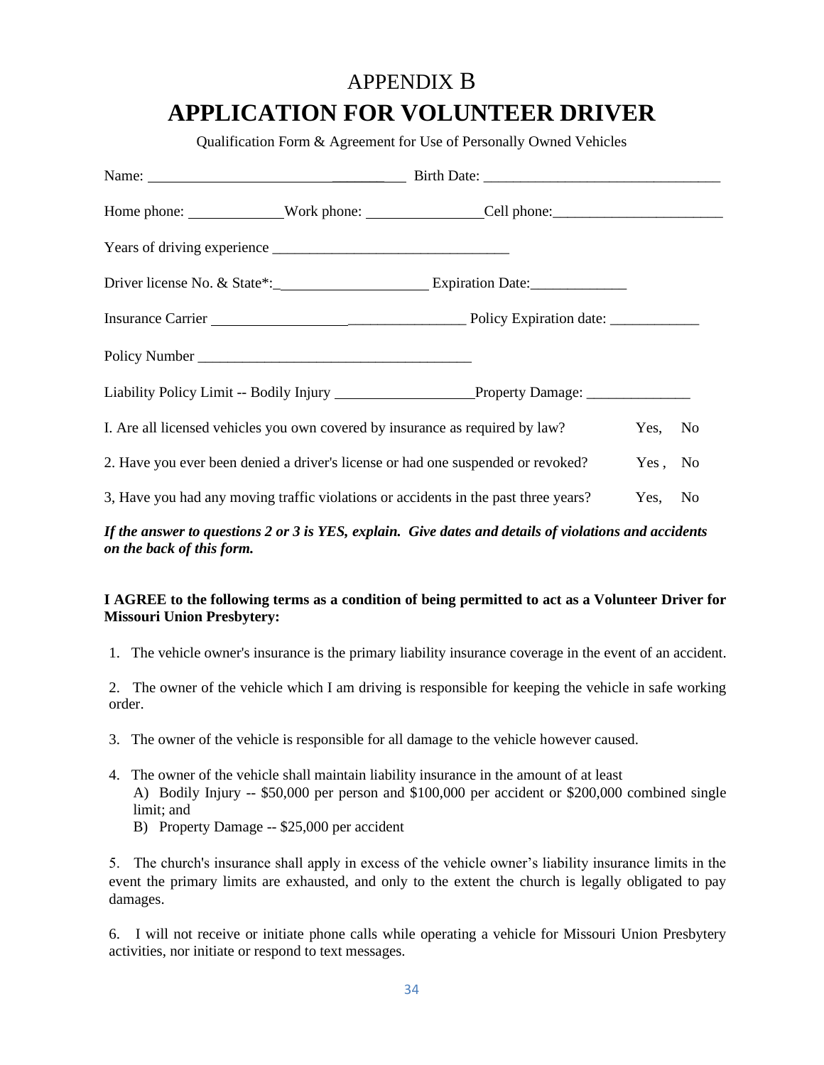# APPENDIX B

# APPLICATION FOR VOLUNTEER DRIVER

Qualification Form & Agreement for Use of Personally Owned Vehicles

Name: ________________________________ Birth Date: ________________________________

Home phone: ____________Work phone: _______________Cell phone:______________________

Years of driving experience ________________________________

Driver license No. & State*:____________________ Expiration Date:_____________

Insurance Carrier __________________________________ Policy Expiration date: ____________

Policy Number ____________________________________

Liability Policy Limit -- Bodily Injury __________________Property Damage: ______________

I. Are all licensed vehicles you own covered by insurance as required by law? Yes, No

2. Have you ever been denied a driver's license or had one suspended or revoked? Yes , No

3, Have you had any moving traffic violations or accidents in the past three years? Yes, No

***If the answer to questions 2 or 3 is YES, explain. Give dates and details of violations and accidents on the back of this form.***

**I AGREE to the following terms as a condition of being permitted to act as a Volunteer Driver for Missouri Union Presbytery:**

1. The vehicle owner's insurance is the primary liability insurance coverage in the event of an accident.

2. The owner of the vehicle which I am driving is responsible for keeping the vehicle in safe working order.

3. The owner of the vehicle is responsible for all damage to the vehicle however caused.

4. The owner of the vehicle shall maintain liability insurance in the amount of at least
   A) Bodily Injury -- $50,000 per person and $100,000 per accident or $200,000 combined single limit; and
   B) Property Damage -- $25,000 per accident

5. The church's insurance shall apply in excess of the vehicle owner's liability insurance limits in the event the primary limits are exhausted, and only to the extent the church is legally obligated to pay damages.

6. I will not receive or initiate phone calls while operating a vehicle for Missouri Union Presbytery activities, nor initiate or respond to text messages.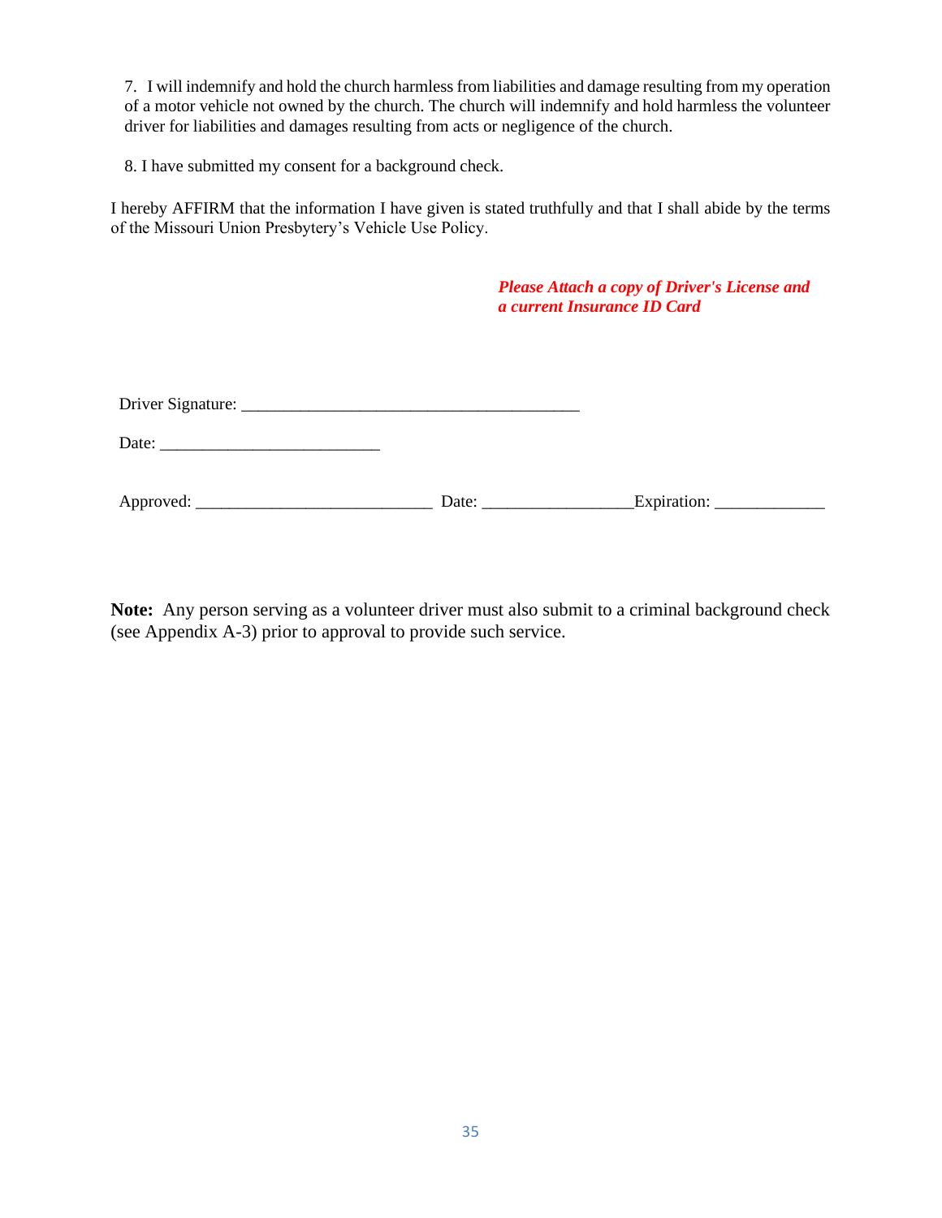7. I will indemnify and hold the church harmless from liabilities and damage resulting from my operation of a motor vehicle not owned by the church. The church will indemnify and hold harmless the volunteer driver for liabilities and damages resulting from acts or negligence of the church.

8. I have submitted my consent for a background check.

I hereby AFFIRM that the information I have given is stated truthfully and that I shall abide by the terms of the Missouri Union Presbytery's Vehicle Use Policy.

***Please Attach a copy of Driver's License and a current Insurance ID Card***

Driver Signature: ________________________________________

Date: __________________________

Approved: ____________________________ Date: _________________Expiration: _____________

**Note:** Any person serving as a volunteer driver must also submit to a criminal background check (see Appendix A-3) prior to approval to provide such service.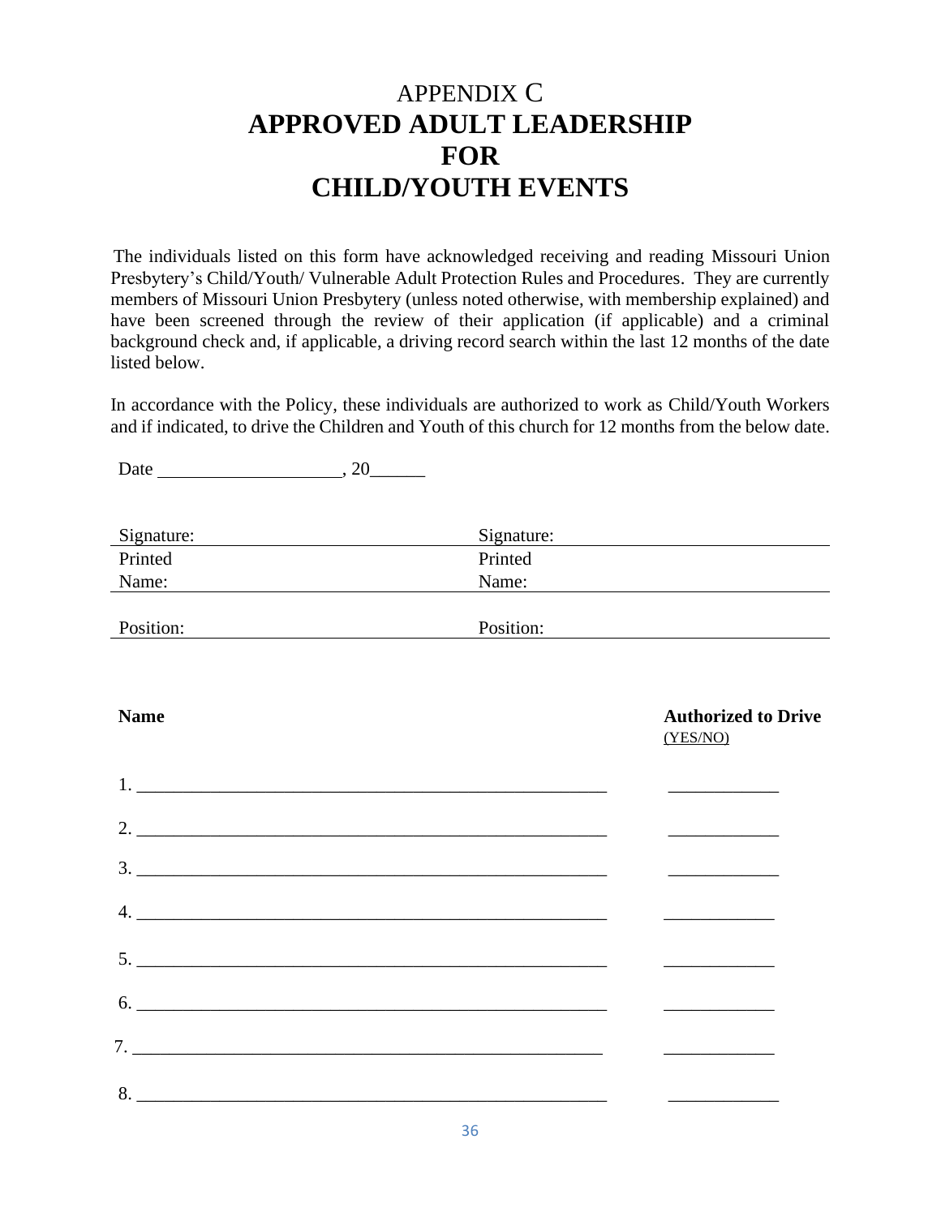# APPENDIX C
# APPROVED ADULT LEADERSHIP FOR CHILD/YOUTH EVENTS

The individuals listed on this form have acknowledged receiving and reading Missouri Union Presbytery's Child/Youth/ Vulnerable Adult Protection Rules and Procedures. They are currently members of Missouri Union Presbytery (unless noted otherwise, with membership explained) and have been screened through the review of their application (if applicable) and a criminal background check and, if applicable, a driving record search within the last 12 months of the date listed below.

In accordance with the Policy, these individuals are authorized to work as Child/Youth Workers and if indicated, to drive the Children and Youth of this church for 12 months from the below date.

Date ____________________, 20______

| | |
|---|---|
| Signature: | Signature: |
| Printed Name: | Printed Name: |
| Position: | Position: |

| Name | Authorized to Drive (YES/NO) |
|---|---|
| 1. ______________________________ | ____________ |
| 2. ______________________________ | ____________ |
| 3. ______________________________ | ____________ |
| 4. ______________________________ | ____________ |
| 5. ______________________________ | ____________ |
| 6. ______________________________ | ____________ |
| 7. ______________________________ | ____________ |
| 8. ______________________________ | ____________ |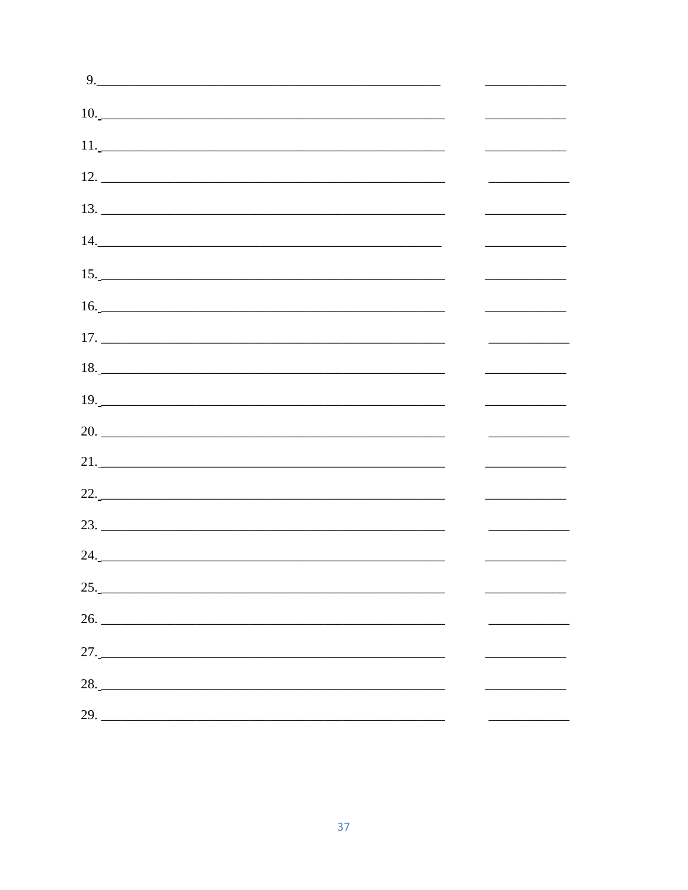9.______________________________________________________ ____________

10.______________________________________________________ ____________

11.______________________________________________________ ____________

12.______________________________________________________ ____________

13.______________________________________________________ ____________

14.______________________________________________________ ____________

15.______________________________________________________ ____________

16.______________________________________________________ ____________

17.______________________________________________________ ____________

18.______________________________________________________ ____________

19.______________________________________________________ ____________

20.______________________________________________________ ____________

21.______________________________________________________ ____________

22.______________________________________________________ ____________

23.______________________________________________________ ____________

24.______________________________________________________ ____________

25.______________________________________________________ ____________

26.______________________________________________________ ____________

27.______________________________________________________ ____________

28.______________________________________________________ ____________

29.______________________________________________________ ____________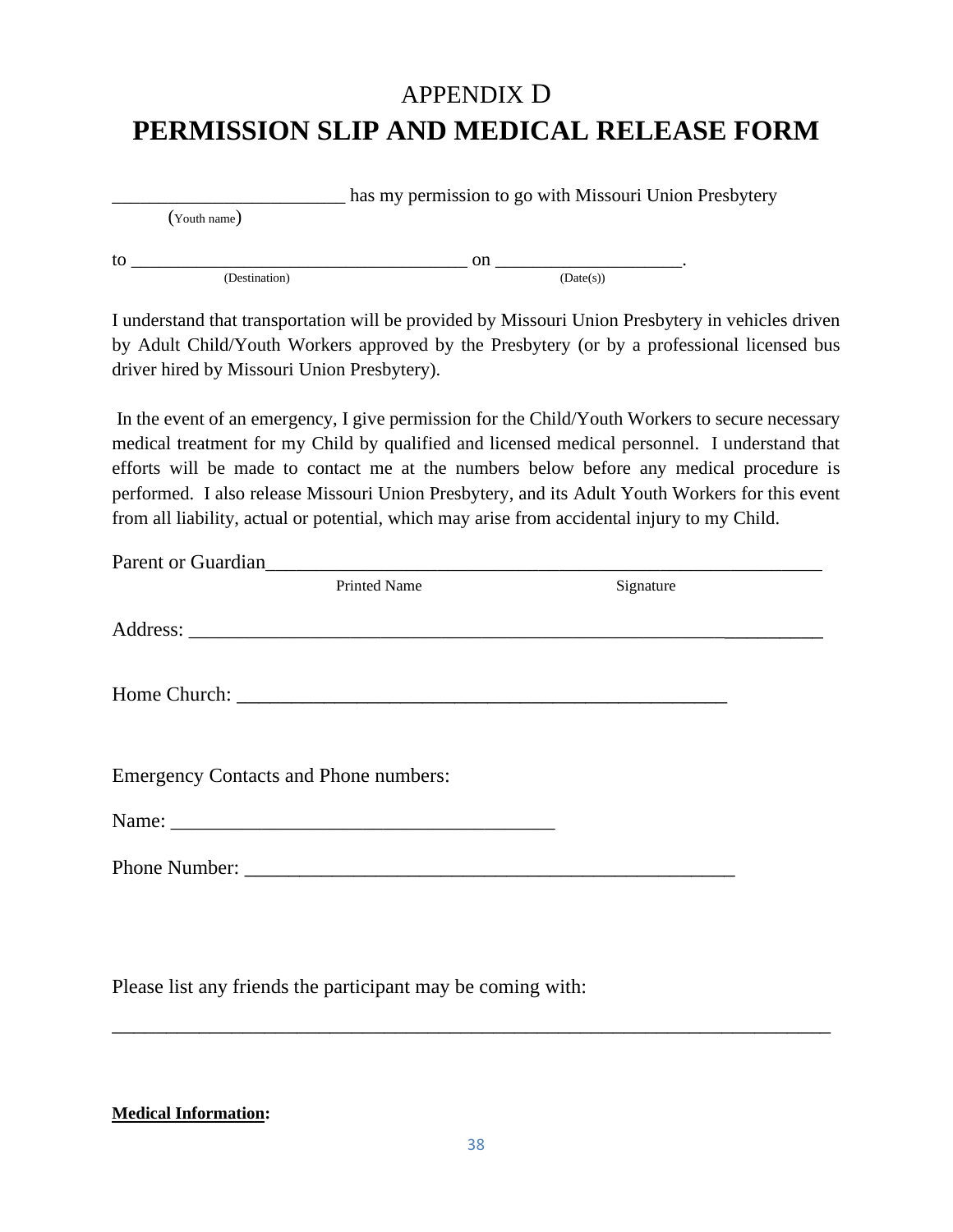# APPENDIX D
# PERMISSION SLIP AND MEDICAL RELEASE FORM

________________________ has my permission to go with Missouri Union Presbytery
(Youth name)

to ___________________________________ on ___________________.
(Destination) (Date(s))

I understand that transportation will be provided by Missouri Union Presbytery in vehicles driven by Adult Child/Youth Workers approved by the Presbytery (or by a professional licensed bus driver hired by Missouri Union Presbytery).

In the event of an emergency, I give permission for the Child/Youth Workers to secure necessary medical treatment for my Child by qualified and licensed medical personnel. I understand that efforts will be made to contact me at the numbers below before any medical procedure is performed. I also release Missouri Union Presbytery, and its Adult Youth Workers for this event from all liability, actual or potential, which may arise from accidental injury to my Child.

Parent or Guardian__________________________________________________________
Printed Name Signature

Address: ___________________________________________________________________

Home Church: ____________________________________________________

Emergency Contacts and Phone numbers:

Name: _______________________________________

Phone Number: ___________________________________________________

Please list any friends the participant may be coming with:

___________________________________________________________________________

**Medical Information:**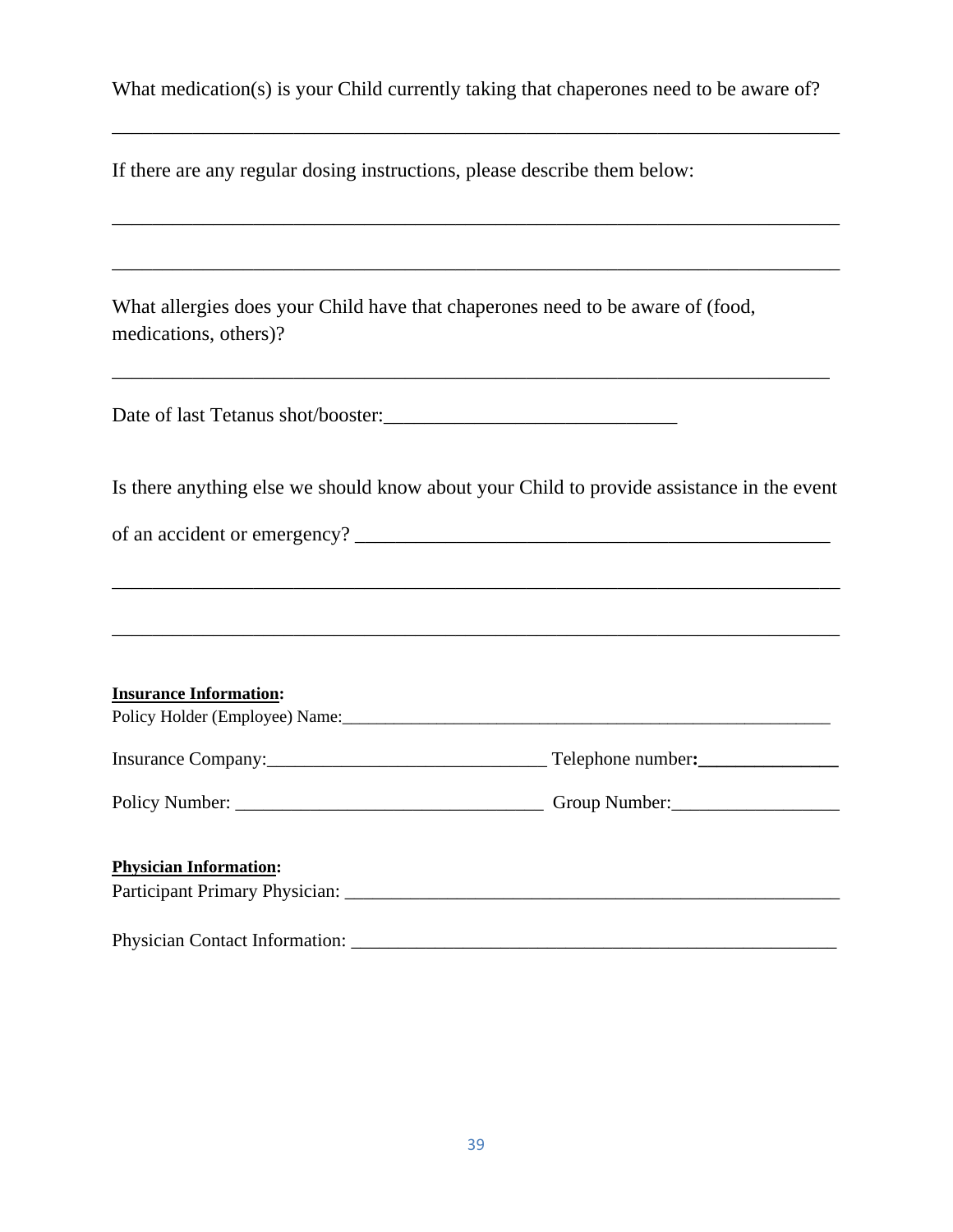What medication(s) is your Child currently taking that chaperones need to be aware of?

______________________________________________________________________________

If there are any regular dosing instructions, please describe them below:

______________________________________________________________________________

______________________________________________________________________________

What allergies does your Child have that chaperones need to be aware of (food, medications, others)?

_____________________________________________________________________________

Date of last Tetanus shot/booster:______________________________

Is there anything else we should know about your Child to provide assistance in the event of an accident or emergency? _________________________________________________

______________________________________________________________________________

______________________________________________________________________________

**Insurance Information:**

Policy Holder (Employee) Name:_______________________________________________________

Insurance Company:_____________________________ Telephone number:_______________

Policy Number: _______________________________ Group Number:_________________

**Physician Information:**

Participant Primary Physician: _____________________________________________________

Physician Contact Information: ___________________________________________________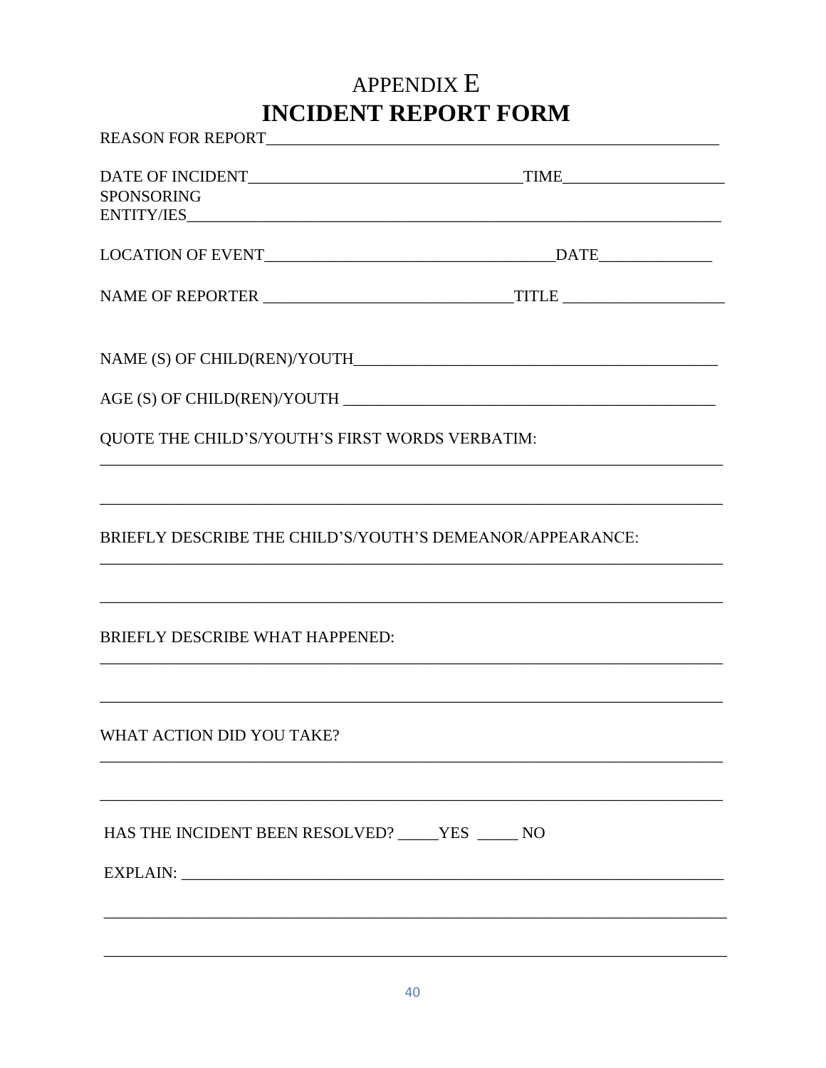# APPENDIX E

# INCIDENT REPORT FORM

REASON FOR REPORT_______________________________________________________

DATE OF INCIDENT_________________________________TIME____________________

SPONSORING ENTITY/IES_____________________________________________________________

LOCATION OF EVENT____________________________________DATE______________

NAME OF REPORTER _______________________________TITLE ____________________

NAME (S) OF CHILD(REN)/YOUTH______________________________________________

AGE (S) OF CHILD(REN)/YOUTH _______________________________________________

QUOTE THE CHILD'S/YOUTH'S FIRST WORDS VERBATIM:

_______________________________________________________________________________

_______________________________________________________________________________

BRIEFLY DESCRIBE THE CHILD'S/YOUTH'S DEMEANOR/APPEARANCE:

_______________________________________________________________________________

_______________________________________________________________________________

BRIEFLY DESCRIBE WHAT HAPPENED:

_______________________________________________________________________________

_______________________________________________________________________________

WHAT ACTION DID YOU TAKE?

_______________________________________________________________________________

_______________________________________________________________________________

HAS THE INCIDENT BEEN RESOLVED? _____YES _____ NO

EXPLAIN: _______________________________________________________________________

_______________________________________________________________________________

_______________________________________________________________________________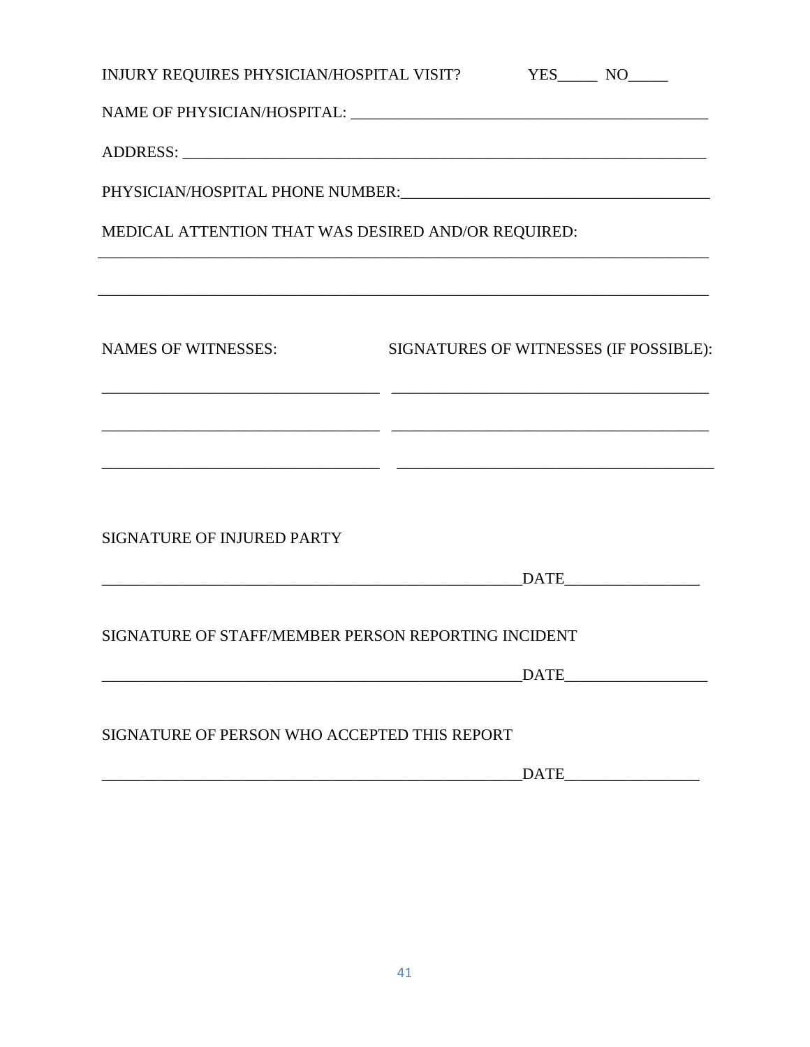INJURY REQUIRES PHYSICIAN/HOSPITAL VISIT? YES_____ NO_____

NAME OF PHYSICIAN/HOSPITAL: ____________________________________________

ADDRESS: __________________________________________________________________

PHYSICIAN/HOSPITAL PHONE NUMBER:______________________________________

MEDICAL ATTENTION THAT WAS DESIRED AND/OR REQUIRED:

______________________________________________________________________________

______________________________________________________________________________

| NAMES OF WITNESSES: | SIGNATURES OF WITNESSES (IF POSSIBLE): |
| --- | --- |
| ___________________________________ | ________________________________________ |
| ___________________________________ | ________________________________________ |
| ___________________________________ | ________________________________________ |

SIGNATURE OF INJURED PARTY

_____________________________________________________DATE_________________

SIGNATURE OF STAFF/MEMBER PERSON REPORTING INCIDENT

_____________________________________________________DATE__________________

SIGNATURE OF PERSON WHO ACCEPTED THIS REPORT

_____________________________________________________DATE_________________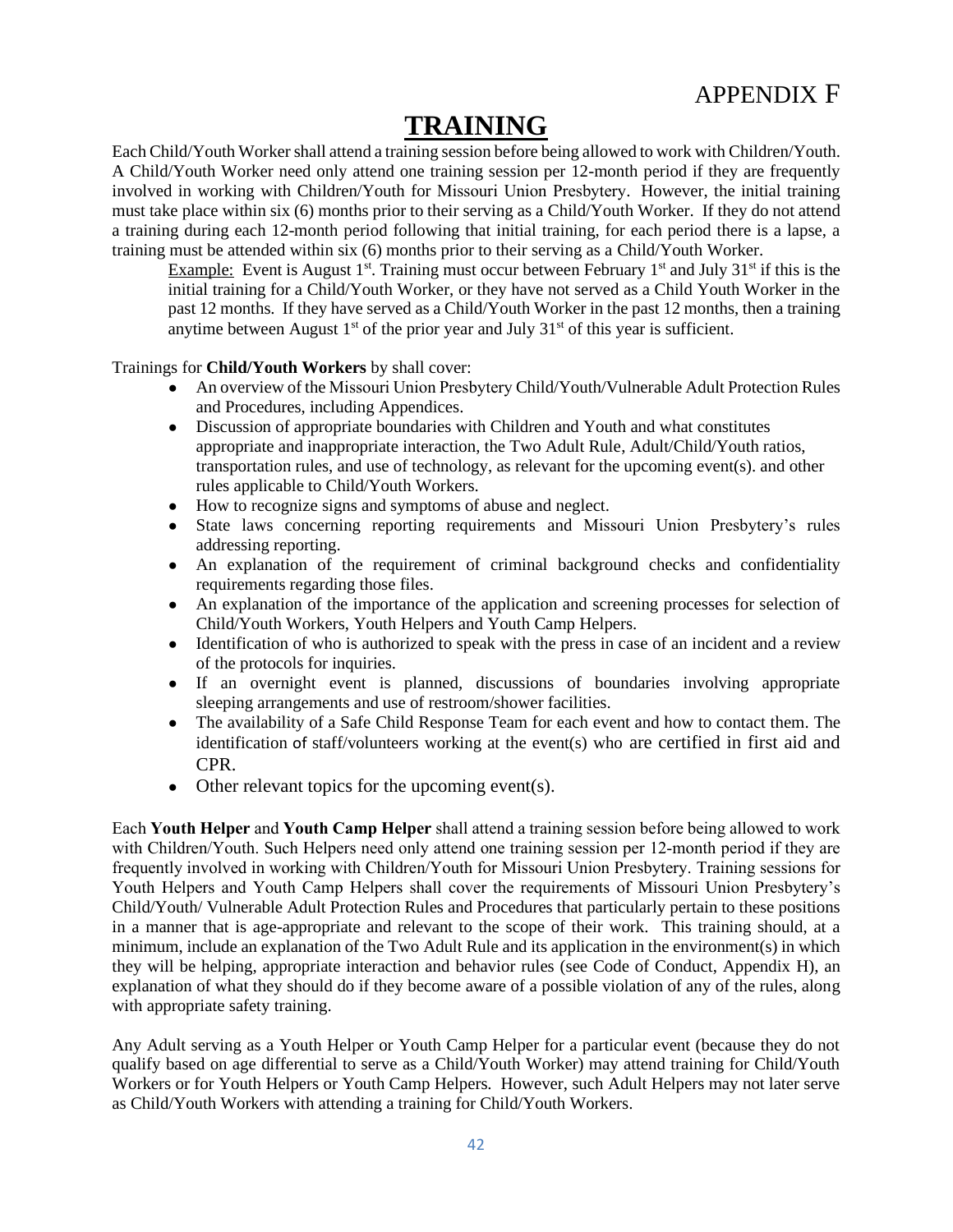# APPENDIX F

# TRAINING

Each Child/Youth Worker shall attend a training session before being allowed to work with Children/Youth. A Child/Youth Worker need only attend one training session per 12-month period if they are frequently involved in working with Children/Youth for Missouri Union Presbytery. However, the initial training must take place within six (6) months prior to their serving as a Child/Youth Worker. If they do not attend a training during each 12-month period following that initial training, for each period there is a lapse, a training must be attended within six (6) months prior to their serving as a Child/Youth Worker.

> Example: Event is August 1st. Training must occur between February 1st and July 31st if this is the initial training for a Child/Youth Worker, or they have not served as a Child Youth Worker in the past 12 months. If they have served as a Child/Youth Worker in the past 12 months, then a training anytime between August 1st of the prior year and July 31st of this year is sufficient.

Trainings for **Child/Youth Workers** by shall cover:

- An overview of the Missouri Union Presbytery Child/Youth/Vulnerable Adult Protection Rules and Procedures, including Appendices.
- Discussion of appropriate boundaries with Children and Youth and what constitutes appropriate and inappropriate interaction, the Two Adult Rule, Adult/Child/Youth ratios, transportation rules, and use of technology, as relevant for the upcoming event(s). and other rules applicable to Child/Youth Workers.
- How to recognize signs and symptoms of abuse and neglect.
- State laws concerning reporting requirements and Missouri Union Presbytery's rules addressing reporting.
- An explanation of the requirement of criminal background checks and confidentiality requirements regarding those files.
- An explanation of the importance of the application and screening processes for selection of Child/Youth Workers, Youth Helpers and Youth Camp Helpers.
- Identification of who is authorized to speak with the press in case of an incident and a review of the protocols for inquiries.
- If an overnight event is planned, discussions of boundaries involving appropriate sleeping arrangements and use of restroom/shower facilities.
- The availability of a Safe Child Response Team for each event and how to contact them. The identification of staff/volunteers working at the event(s) who are certified in first aid and CPR.
- Other relevant topics for the upcoming event(s).

Each **Youth Helper** and **Youth Camp Helper** shall attend a training session before being allowed to work with Children/Youth. Such Helpers need only attend one training session per 12-month period if they are frequently involved in working with Children/Youth for Missouri Union Presbytery. Training sessions for Youth Helpers and Youth Camp Helpers shall cover the requirements of Missouri Union Presbytery's Child/Youth/ Vulnerable Adult Protection Rules and Procedures that particularly pertain to these positions in a manner that is age-appropriate and relevant to the scope of their work. This training should, at a minimum, include an explanation of the Two Adult Rule and its application in the environment(s) in which they will be helping, appropriate interaction and behavior rules (see Code of Conduct, Appendix H), an explanation of what they should do if they become aware of a possible violation of any of the rules, along with appropriate safety training.

Any Adult serving as a Youth Helper or Youth Camp Helper for a particular event (because they do not qualify based on age differential to serve as a Child/Youth Worker) may attend training for Child/Youth Workers or for Youth Helpers or Youth Camp Helpers. However, such Adult Helpers may not later serve as Child/Youth Workers with attending a training for Child/Youth Workers.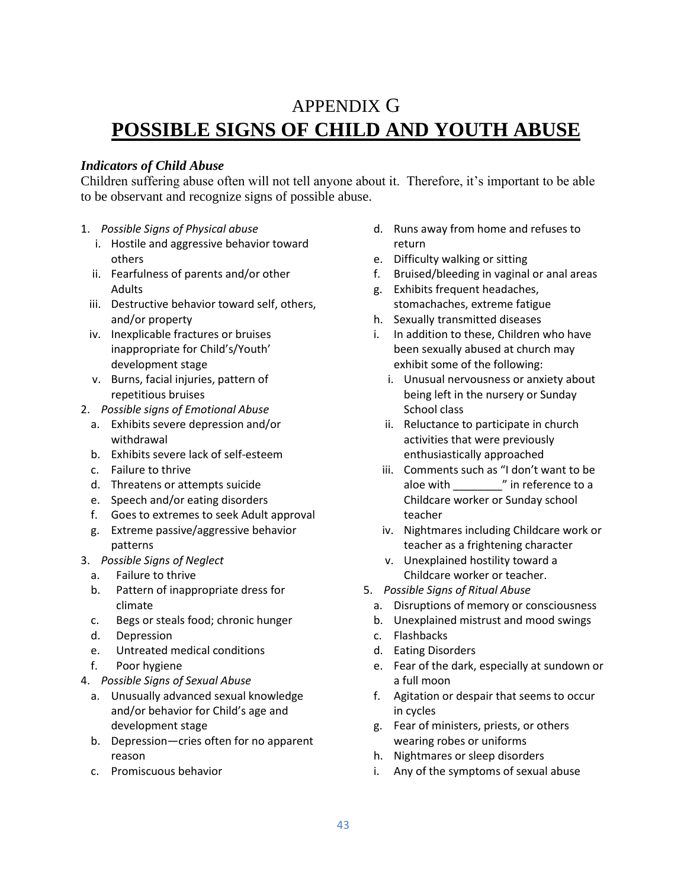# APPENDIX G

# **POSSIBLE SIGNS OF CHILD AND YOUTH ABUSE**

***Indicators of Child Abuse***

Children suffering abuse often will not tell anyone about it. Therefore, it's important to be able to be observant and recognize signs of possible abuse.

1. *Possible Signs of Physical abuse*
   - i. Hostile and aggressive behavior toward others
   - ii. Fearfulness of parents and/or other Adults
   - iii. Destructive behavior toward self, others, and/or property
   - iv. Inexplicable fractures or bruises inappropriate for Child's/Youth' development stage
   - v. Burns, facial injuries, pattern of repetitious bruises
2. *Possible signs of Emotional Abuse*
   - a. Exhibits severe depression and/or withdrawal
   - b. Exhibits severe lack of self-esteem
   - c. Failure to thrive
   - d. Threatens or attempts suicide
   - e. Speech and/or eating disorders
   - f. Goes to extremes to seek Adult approval
   - g. Extreme passive/aggressive behavior patterns
3. *Possible Signs of Neglect*
   - a. Failure to thrive
   - b. Pattern of inappropriate dress for climate
   - c. Begs or steals food; chronic hunger
   - d. Depression
   - e. Untreated medical conditions
   - f. Poor hygiene
4. *Possible Signs of Sexual Abuse*
   - a. Unusually advanced sexual knowledge and/or behavior for Child's age and development stage
   - b. Depression—cries often for no apparent reason
   - c. Promiscuous behavior
   - d. Runs away from home and refuses to return
   - e. Difficulty walking or sitting
   - f. Bruised/bleeding in vaginal or anal areas
   - g. Exhibits frequent headaches, stomachaches, extreme fatigue
   - h. Sexually transmitted diseases
   - i. In addition to these, Children who have been sexually abused at church may exhibit some of the following:
     - i. Unusual nervousness or anxiety about being left in the nursery or Sunday School class
     - ii. Reluctance to participate in church activities that were previously enthusiastically approached
     - iii. Comments such as "I don't want to be aloe with ________" in reference to a Childcare worker or Sunday school teacher
     - iv. Nightmares including Childcare work or teacher as a frightening character
     - v. Unexplained hostility toward a Childcare worker or teacher.
5. *Possible Signs of Ritual Abuse*
   - a. Disruptions of memory or consciousness
   - b. Unexplained mistrust and mood swings
   - c. Flashbacks
   - d. Eating Disorders
   - e. Fear of the dark, especially at sundown or a full moon
   - f. Agitation or despair that seems to occur in cycles
   - g. Fear of ministers, priests, or others wearing robes or uniforms
   - h. Nightmares or sleep disorders
   - i. Any of the symptoms of sexual abuse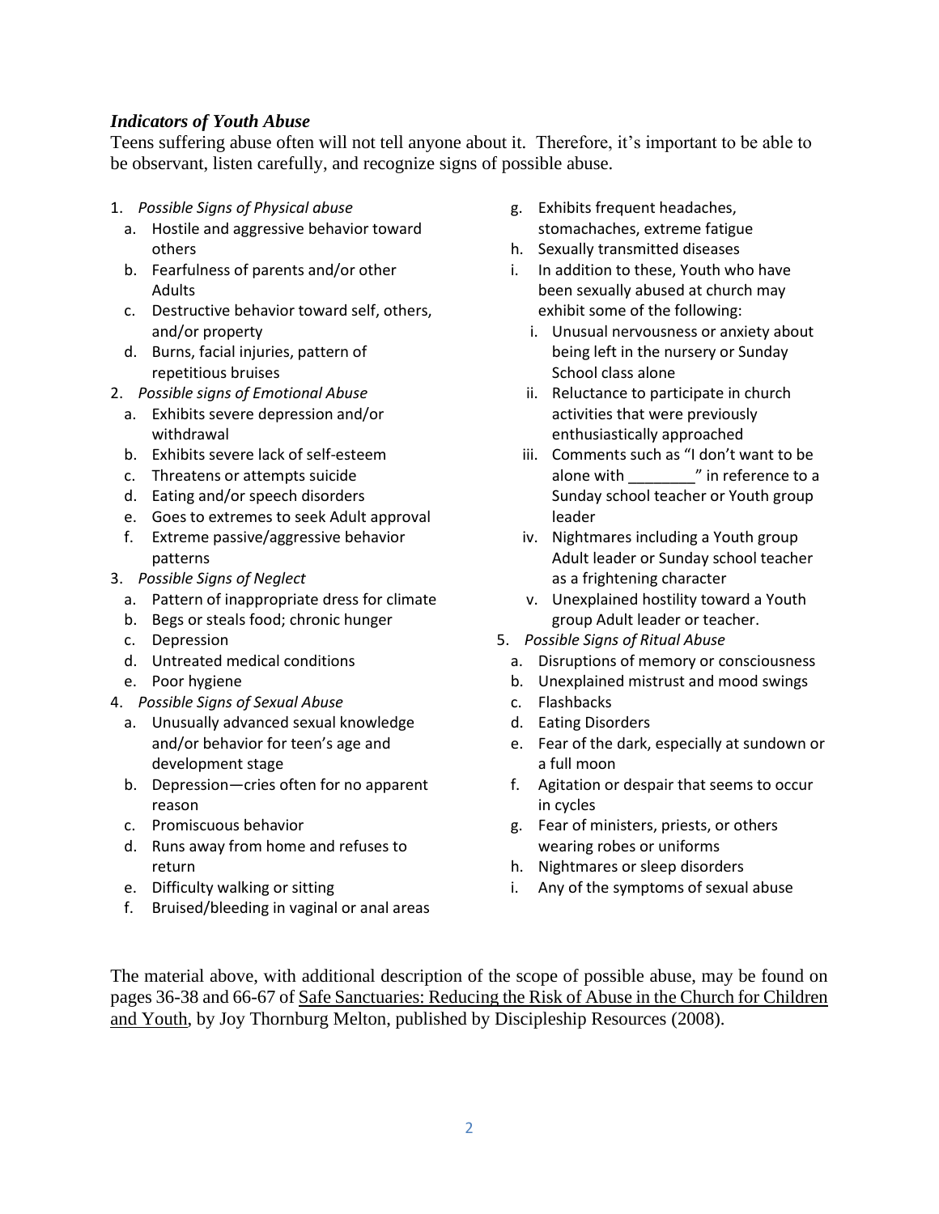***Indicators of Youth Abuse***

Teens suffering abuse often will not tell anyone about it. Therefore, it's important to be able to be observant, listen carefully, and recognize signs of possible abuse.

1. *Possible Signs of Physical abuse*
   a. Hostile and aggressive behavior toward others
   b. Fearfulness of parents and/or other Adults
   c. Destructive behavior toward self, others, and/or property
   d. Burns, facial injuries, pattern of repetitious bruises
2. *Possible signs of Emotional Abuse*
   a. Exhibits severe depression and/or withdrawal
   b. Exhibits severe lack of self-esteem
   c. Threatens or attempts suicide
   d. Eating and/or speech disorders
   e. Goes to extremes to seek Adult approval
   f. Extreme passive/aggressive behavior patterns
3. *Possible Signs of Neglect*
   a. Pattern of inappropriate dress for climate
   b. Begs or steals food; chronic hunger
   c. Depression
   d. Untreated medical conditions
   e. Poor hygiene
4. *Possible Signs of Sexual Abuse*
   a. Unusually advanced sexual knowledge and/or behavior for teen's age and development stage
   b. Depression—cries often for no apparent reason
   c. Promiscuous behavior
   d. Runs away from home and refuses to return
   e. Difficulty walking or sitting
   f. Bruised/bleeding in vaginal or anal areas
   g. Exhibits frequent headaches, stomachaches, extreme fatigue
   h. Sexually transmitted diseases
   i. In addition to these, Youth who have been sexually abused at church may exhibit some of the following:
      i. Unusual nervousness or anxiety about being left in the nursery or Sunday School class alone
      ii. Reluctance to participate in church activities that were previously enthusiastically approached
      iii. Comments such as "I don't want to be alone with ________" in reference to a Sunday school teacher or Youth group leader
      iv. Nightmares including a Youth group Adult leader or Sunday school teacher as a frightening character
      v. Unexplained hostility toward a Youth group Adult leader or teacher.
5. *Possible Signs of Ritual Abuse*
   a. Disruptions of memory or consciousness
   b. Unexplained mistrust and mood swings
   c. Flashbacks
   d. Eating Disorders
   e. Fear of the dark, especially at sundown or a full moon
   f. Agitation or despair that seems to occur in cycles
   g. Fear of ministers, priests, or others wearing robes or uniforms
   h. Nightmares or sleep disorders
   i. Any of the symptoms of sexual abuse

The material above, with additional description of the scope of possible abuse, may be found on pages 36-38 and 66-67 of Safe Sanctuaries: Reducing the Risk of Abuse in the Church for Children and Youth, by Joy Thornburg Melton, published by Discipleship Resources (2008).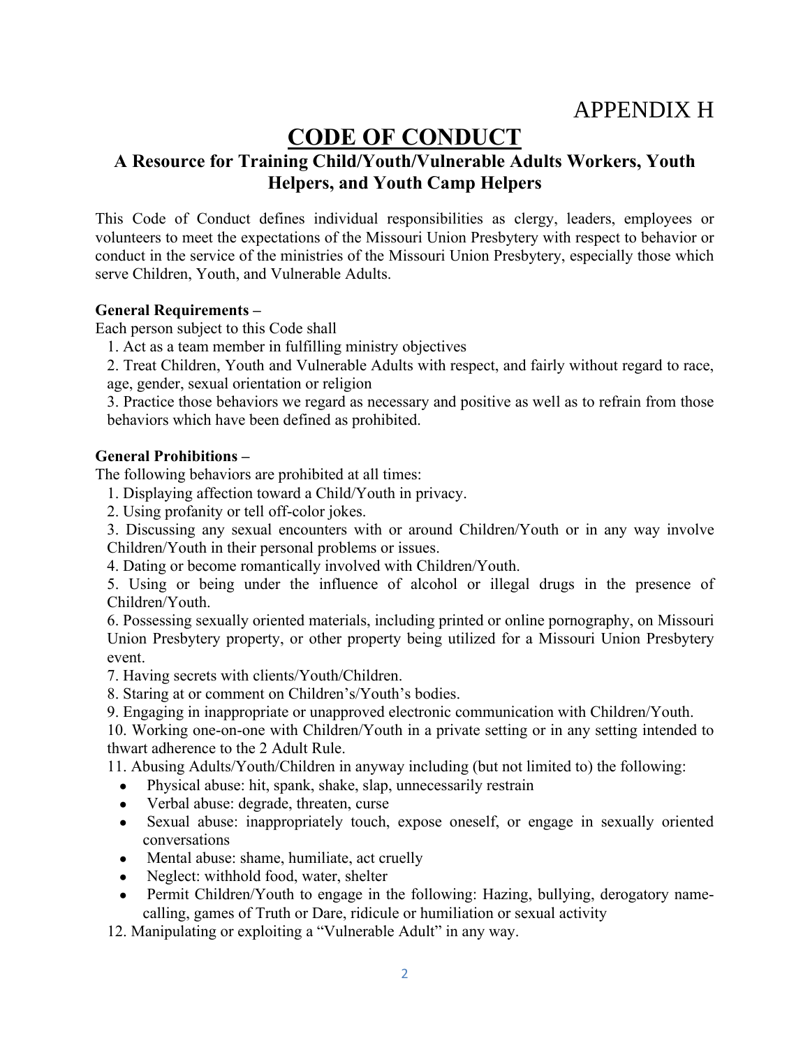APPENDIX H

# CODE OF CONDUCT

## A Resource for Training Child/Youth/Vulnerable Adults Workers, Youth Helpers, and Youth Camp Helpers

This Code of Conduct defines individual responsibilities as clergy, leaders, employees or volunteers to meet the expectations of the Missouri Union Presbytery with respect to behavior or conduct in the service of the ministries of the Missouri Union Presbytery, especially those which serve Children, Youth, and Vulnerable Adults.

**General Requirements –**

Each person subject to this Code shall

1. Act as a team member in fulfilling ministry objectives
2. Treat Children, Youth and Vulnerable Adults with respect, and fairly without regard to race, age, gender, sexual orientation or religion
3. Practice those behaviors we regard as necessary and positive as well as to refrain from those behaviors which have been defined as prohibited.

**General Prohibitions –**

The following behaviors are prohibited at all times:

1. Displaying affection toward a Child/Youth in privacy.
2. Using profanity or tell off-color jokes.
3. Discussing any sexual encounters with or around Children/Youth or in any way involve Children/Youth in their personal problems or issues.
4. Dating or become romantically involved with Children/Youth.
5. Using or being under the influence of alcohol or illegal drugs in the presence of Children/Youth.
6. Possessing sexually oriented materials, including printed or online pornography, on Missouri Union Presbytery property, or other property being utilized for a Missouri Union Presbytery event.
7. Having secrets with clients/Youth/Children.
8. Staring at or comment on Children's/Youth's bodies.
9. Engaging in inappropriate or unapproved electronic communication with Children/Youth.
10. Working one-on-one with Children/Youth in a private setting or in any setting intended to thwart adherence to the 2 Adult Rule.
11. Abusing Adults/Youth/Children in anyway including (but not limited to) the following:
    - Physical abuse: hit, spank, shake, slap, unnecessarily restrain
    - Verbal abuse: degrade, threaten, curse
    - Sexual abuse: inappropriately touch, expose oneself, or engage in sexually oriented conversations
    - Mental abuse: shame, humiliate, act cruelly
    - Neglect: withhold food, water, shelter
    - Permit Children/Youth to engage in the following: Hazing, bullying, derogatory name-calling, games of Truth or Dare, ridicule or humiliation or sexual activity
12. Manipulating or exploiting a "Vulnerable Adult" in any way.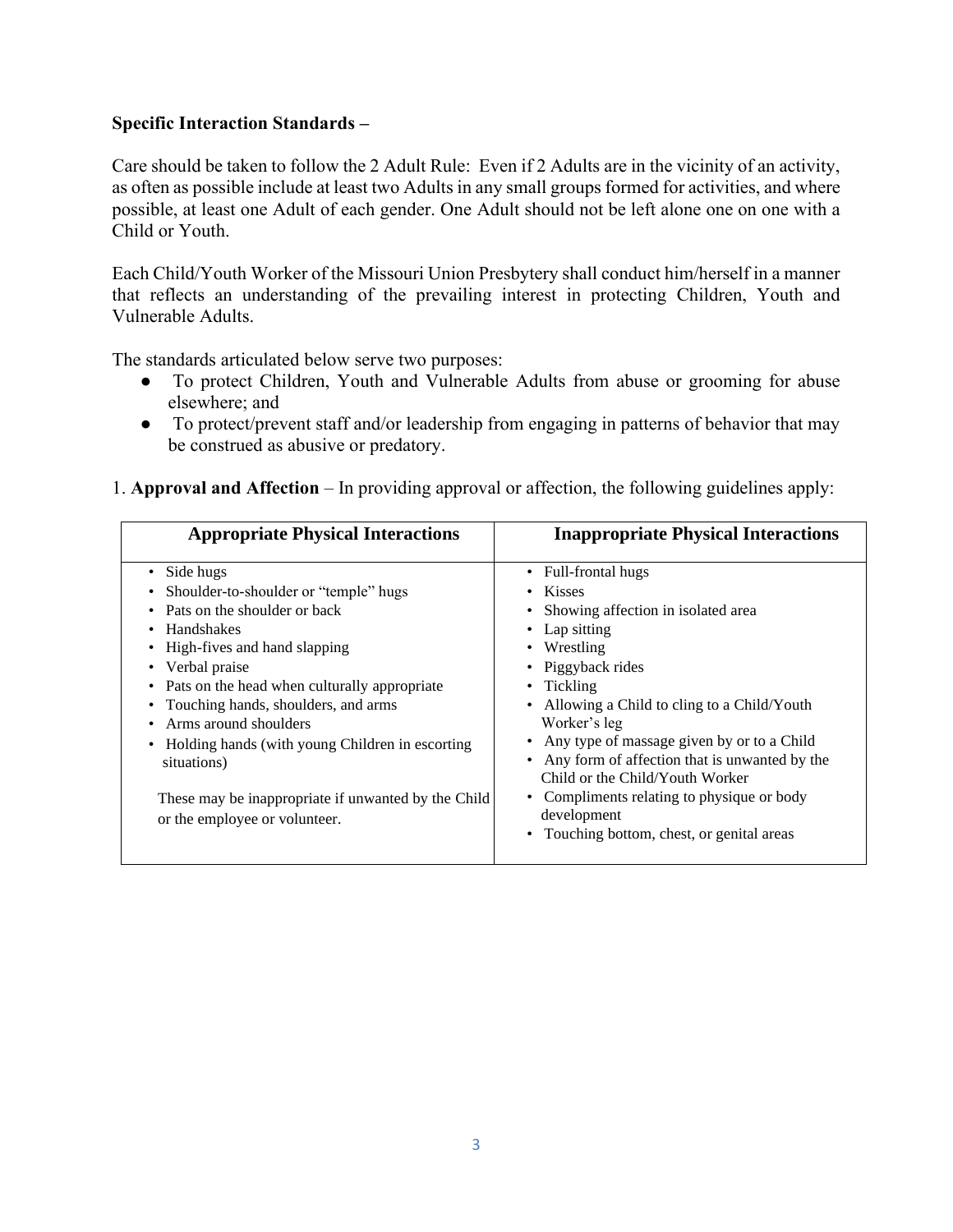**Specific Interaction Standards –**

Care should be taken to follow the 2 Adult Rule: Even if 2 Adults are in the vicinity of an activity, as often as possible include at least two Adults in any small groups formed for activities, and where possible, at least one Adult of each gender. One Adult should not be left alone one on one with a Child or Youth.

Each Child/Youth Worker of the Missouri Union Presbytery shall conduct him/herself in a manner that reflects an understanding of the prevailing interest in protecting Children, Youth and Vulnerable Adults.

The standards articulated below serve two purposes:

- To protect Children, Youth and Vulnerable Adults from abuse or grooming for abuse elsewhere; and
- To protect/prevent staff and/or leadership from engaging in patterns of behavior that may be construed as abusive or predatory.

1. **Approval and Affection** – In providing approval or affection, the following guidelines apply:

| Appropriate Physical Interactions | Inappropriate Physical Interactions |
|---|---|
| • Side hugs<br>• Shoulder-to-shoulder or "temple" hugs<br>• Pats on the shoulder or back<br>• Handshakes<br>• High-fives and hand slapping<br>• Verbal praise<br>• Pats on the head when culturally appropriate<br>• Touching hands, shoulders, and arms<br>• Arms around shoulders<br>• Holding hands (with young Children in escorting situations)<br><br>These may be inappropriate if unwanted by the Child or the employee or volunteer. | • Full-frontal hugs<br>• Kisses<br>• Showing affection in isolated area<br>• Lap sitting<br>• Wrestling<br>• Piggyback rides<br>• Tickling<br>• Allowing a Child to cling to a Child/Youth Worker's leg<br>• Any type of massage given by or to a Child<br>• Any form of affection that is unwanted by the Child or the Child/Youth Worker<br>• Compliments relating to physique or body development<br>• Touching bottom, chest, or genital areas |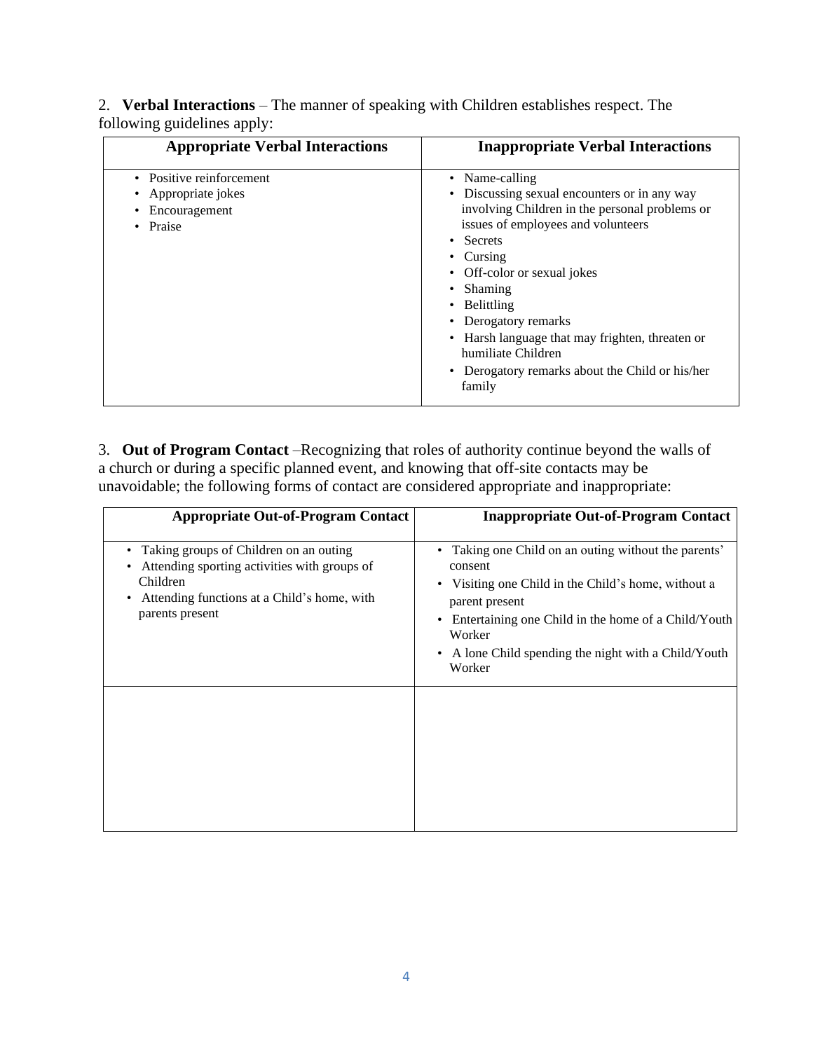2. **Verbal Interactions** – The manner of speaking with Children establishes respect. The following guidelines apply:

| Appropriate Verbal Interactions | Inappropriate Verbal Interactions |
|---|---|
| • Positive reinforcement<br>• Appropriate jokes<br>• Encouragement<br>• Praise | • Name-calling<br>• Discussing sexual encounters or in any way involving Children in the personal problems or issues of employees and volunteers<br>• Secrets<br>• Cursing<br>• Off-color or sexual jokes<br>• Shaming<br>• Belittling<br>• Derogatory remarks<br>• Harsh language that may frighten, threaten or humiliate Children<br>• Derogatory remarks about the Child or his/her family |

3. **Out of Program Contact** –Recognizing that roles of authority continue beyond the walls of a church or during a specific planned event, and knowing that off-site contacts may be unavoidable; the following forms of contact are considered appropriate and inappropriate:

| Appropriate Out-of-Program Contact | Inappropriate Out-of-Program Contact |
|---|---|
| • Taking groups of Children on an outing<br>• Attending sporting activities with groups of Children<br>• Attending functions at a Child's home, with parents present | • Taking one Child on an outing without the parents' consent<br>• Visiting one Child in the Child's home, without a parent present<br>• Entertaining one Child in the home of a Child/Youth Worker<br>• A lone Child spending the night with a Child/Youth Worker |
| | |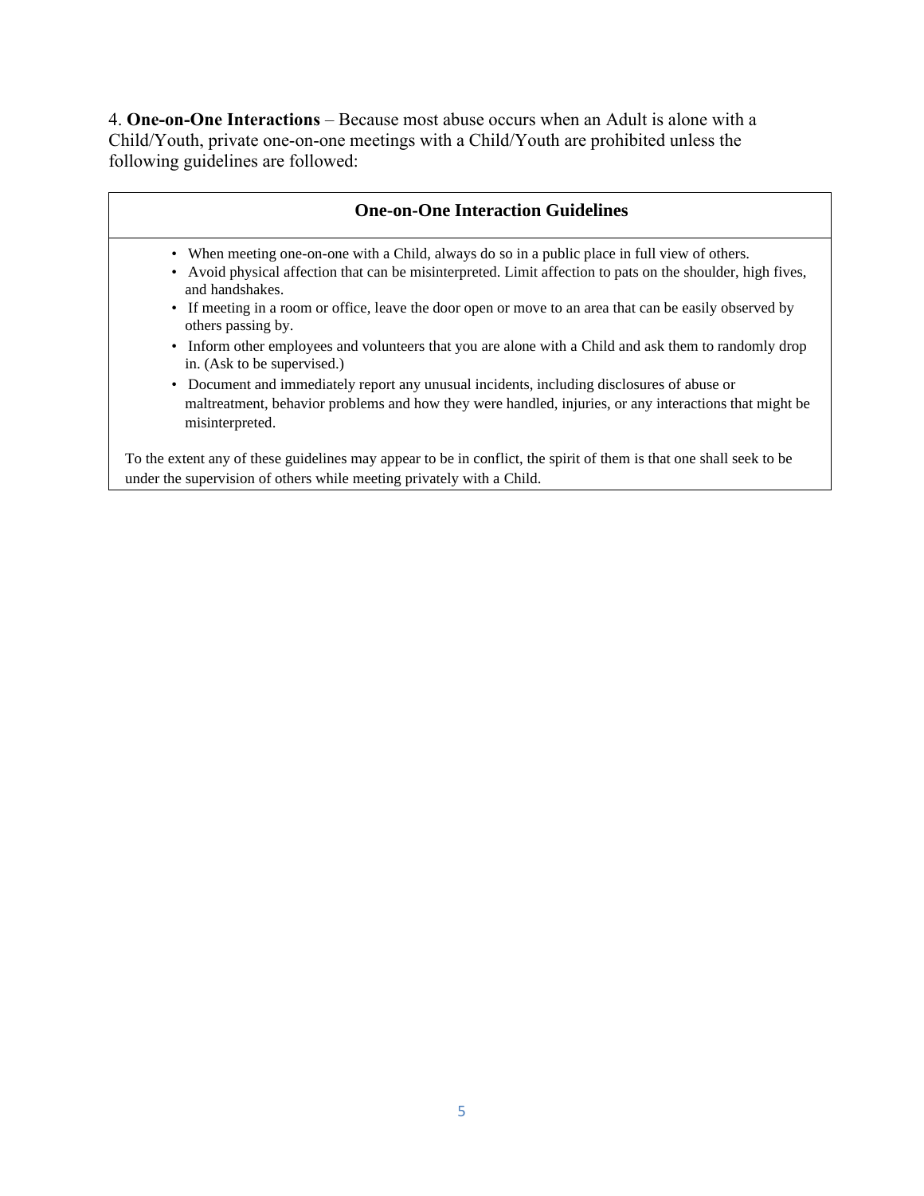4. **One-on-One Interactions** – Because most abuse occurs when an Adult is alone with a Child/Youth, private one-on-one meetings with a Child/Youth are prohibited unless the following guidelines are followed:

### One-on-One Interaction Guidelines

- When meeting one-on-one with a Child, always do so in a public place in full view of others.
- Avoid physical affection that can be misinterpreted. Limit affection to pats on the shoulder, high fives, and handshakes.
- If meeting in a room or office, leave the door open or move to an area that can be easily observed by others passing by.
- Inform other employees and volunteers that you are alone with a Child and ask them to randomly drop in. (Ask to be supervised.)
- Document and immediately report any unusual incidents, including disclosures of abuse or maltreatment, behavior problems and how they were handled, injuries, or any interactions that might be misinterpreted.

To the extent any of these guidelines may appear to be in conflict, the spirit of them is that one shall seek to be under the supervision of others while meeting privately with a Child.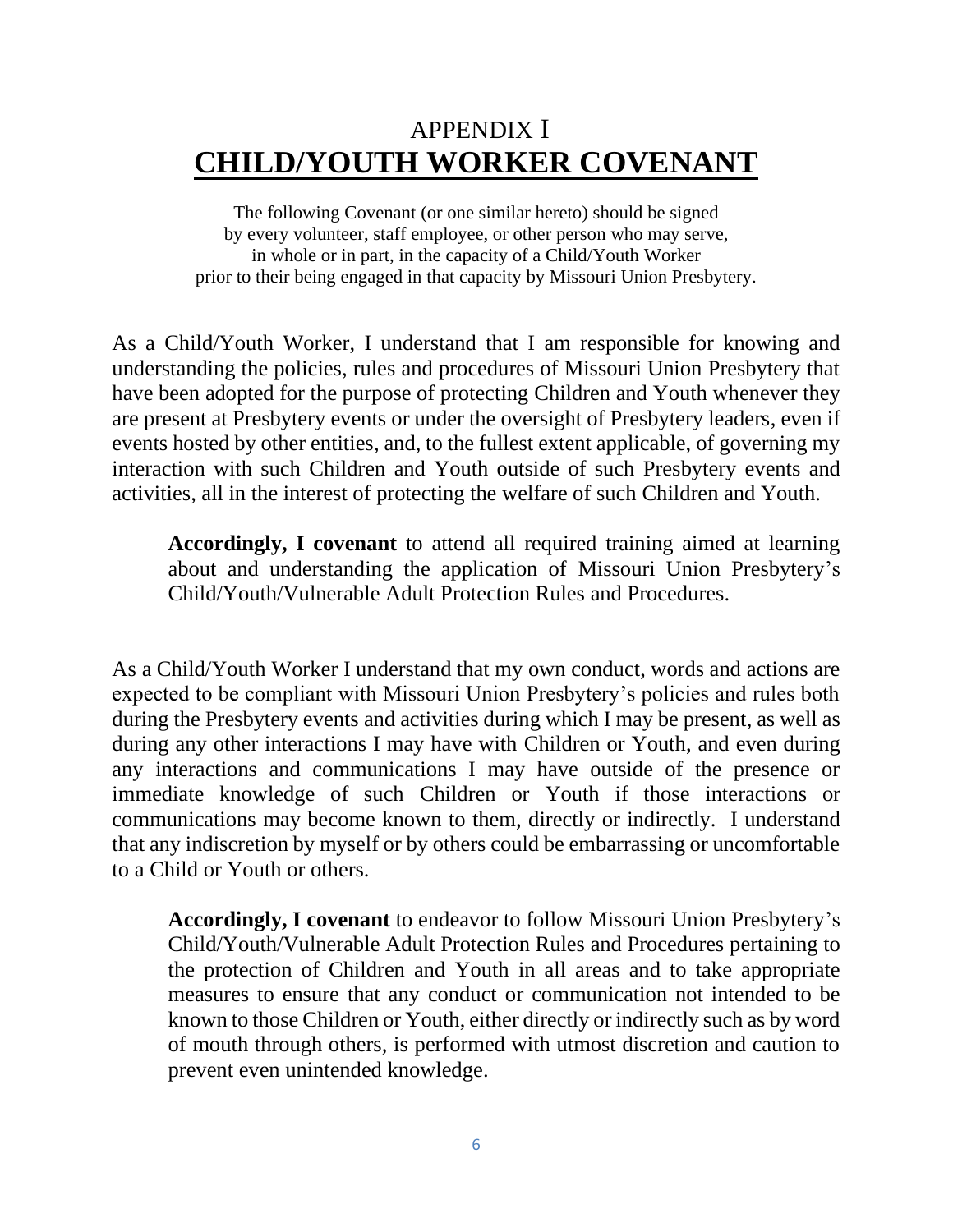# APPENDIX I
# **CHILD/YOUTH WORKER COVENANT**

The following Covenant (or one similar hereto) should be signed by every volunteer, staff employee, or other person who may serve, in whole or in part, in the capacity of a Child/Youth Worker prior to their being engaged in that capacity by Missouri Union Presbytery.

As a Child/Youth Worker, I understand that I am responsible for knowing and understanding the policies, rules and procedures of Missouri Union Presbytery that have been adopted for the purpose of protecting Children and Youth whenever they are present at Presbytery events or under the oversight of Presbytery leaders, even if events hosted by other entities, and, to the fullest extent applicable, of governing my interaction with such Children and Youth outside of such Presbytery events and activities, all in the interest of protecting the welfare of such Children and Youth.

> **Accordingly, I covenant** to attend all required training aimed at learning about and understanding the application of Missouri Union Presbytery's Child/Youth/Vulnerable Adult Protection Rules and Procedures.

As a Child/Youth Worker I understand that my own conduct, words and actions are expected to be compliant with Missouri Union Presbytery's policies and rules both during the Presbytery events and activities during which I may be present, as well as during any other interactions I may have with Children or Youth, and even during any interactions and communications I may have outside of the presence or immediate knowledge of such Children or Youth if those interactions or communications may become known to them, directly or indirectly. I understand that any indiscretion by myself or by others could be embarrassing or uncomfortable to a Child or Youth or others.

> **Accordingly, I covenant** to endeavor to follow Missouri Union Presbytery's Child/Youth/Vulnerable Adult Protection Rules and Procedures pertaining to the protection of Children and Youth in all areas and to take appropriate measures to ensure that any conduct or communication not intended to be known to those Children or Youth, either directly or indirectly such as by word of mouth through others, is performed with utmost discretion and caution to prevent even unintended knowledge.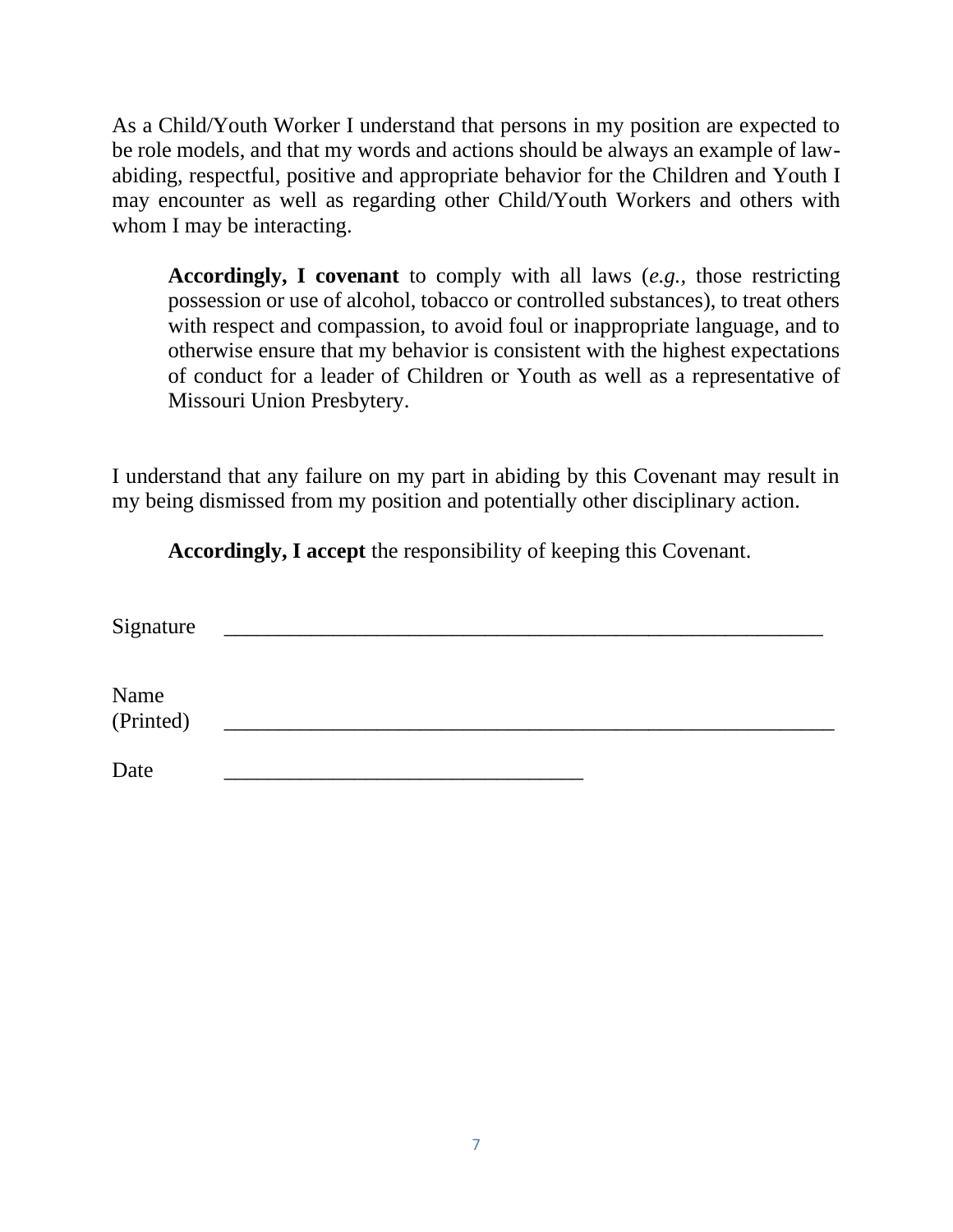As a Child/Youth Worker I understand that persons in my position are expected to be role models, and that my words and actions should be always an example of law-abiding, respectful, positive and appropriate behavior for the Children and Youth I may encounter as well as regarding other Child/Youth Workers and others with whom I may be interacting.

> **Accordingly, I covenant** to comply with all laws (*e.g.*, those restricting possession or use of alcohol, tobacco or controlled substances), to treat others with respect and compassion, to avoid foul or inappropriate language, and to otherwise ensure that my behavior is consistent with the highest expectations of conduct for a leader of Children or Youth as well as a representative of Missouri Union Presbytery.

I understand that any failure on my part in abiding by this Covenant may result in my being dismissed from my position and potentially other disciplinary action.

> **Accordingly, I accept** the responsibility of keeping this Covenant.

Signature ____________________________________________________________

Name (Printed) ____________________________________________________________

Date ___________________________________